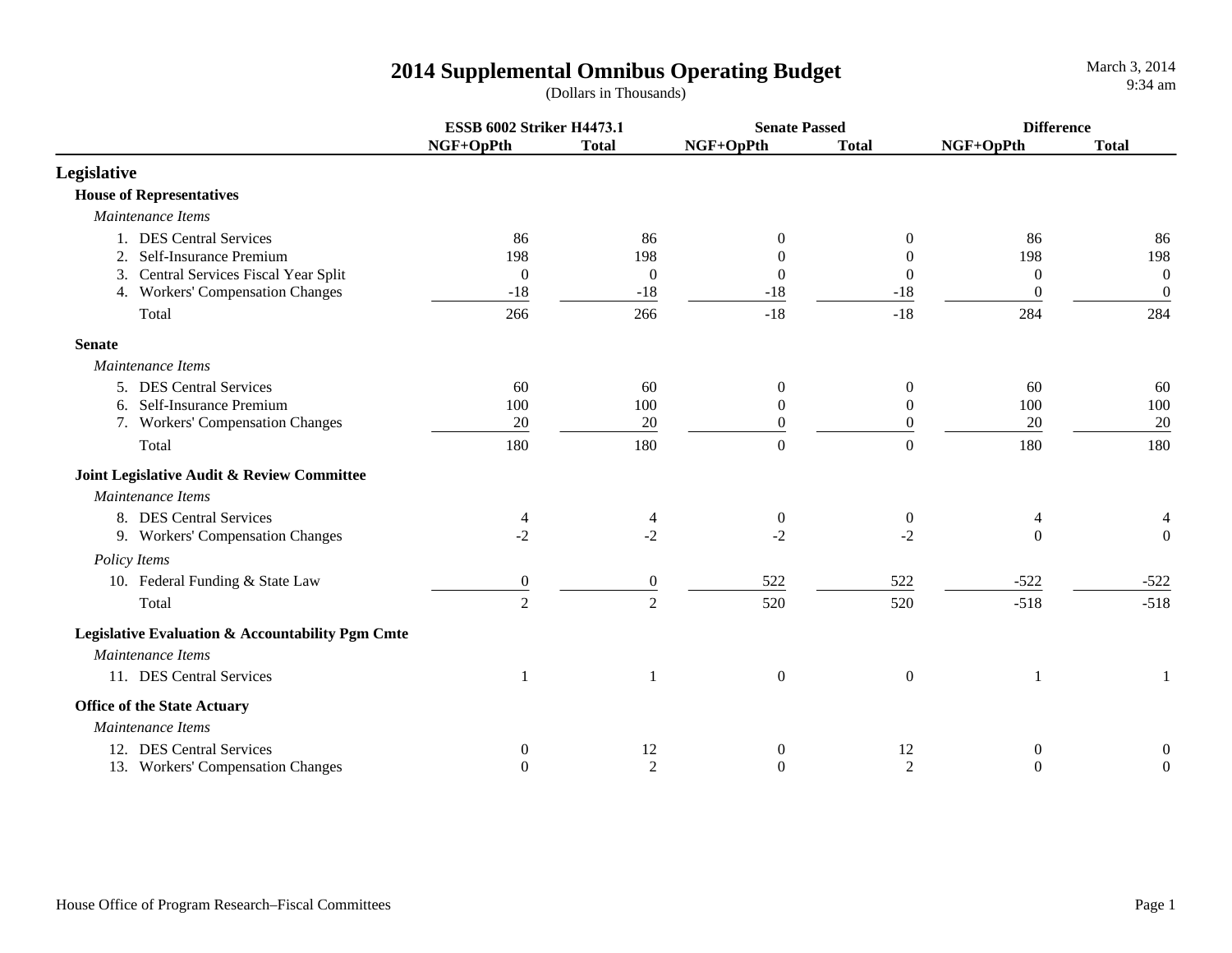# 2014 Supplemental Omnibus Operating Budget

(Dollars in Thousands)

March 3, 2014
9:34 am

| | ESSB 6002 Striker H4473.1 | | Senate Passed | | Difference | |
|---|---|---|---|---|---|---|
| | NGF+OpPth | Total | NGF+OpPth | Total | NGF+OpPth | Total |
| **Legislative** | | | | | | |
| **House of Representatives** | | | | | | |
| *Maintenance Items* | | | | | | |
| 1. DES Central Services | 86 | 86 | 0 | 0 | 86 | 86 |
| 2. Self-Insurance Premium | 198 | 198 | 0 | 0 | 198 | 198 |
| 3. Central Services Fiscal Year Split | 0 | 0 | 0 | 0 | 0 | 0 |
| 4. Workers' Compensation Changes | -18 | -18 | -18 | -18 | 0 | 0 |
| Total | 266 | 266 | -18 | -18 | 284 | 284 |
| **Senate** | | | | | | |
| *Maintenance Items* | | | | | | |
| 5. DES Central Services | 60 | 60 | 0 | 0 | 60 | 60 |
| 6. Self-Insurance Premium | 100 | 100 | 0 | 0 | 100 | 100 |
| 7. Workers' Compensation Changes | 20 | 20 | 0 | 0 | 20 | 20 |
| Total | 180 | 180 | 0 | 0 | 180 | 180 |
| **Joint Legislative Audit & Review Committee** | | | | | | |
| *Maintenance Items* | | | | | | |
| 8. DES Central Services | 4 | 4 | 0 | 0 | 4 | 4 |
| 9. Workers' Compensation Changes | -2 | -2 | -2 | -2 | 0 | 0 |
| *Policy Items* | | | | | | |
| 10. Federal Funding & State Law | 0 | 0 | 522 | 522 | -522 | -522 |
| Total | 2 | 2 | 520 | 520 | -518 | -518 |
| **Legislative Evaluation & Accountability Pgm Cmte** | | | | | | |
| *Maintenance Items* | | | | | | |
| 11. DES Central Services | 1 | 1 | 0 | 0 | 1 | 1 |
| **Office of the State Actuary** | | | | | | |
| *Maintenance Items* | | | | | | |
| 12. DES Central Services | 0 | 12 | 0 | 12 | 0 | 0 |
| 13. Workers' Compensation Changes | 0 | 2 | 0 | 2 | 0 | 0 |

House Office of Program Research–Fiscal Committees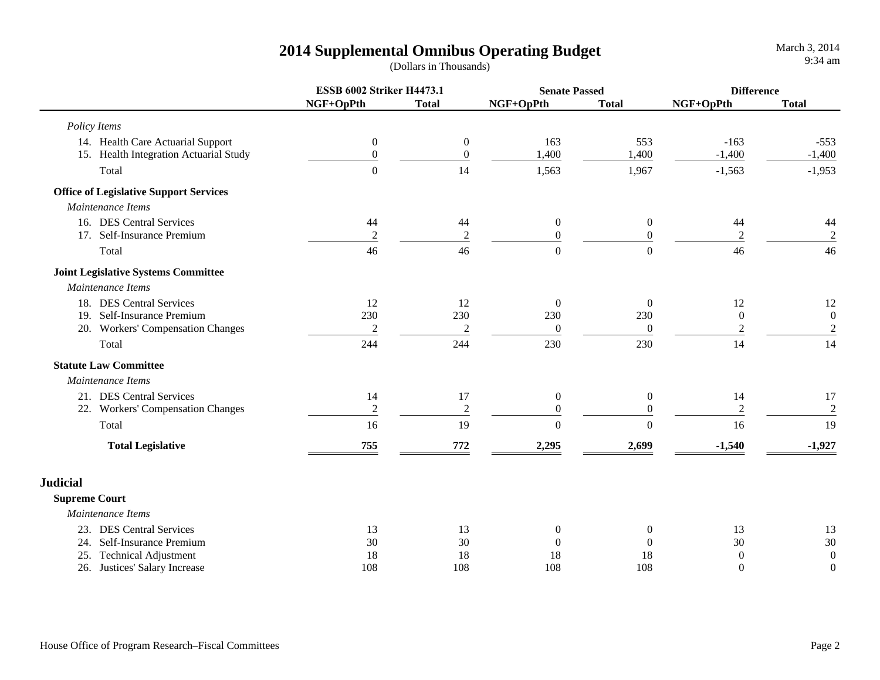# 2014 Supplemental Omnibus Operating Budget

(Dollars in Thousands)

| | ESSB 6002 Striker H4473.1 | | Senate Passed | | Difference | |
|---|---|---|---|---|---|---|
| | NGF+OpPth | Total | NGF+OpPth | Total | NGF+OpPth | Total |
| *Policy Items* | | | | | | |
| 14. Health Care Actuarial Support | 0 | 0 | 163 | 553 | -163 | -553 |
| 15. Health Integration Actuarial Study | 0 | 0 | 1,400 | 1,400 | -1,400 | -1,400 |
| Total | 0 | 14 | 1,563 | 1,967 | -1,563 | -1,953 |
| **Office of Legislative Support Services** | | | | | | |
| *Maintenance Items* | | | | | | |
| 16. DES Central Services | 44 | 44 | 0 | 0 | 44 | 44 |
| 17. Self-Insurance Premium | 2 | 2 | 0 | 0 | 2 | 2 |
| Total | 46 | 46 | 0 | 0 | 46 | 46 |
| **Joint Legislative Systems Committee** | | | | | | |
| *Maintenance Items* | | | | | | |
| 18. DES Central Services | 12 | 12 | 0 | 0 | 12 | 12 |
| 19. Self-Insurance Premium | 230 | 230 | 230 | 230 | 0 | 0 |
| 20. Workers' Compensation Changes | 2 | 2 | 0 | 0 | 2 | 2 |
| Total | 244 | 244 | 230 | 230 | 14 | 14 |
| **Statute Law Committee** | | | | | | |
| *Maintenance Items* | | | | | | |
| 21. DES Central Services | 14 | 17 | 0 | 0 | 14 | 17 |
| 22. Workers' Compensation Changes | 2 | 2 | 0 | 0 | 2 | 2 |
| Total | 16 | 19 | 0 | 0 | 16 | 19 |
| **Total Legislative** | **755** | **772** | **2,295** | **2,699** | **-1,540** | **-1,927** |

## Judicial

| | ESSB 6002 Striker H4473.1 | | Senate Passed | | Difference | |
|---|---|---|---|---|---|---|
| | NGF+OpPth | Total | NGF+OpPth | Total | NGF+OpPth | Total |
| **Supreme Court** | | | | | | |
| *Maintenance Items* | | | | | | |
| 23. DES Central Services | 13 | 13 | 0 | 0 | 13 | 13 |
| 24. Self-Insurance Premium | 30 | 30 | 0 | 0 | 30 | 30 |
| 25. Technical Adjustment | 18 | 18 | 18 | 18 | 0 | 0 |
| 26. Justices' Salary Increase | 108 | 108 | 108 | 108 | 0 | 0 |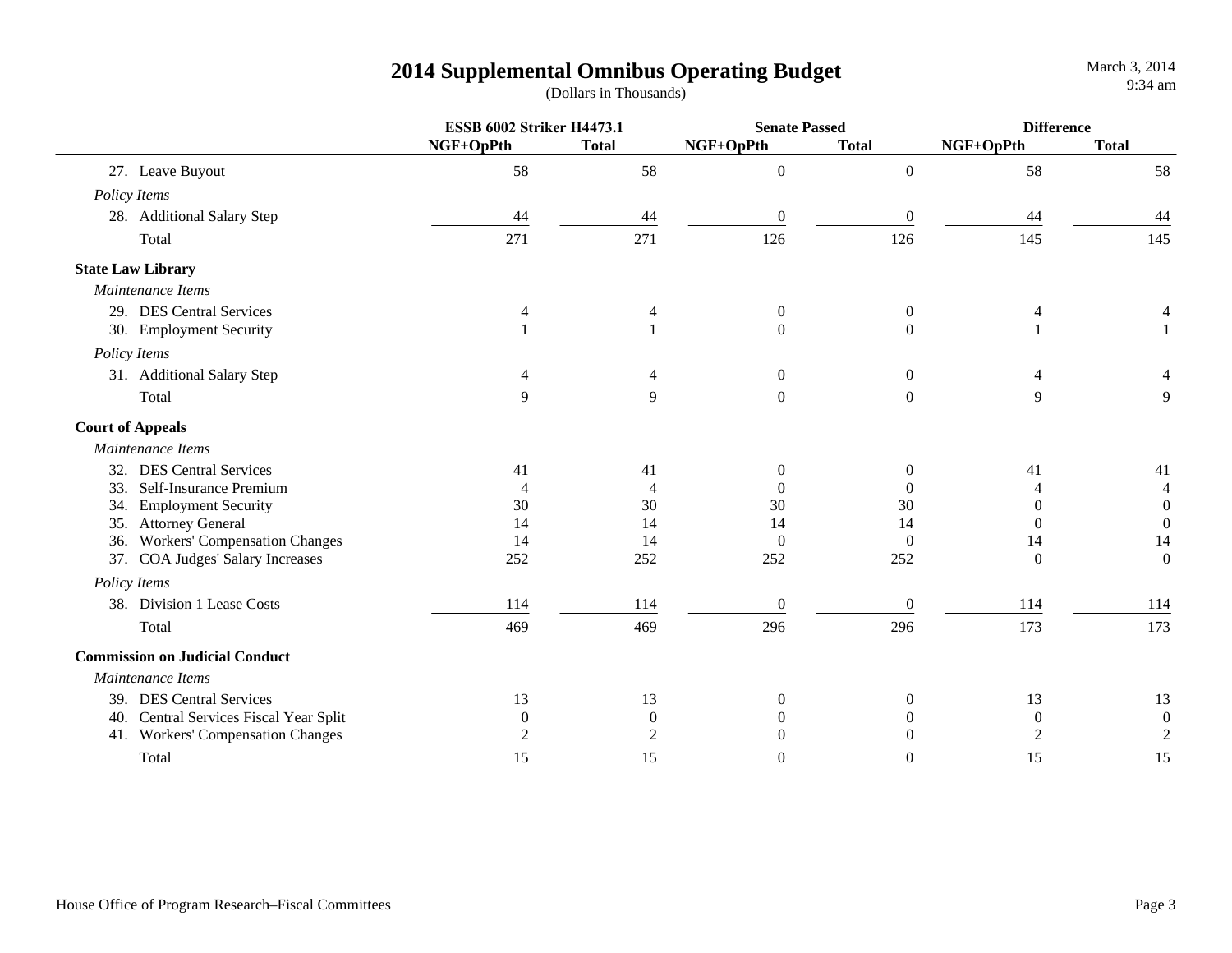# 2014 Supplemental Omnibus Operating Budget

(Dollars in Thousands)

| | ESSB 6002 Striker H4473.1 | | Senate Passed | | Difference | |
|---|---|---|---|---|---|---|
| | NGF+OpPth | Total | NGF+OpPth | Total | NGF+OpPth | Total |
| 27. Leave Buyout | 58 | 58 | 0 | 0 | 58 | 58 |
| *Policy Items* | | | | | | |
| 28. Additional Salary Step | 44 | 44 | 0 | 0 | 44 | 44 |
| Total | 271 | 271 | 126 | 126 | 145 | 145 |
| **State Law Library** | | | | | | |
| *Maintenance Items* | | | | | | |
| 29. DES Central Services | 4 | 4 | 0 | 0 | 4 | 4 |
| 30. Employment Security | 1 | 1 | 0 | 0 | 1 | 1 |
| *Policy Items* | | | | | | |
| 31. Additional Salary Step | 4 | 4 | 0 | 0 | 4 | 4 |
| Total | 9 | 9 | 0 | 0 | 9 | 9 |
| **Court of Appeals** | | | | | | |
| *Maintenance Items* | | | | | | |
| 32. DES Central Services | 41 | 41 | 0 | 0 | 41 | 41 |
| 33. Self-Insurance Premium | 4 | 4 | 0 | 0 | 4 | 4 |
| 34. Employment Security | 30 | 30 | 30 | 30 | 0 | 0 |
| 35. Attorney General | 14 | 14 | 14 | 14 | 0 | 0 |
| 36. Workers' Compensation Changes | 14 | 14 | 0 | 0 | 14 | 14 |
| 37. COA Judges' Salary Increases | 252 | 252 | 252 | 252 | 0 | 0 |
| *Policy Items* | | | | | | |
| 38. Division 1 Lease Costs | 114 | 114 | 0 | 0 | 114 | 114 |
| Total | 469 | 469 | 296 | 296 | 173 | 173 |
| **Commission on Judicial Conduct** | | | | | | |
| *Maintenance Items* | | | | | | |
| 39. DES Central Services | 13 | 13 | 0 | 0 | 13 | 13 |
| 40. Central Services Fiscal Year Split | 0 | 0 | 0 | 0 | 0 | 0 |
| 41. Workers' Compensation Changes | 2 | 2 | 0 | 0 | 2 | 2 |
| Total | 15 | 15 | 0 | 0 | 15 | 15 |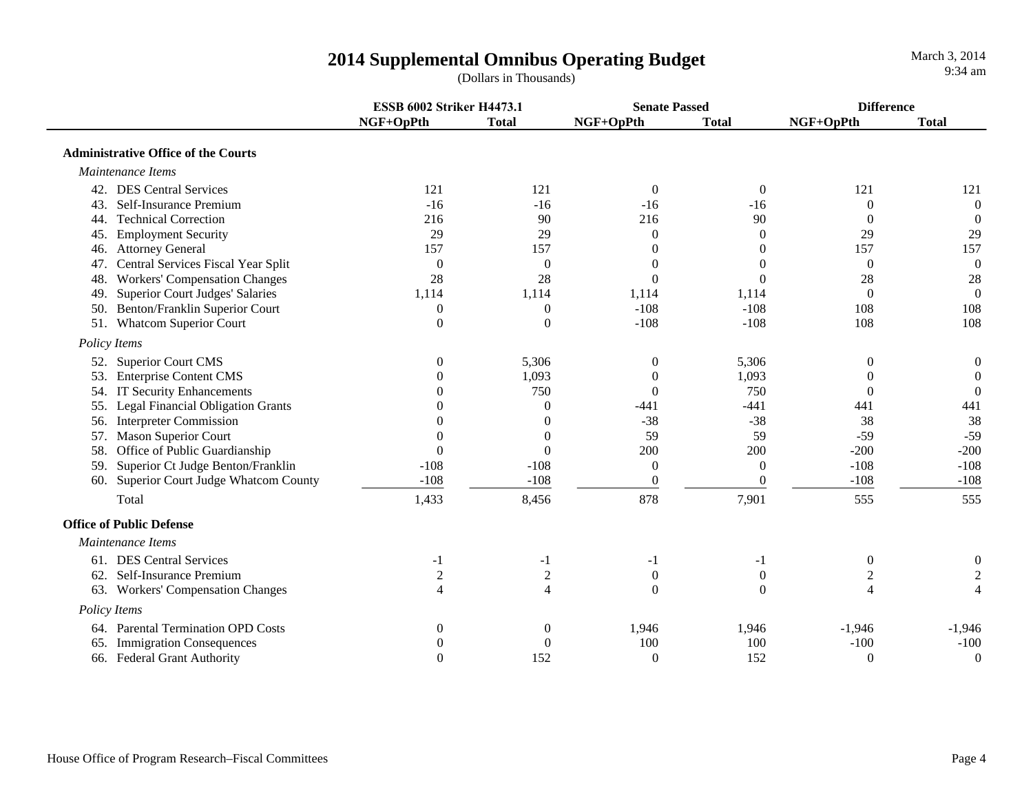# 2014 Supplemental Omnibus Operating Budget

(Dollars in Thousands)

| | ESSB 6002 Striker H4473.1 | | Senate Passed | | Difference | |
|---|---|---|---|---|---|---|
| | NGF+OpPth | Total | NGF+OpPth | Total | NGF+OpPth | Total |
| **Administrative Office of the Courts** | | | | | | |
| *Maintenance Items* | | | | | | |
| 42. DES Central Services | 121 | 121 | 0 | 0 | 121 | 121 |
| 43. Self-Insurance Premium | -16 | -16 | -16 | -16 | 0 | 0 |
| 44. Technical Correction | 216 | 90 | 216 | 90 | 0 | 0 |
| 45. Employment Security | 29 | 29 | 0 | 0 | 29 | 29 |
| 46. Attorney General | 157 | 157 | 0 | 0 | 157 | 157 |
| 47. Central Services Fiscal Year Split | 0 | 0 | 0 | 0 | 0 | 0 |
| 48. Workers' Compensation Changes | 28 | 28 | 0 | 0 | 28 | 28 |
| 49. Superior Court Judges' Salaries | 1,114 | 1,114 | 1,114 | 1,114 | 0 | 0 |
| 50. Benton/Franklin Superior Court | 0 | 0 | -108 | -108 | 108 | 108 |
| 51. Whatcom Superior Court | 0 | 0 | -108 | -108 | 108 | 108 |
| *Policy Items* | | | | | | |
| 52. Superior Court CMS | 0 | 5,306 | 0 | 5,306 | 0 | 0 |
| 53. Enterprise Content CMS | 0 | 1,093 | 0 | 1,093 | 0 | 0 |
| 54. IT Security Enhancements | 0 | 750 | 0 | 750 | 0 | 0 |
| 55. Legal Financial Obligation Grants | 0 | 0 | -441 | -441 | 441 | 441 |
| 56. Interpreter Commission | 0 | 0 | -38 | -38 | 38 | 38 |
| 57. Mason Superior Court | 0 | 0 | 59 | 59 | -59 | -59 |
| 58. Office of Public Guardianship | 0 | 0 | 200 | 200 | -200 | -200 |
| 59. Superior Ct Judge Benton/Franklin | -108 | -108 | 0 | 0 | -108 | -108 |
| 60. Superior Court Judge Whatcom County | -108 | -108 | 0 | 0 | -108 | -108 |
| Total | 1,433 | 8,456 | 878 | 7,901 | 555 | 555 |
| **Office of Public Defense** | | | | | | |
| *Maintenance Items* | | | | | | |
| 61. DES Central Services | -1 | -1 | -1 | -1 | 0 | 0 |
| 62. Self-Insurance Premium | 2 | 2 | 0 | 0 | 2 | 2 |
| 63. Workers' Compensation Changes | 4 | 4 | 0 | 0 | 4 | 4 |
| *Policy Items* | | | | | | |
| 64. Parental Termination OPD Costs | 0 | 0 | 1,946 | 1,946 | -1,946 | -1,946 |
| 65. Immigration Consequences | 0 | 0 | 100 | 100 | -100 | -100 |
| 66. Federal Grant Authority | 0 | 152 | 0 | 152 | 0 | 0 |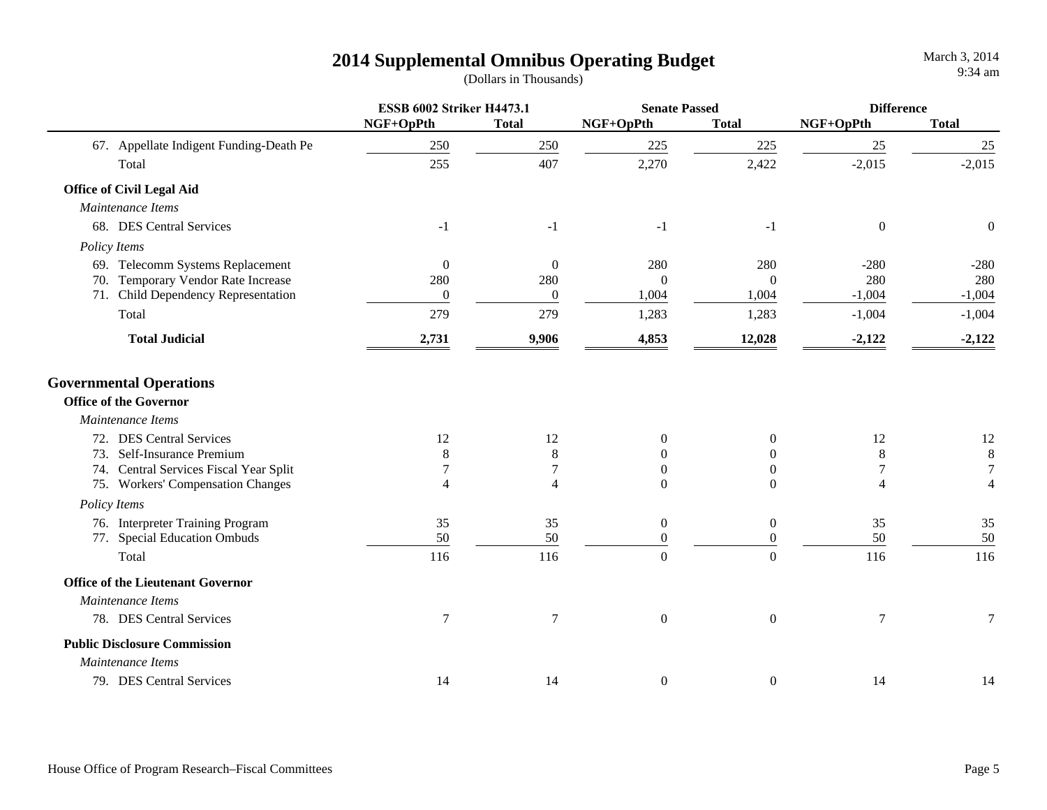# 2014 Supplemental Omnibus Operating Budget

(Dollars in Thousands)

March 3, 2014
9:34 am

| | ESSB 6002 Striker H4473.1 | | Senate Passed | | Difference | |
|---|---|---|---|---|---|---|
| | NGF+OpPth | Total | NGF+OpPth | Total | NGF+OpPth | Total |
| 67. Appellate Indigent Funding-Death Pe | 250 | 250 | 225 | 225 | 25 | 25 |
| Total | 255 | 407 | 2,270 | 2,422 | -2,015 | -2,015 |
| **Office of Civil Legal Aid** | | | | | | |
| *Maintenance Items* | | | | | | |
| 68. DES Central Services | -1 | -1 | -1 | -1 | 0 | 0 |
| *Policy Items* | | | | | | |
| 69. Telecomm Systems Replacement | 0 | 0 | 280 | 280 | -280 | -280 |
| 70. Temporary Vendor Rate Increase | 280 | 280 | 0 | 0 | 280 | 280 |
| 71. Child Dependency Representation | 0 | 0 | 1,004 | 1,004 | -1,004 | -1,004 |
| Total | 279 | 279 | 1,283 | 1,283 | -1,004 | -1,004 |
| **Total Judicial** | **2,731** | **9,906** | **4,853** | **12,028** | **-2,122** | **-2,122** |
| **Governmental Operations** | | | | | | |
| **Office of the Governor** | | | | | | |
| *Maintenance Items* | | | | | | |
| 72. DES Central Services | 12 | 12 | 0 | 0 | 12 | 12 |
| 73. Self-Insurance Premium | 8 | 8 | 0 | 0 | 8 | 8 |
| 74. Central Services Fiscal Year Split | 7 | 7 | 0 | 0 | 7 | 7 |
| 75. Workers' Compensation Changes | 4 | 4 | 0 | 0 | 4 | 4 |
| *Policy Items* | | | | | | |
| 76. Interpreter Training Program | 35 | 35 | 0 | 0 | 35 | 35 |
| 77. Special Education Ombuds | 50 | 50 | 0 | 0 | 50 | 50 |
| Total | 116 | 116 | 0 | 0 | 116 | 116 |
| **Office of the Lieutenant Governor** | | | | | | |
| *Maintenance Items* | | | | | | |
| 78. DES Central Services | 7 | 7 | 0 | 0 | 7 | 7 |
| **Public Disclosure Commission** | | | | | | |
| *Maintenance Items* | | | | | | |
| 79. DES Central Services | 14 | 14 | 0 | 0 | 14 | 14 |

House Office of Program Research–Fiscal Committees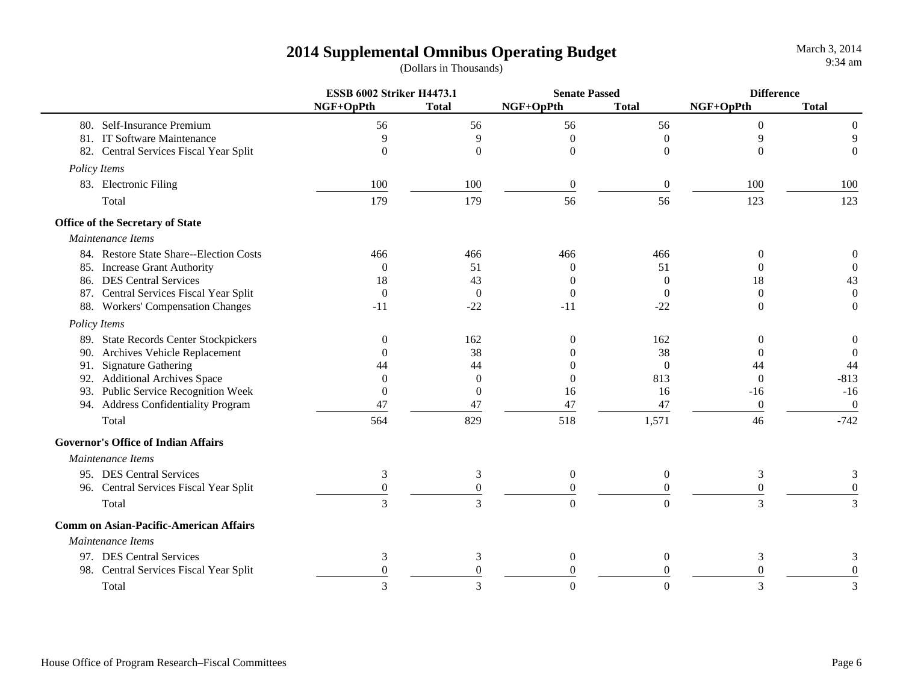# 2014 Supplemental Omnibus Operating Budget

(Dollars in Thousands)

| | ESSB 6002 Striker H4473.1 | | Senate Passed | | Difference | |
|---|---|---|---|---|---|---|
| | NGF+OpPth | Total | NGF+OpPth | Total | NGF+OpPth | Total |
| 80. Self-Insurance Premium | 56 | 56 | 56 | 56 | 0 | 0 |
| 81. IT Software Maintenance | 9 | 9 | 0 | 0 | 9 | 9 |
| 82. Central Services Fiscal Year Split | 0 | 0 | 0 | 0 | 0 | 0 |
| *Policy Items* | | | | | | |
| 83. Electronic Filing | 100 | 100 | 0 | 0 | 100 | 100 |
| Total | 179 | 179 | 56 | 56 | 123 | 123 |
| **Office of the Secretary of State** | | | | | | |
| *Maintenance Items* | | | | | | |
| 84. Restore State Share--Election Costs | 466 | 466 | 466 | 466 | 0 | 0 |
| 85. Increase Grant Authority | 0 | 51 | 0 | 51 | 0 | 0 |
| 86. DES Central Services | 18 | 43 | 0 | 0 | 18 | 43 |
| 87. Central Services Fiscal Year Split | 0 | 0 | 0 | 0 | 0 | 0 |
| 88. Workers' Compensation Changes | -11 | -22 | -11 | -22 | 0 | 0 |
| *Policy Items* | | | | | | |
| 89. State Records Center Stockpickers | 0 | 162 | 0 | 162 | 0 | 0 |
| 90. Archives Vehicle Replacement | 0 | 38 | 0 | 38 | 0 | 0 |
| 91. Signature Gathering | 44 | 44 | 0 | 0 | 44 | 44 |
| 92. Additional Archives Space | 0 | 0 | 0 | 813 | 0 | -813 |
| 93. Public Service Recognition Week | 0 | 0 | 16 | 16 | -16 | -16 |
| 94. Address Confidentiality Program | 47 | 47 | 47 | 47 | 0 | 0 |
| Total | 564 | 829 | 518 | 1,571 | 46 | -742 |
| **Governor's Office of Indian Affairs** | | | | | | |
| *Maintenance Items* | | | | | | |
| 95. DES Central Services | 3 | 3 | 0 | 0 | 3 | 3 |
| 96. Central Services Fiscal Year Split | 0 | 0 | 0 | 0 | 0 | 0 |
| Total | 3 | 3 | 0 | 0 | 3 | 3 |
| **Comm on Asian-Pacific-American Affairs** | | | | | | |
| *Maintenance Items* | | | | | | |
| 97. DES Central Services | 3 | 3 | 0 | 0 | 3 | 3 |
| 98. Central Services Fiscal Year Split | 0 | 0 | 0 | 0 | 0 | 0 |
| Total | 3 | 3 | 0 | 0 | 3 | 3 |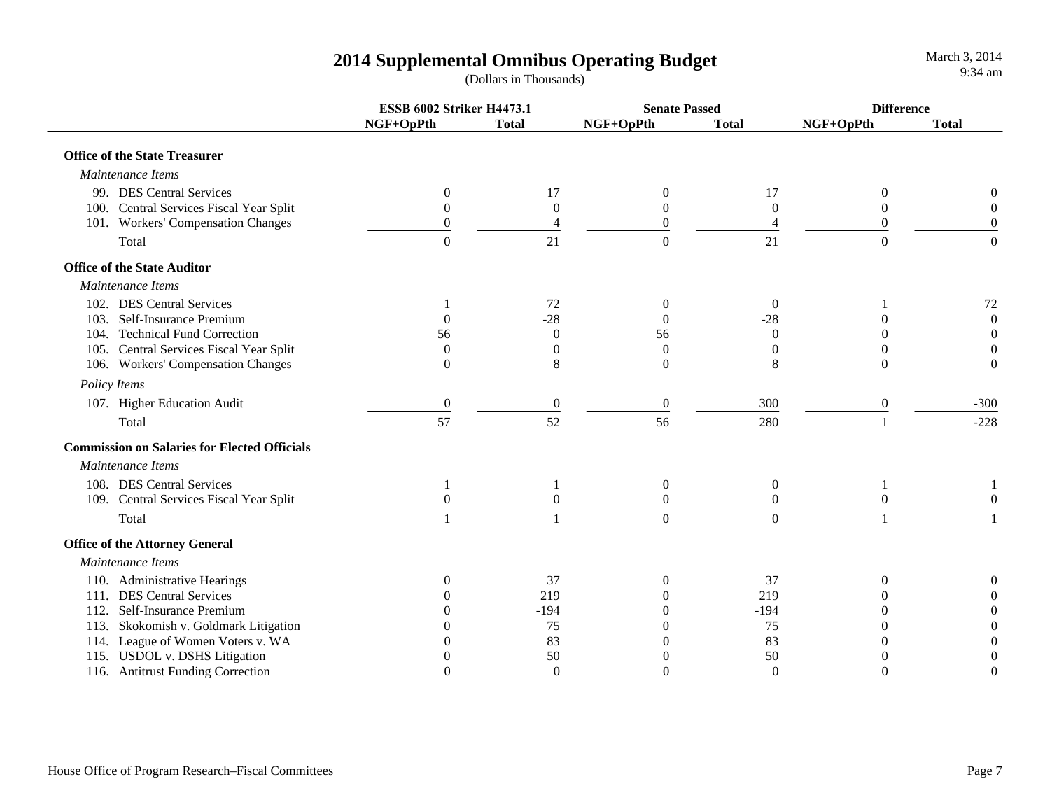# 2014 Supplemental Omnibus Operating Budget

(Dollars in Thousands)

March 3, 2014
9:34 am

| | ESSB 6002 Striker H4473.1 | | Senate Passed | | Difference | |
|---|---|---|---|---|---|---|
| | NGF+OpPth | Total | NGF+OpPth | Total | NGF+OpPth | Total |
| **Office of the State Treasurer** | | | | | | |
| *Maintenance Items* | | | | | | |
| 99. DES Central Services | 0 | 17 | 0 | 17 | 0 | 0 |
| 100. Central Services Fiscal Year Split | 0 | 0 | 0 | 0 | 0 | 0 |
| 101. Workers' Compensation Changes | 0 | 4 | 0 | 4 | 0 | 0 |
| Total | 0 | 21 | 0 | 21 | 0 | 0 |
| **Office of the State Auditor** | | | | | | |
| *Maintenance Items* | | | | | | |
| 102. DES Central Services | 1 | 72 | 0 | 0 | 1 | 72 |
| 103. Self-Insurance Premium | 0 | -28 | 0 | -28 | 0 | 0 |
| 104. Technical Fund Correction | 56 | 0 | 56 | 0 | 0 | 0 |
| 105. Central Services Fiscal Year Split | 0 | 0 | 0 | 0 | 0 | 0 |
| 106. Workers' Compensation Changes | 0 | 8 | 0 | 8 | 0 | 0 |
| *Policy Items* | | | | | | |
| 107. Higher Education Audit | 0 | 0 | 0 | 300 | 0 | -300 |
| Total | 57 | 52 | 56 | 280 | 1 | -228 |
| **Commission on Salaries for Elected Officials** | | | | | | |
| *Maintenance Items* | | | | | | |
| 108. DES Central Services | 1 | 1 | 0 | 0 | 1 | 1 |
| 109. Central Services Fiscal Year Split | 0 | 0 | 0 | 0 | 0 | 0 |
| Total | 1 | 1 | 0 | 0 | 1 | 1 |
| **Office of the Attorney General** | | | | | | |
| *Maintenance Items* | | | | | | |
| 110. Administrative Hearings | 0 | 37 | 0 | 37 | 0 | 0 |
| 111. DES Central Services | 0 | 219 | 0 | 219 | 0 | 0 |
| 112. Self-Insurance Premium | 0 | -194 | 0 | -194 | 0 | 0 |
| 113. Skokomish v. Goldmark Litigation | 0 | 75 | 0 | 75 | 0 | 0 |
| 114. League of Women Voters v. WA | 0 | 83 | 0 | 83 | 0 | 0 |
| 115. USDOL v. DSHS Litigation | 0 | 50 | 0 | 50 | 0 | 0 |
| 116. Antitrust Funding Correction | 0 | 0 | 0 | 0 | 0 | 0 |

House Office of Program Research–Fiscal Committees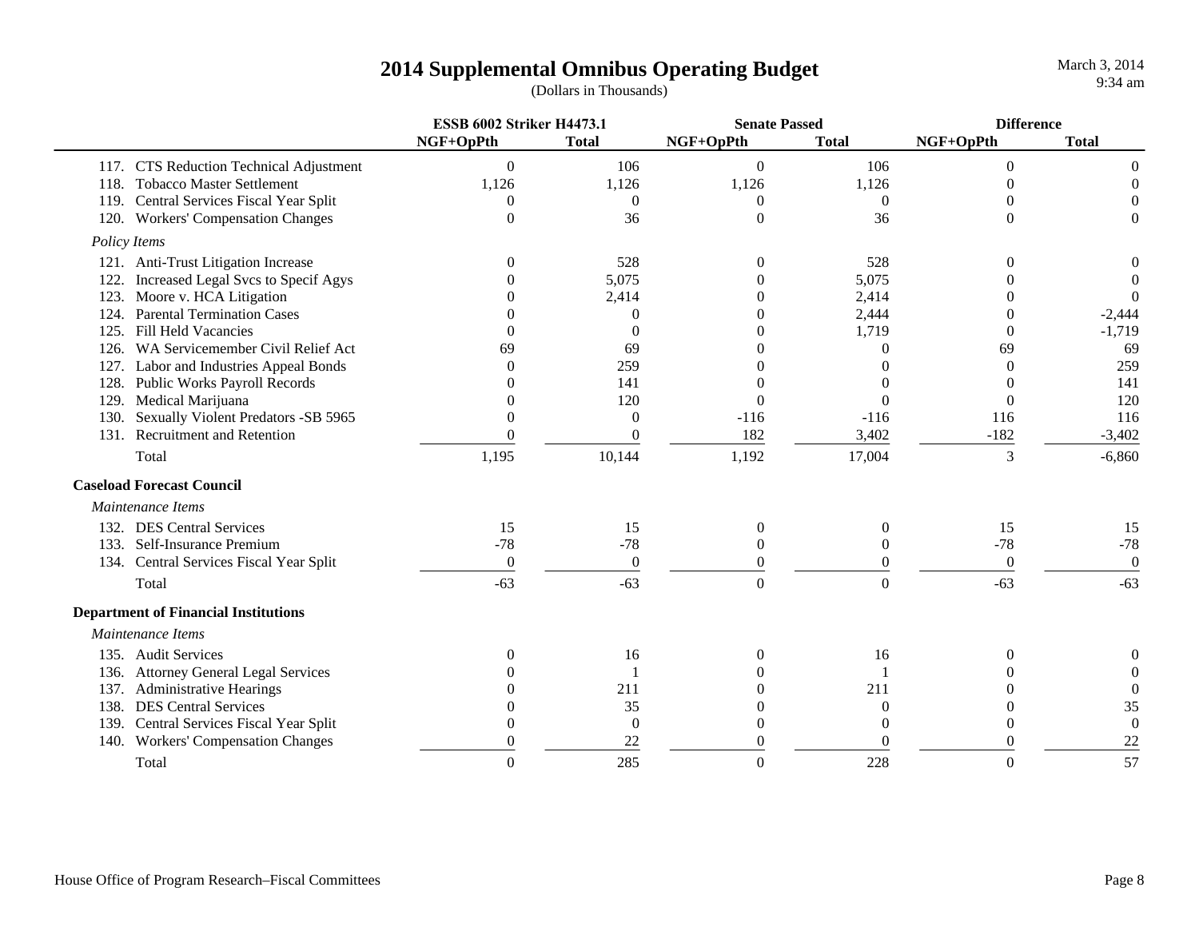# 2014 Supplemental Omnibus Operating Budget

(Dollars in Thousands)

| | ESSB 6002 Striker H4473.1 | | Senate Passed | | Difference | |
|---|---|---|---|---|---|---|
| | NGF+OpPth | Total | NGF+OpPth | Total | NGF+OpPth | Total |
| 117. CTS Reduction Technical Adjustment | 0 | 106 | 0 | 106 | 0 | 0 |
| 118. Tobacco Master Settlement | 1,126 | 1,126 | 1,126 | 1,126 | 0 | 0 |
| 119. Central Services Fiscal Year Split | 0 | 0 | 0 | 0 | 0 | 0 |
| 120. Workers' Compensation Changes | 0 | 36 | 0 | 36 | 0 | 0 |
| *Policy Items* | | | | | | |
| 121. Anti-Trust Litigation Increase | 0 | 528 | 0 | 528 | 0 | 0 |
| 122. Increased Legal Svcs to Specif Agys | 0 | 5,075 | 0 | 5,075 | 0 | 0 |
| 123. Moore v. HCA Litigation | 0 | 2,414 | 0 | 2,414 | 0 | 0 |
| 124. Parental Termination Cases | 0 | 0 | 0 | 2,444 | 0 | -2,444 |
| 125. Fill Held Vacancies | 0 | 0 | 0 | 1,719 | 0 | -1,719 |
| 126. WA Servicemember Civil Relief Act | 69 | 69 | 0 | 0 | 69 | 69 |
| 127. Labor and Industries Appeal Bonds | 0 | 259 | 0 | 0 | 0 | 259 |
| 128. Public Works Payroll Records | 0 | 141 | 0 | 0 | 0 | 141 |
| 129. Medical Marijuana | 0 | 120 | 0 | 0 | 0 | 120 |
| 130. Sexually Violent Predators -SB 5965 | 0 | 0 | -116 | -116 | 116 | 116 |
| 131. Recruitment and Retention | 0 | 0 | 182 | 3,402 | -182 | -3,402 |
| Total | 1,195 | 10,144 | 1,192 | 17,004 | 3 | -6,860 |
| **Caseload Forecast Council** | | | | | | |
| *Maintenance Items* | | | | | | |
| 132. DES Central Services | 15 | 15 | 0 | 0 | 15 | 15 |
| 133. Self-Insurance Premium | -78 | -78 | 0 | 0 | -78 | -78 |
| 134. Central Services Fiscal Year Split | 0 | 0 | 0 | 0 | 0 | 0 |
| Total | -63 | -63 | 0 | 0 | -63 | -63 |
| **Department of Financial Institutions** | | | | | | |
| *Maintenance Items* | | | | | | |
| 135. Audit Services | 0 | 16 | 0 | 16 | 0 | 0 |
| 136. Attorney General Legal Services | 0 | 1 | 0 | 1 | 0 | 0 |
| 137. Administrative Hearings | 0 | 211 | 0 | 211 | 0 | 0 |
| 138. DES Central Services | 0 | 35 | 0 | 0 | 0 | 35 |
| 139. Central Services Fiscal Year Split | 0 | 0 | 0 | 0 | 0 | 0 |
| 140. Workers' Compensation Changes | 0 | 22 | 0 | 0 | 0 | 22 |
| Total | 0 | 285 | 0 | 228 | 0 | 57 |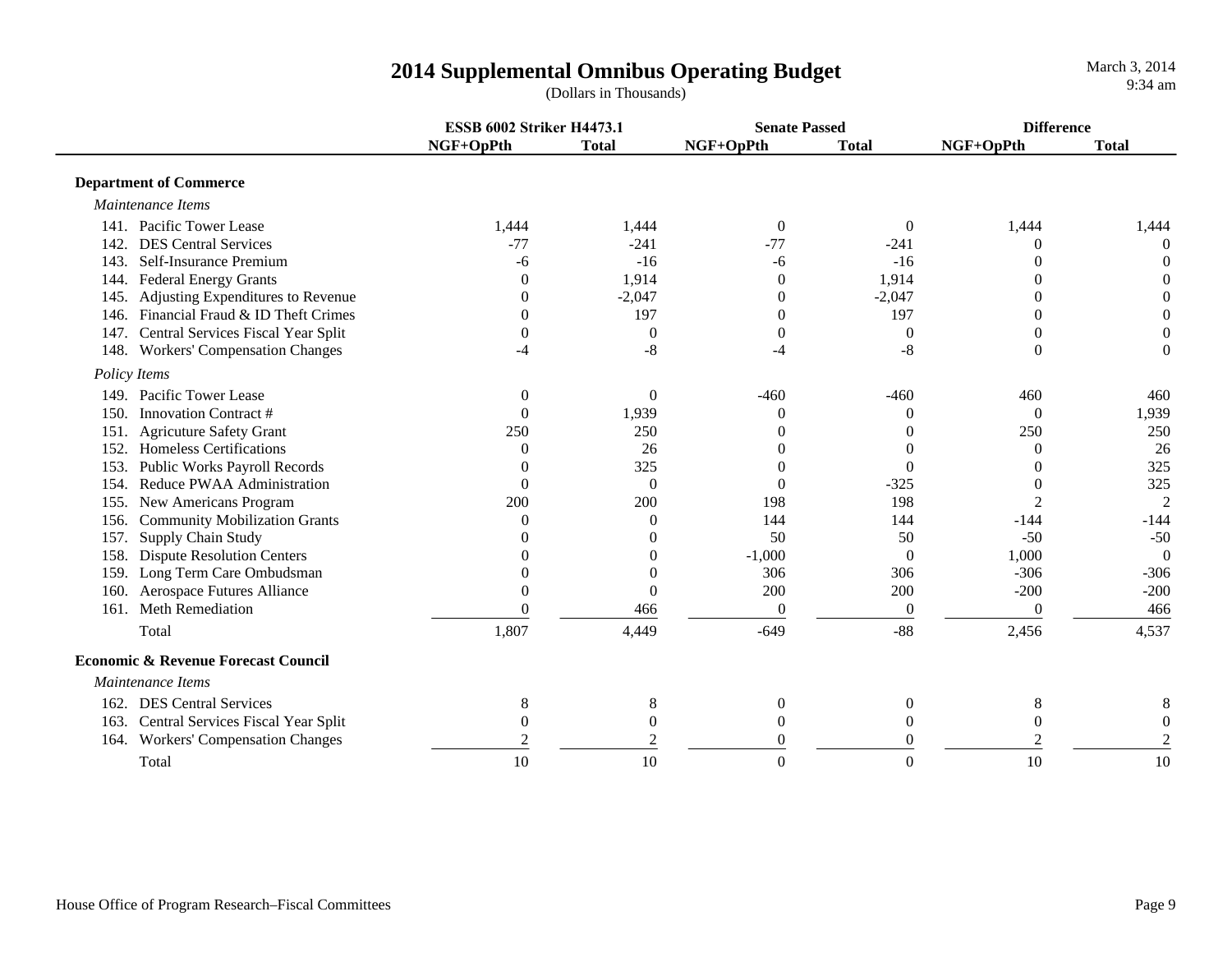# 2014 Supplemental Omnibus Operating Budget

(Dollars in Thousands)

| | ESSB 6002 Striker H4473.1 | | Senate Passed | | Difference | |
|---|---|---|---|---|---|---|
| | NGF+OpPth | Total | NGF+OpPth | Total | NGF+OpPth | Total |
| **Department of Commerce** | | | | | | |
| *Maintenance Items* | | | | | | |
| 141. Pacific Tower Lease | 1,444 | 1,444 | 0 | 0 | 1,444 | 1,444 |
| 142. DES Central Services | -77 | -241 | -77 | -241 | 0 | 0 |
| 143. Self-Insurance Premium | -6 | -16 | -6 | -16 | 0 | 0 |
| 144. Federal Energy Grants | 0 | 1,914 | 0 | 1,914 | 0 | 0 |
| 145. Adjusting Expenditures to Revenue | 0 | -2,047 | 0 | -2,047 | 0 | 0 |
| 146. Financial Fraud & ID Theft Crimes | 0 | 197 | 0 | 197 | 0 | 0 |
| 147. Central Services Fiscal Year Split | 0 | 0 | 0 | 0 | 0 | 0 |
| 148. Workers' Compensation Changes | -4 | -8 | -4 | -8 | 0 | 0 |
| *Policy Items* | | | | | | |
| 149. Pacific Tower Lease | 0 | 0 | -460 | -460 | 460 | 460 |
| 150. Innovation Contract # | 0 | 1,939 | 0 | 0 | 0 | 1,939 |
| 151. Agricuture Safety Grant | 250 | 250 | 0 | 0 | 250 | 250 |
| 152. Homeless Certifications | 0 | 26 | 0 | 0 | 0 | 26 |
| 153. Public Works Payroll Records | 0 | 325 | 0 | 0 | 0 | 325 |
| 154. Reduce PWAA Administration | 0 | 0 | 0 | -325 | 0 | 325 |
| 155. New Americans Program | 200 | 200 | 198 | 198 | 2 | 2 |
| 156. Community Mobilization Grants | 0 | 0 | 144 | 144 | -144 | -144 |
| 157. Supply Chain Study | 0 | 0 | 50 | 50 | -50 | -50 |
| 158. Dispute Resolution Centers | 0 | 0 | -1,000 | 0 | 1,000 | 0 |
| 159. Long Term Care Ombudsman | 0 | 0 | 306 | 306 | -306 | -306 |
| 160. Aerospace Futures Alliance | 0 | 0 | 200 | 200 | -200 | -200 |
| 161. Meth Remediation | 0 | 466 | 0 | 0 | 0 | 466 |
| Total | 1,807 | 4,449 | -649 | -88 | 2,456 | 4,537 |
| **Economic & Revenue Forecast Council** | | | | | | |
| *Maintenance Items* | | | | | | |
| 162. DES Central Services | 8 | 8 | 0 | 0 | 8 | 8 |
| 163. Central Services Fiscal Year Split | 0 | 0 | 0 | 0 | 0 | 0 |
| 164. Workers' Compensation Changes | 2 | 2 | 0 | 0 | 2 | 2 |
| Total | 10 | 10 | 0 | 0 | 10 | 10 |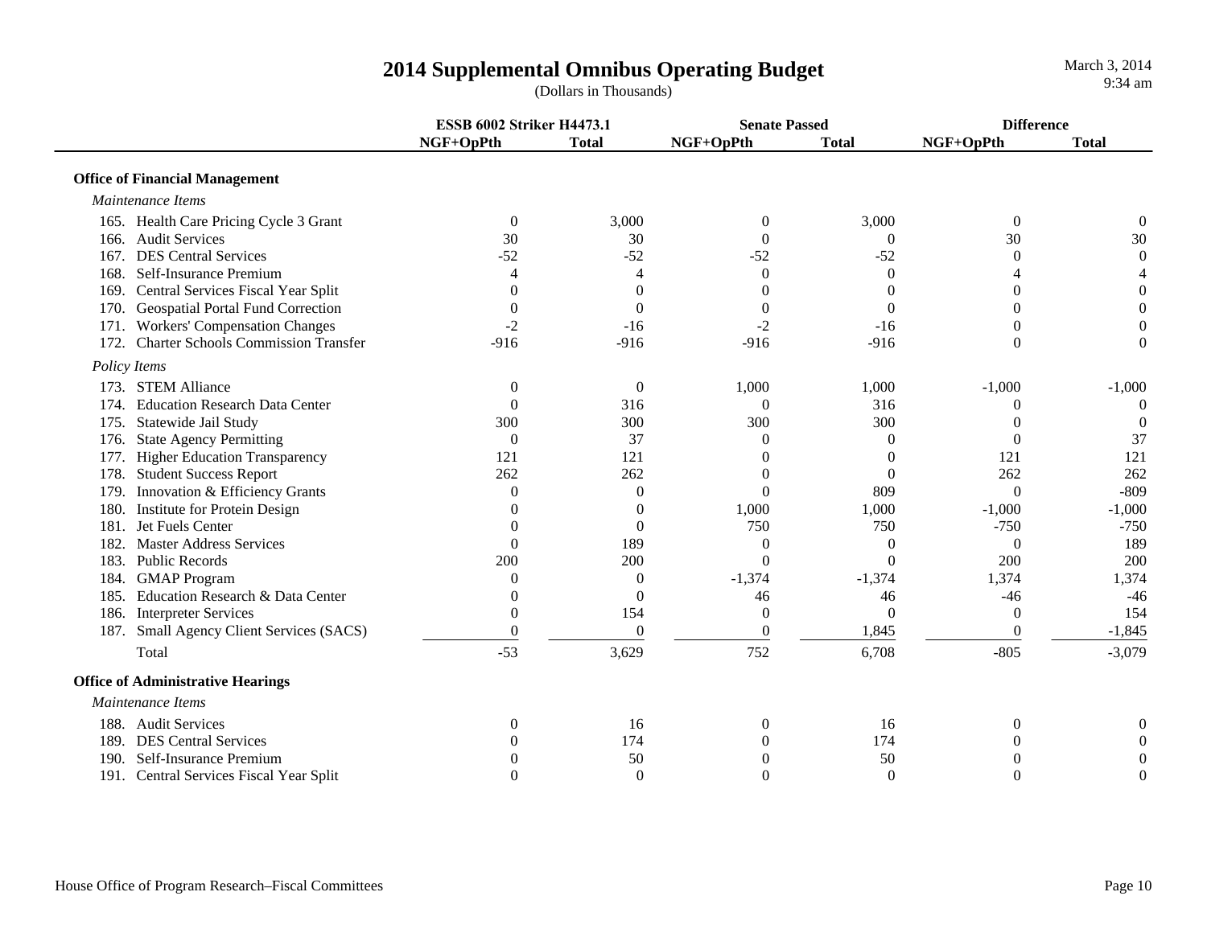# 2014 Supplemental Omnibus Operating Budget

(Dollars in Thousands)

March 3, 2014
9:34 am

| | ESSB 6002 Striker H4473.1 | | Senate Passed | | Difference | |
|---|---|---|---|---|---|---|
| | NGF+OpPth | Total | NGF+OpPth | Total | NGF+OpPth | Total |
| **Office of Financial Management** | | | | | | |
| *Maintenance Items* | | | | | | |
| 165. Health Care Pricing Cycle 3 Grant | 0 | 3,000 | 0 | 3,000 | 0 | 0 |
| 166. Audit Services | 30 | 30 | 0 | 0 | 30 | 30 |
| 167. DES Central Services | -52 | -52 | -52 | -52 | 0 | 0 |
| 168. Self-Insurance Premium | 4 | 4 | 0 | 0 | 4 | 4 |
| 169. Central Services Fiscal Year Split | 0 | 0 | 0 | 0 | 0 | 0 |
| 170. Geospatial Portal Fund Correction | 0 | 0 | 0 | 0 | 0 | 0 |
| 171. Workers' Compensation Changes | -2 | -16 | -2 | -16 | 0 | 0 |
| 172. Charter Schools Commission Transfer | -916 | -916 | -916 | -916 | 0 | 0 |
| *Policy Items* | | | | | | |
| 173. STEM Alliance | 0 | 0 | 1,000 | 1,000 | -1,000 | -1,000 |
| 174. Education Research Data Center | 0 | 316 | 0 | 316 | 0 | 0 |
| 175. Statewide Jail Study | 300 | 300 | 300 | 300 | 0 | 0 |
| 176. State Agency Permitting | 0 | 37 | 0 | 0 | 0 | 37 |
| 177. Higher Education Transparency | 121 | 121 | 0 | 0 | 121 | 121 |
| 178. Student Success Report | 262 | 262 | 0 | 0 | 262 | 262 |
| 179. Innovation & Efficiency Grants | 0 | 0 | 0 | 809 | 0 | -809 |
| 180. Institute for Protein Design | 0 | 0 | 1,000 | 1,000 | -1,000 | -1,000 |
| 181. Jet Fuels Center | 0 | 0 | 750 | 750 | -750 | -750 |
| 182. Master Address Services | 0 | 189 | 0 | 0 | 0 | 189 |
| 183. Public Records | 200 | 200 | 0 | 0 | 200 | 200 |
| 184. GMAP Program | 0 | 0 | -1,374 | -1,374 | 1,374 | 1,374 |
| 185. Education Research & Data Center | 0 | 0 | 46 | 46 | -46 | -46 |
| 186. Interpreter Services | 0 | 154 | 0 | 0 | 0 | 154 |
| 187. Small Agency Client Services (SACS) | 0 | 0 | 0 | 1,845 | 0 | -1,845 |
| Total | -53 | 3,629 | 752 | 6,708 | -805 | -3,079 |
| **Office of Administrative Hearings** | | | | | | |
| *Maintenance Items* | | | | | | |
| 188. Audit Services | 0 | 16 | 0 | 16 | 0 | 0 |
| 189. DES Central Services | 0 | 174 | 0 | 174 | 0 | 0 |
| 190. Self-Insurance Premium | 0 | 50 | 0 | 50 | 0 | 0 |
| 191. Central Services Fiscal Year Split | 0 | 0 | 0 | 0 | 0 | 0 |

House Office of Program Research–Fiscal Committees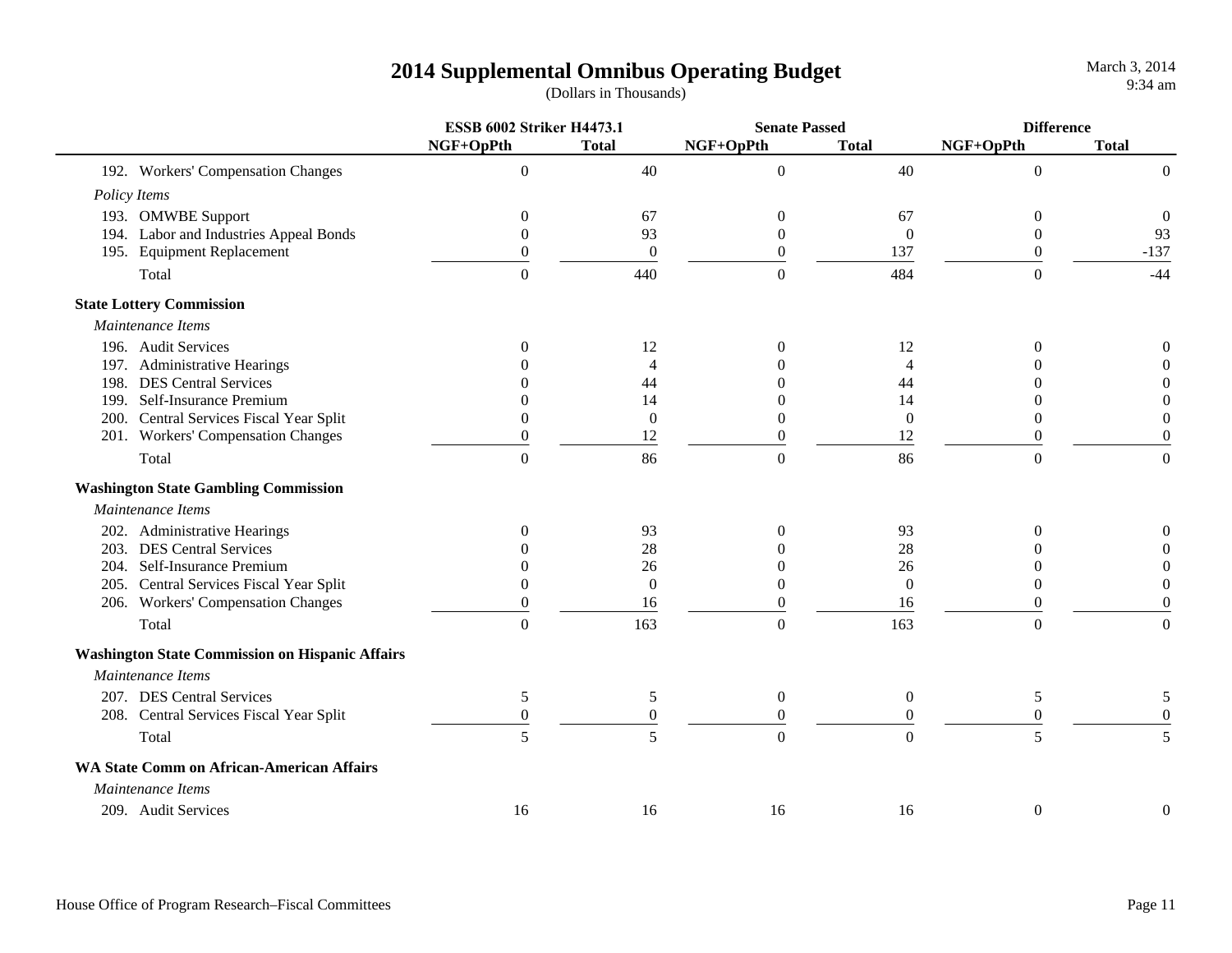# 2014 Supplemental Omnibus Operating Budget

(Dollars in Thousands)

| | ESSB 6002 Striker H4473.1 | | Senate Passed | | Difference | |
|---|---|---|---|---|---|---|
| | NGF+OpPth | Total | NGF+OpPth | Total | NGF+OpPth | Total |
| 192. Workers' Compensation Changes | 0 | 40 | 0 | 40 | 0 | 0 |
| *Policy Items* | | | | | | |
| 193. OMWBE Support | 0 | 67 | 0 | 67 | 0 | 0 |
| 194. Labor and Industries Appeal Bonds | 0 | 93 | 0 | 0 | 0 | 93 |
| 195. Equipment Replacement | 0 | 0 | 0 | 137 | 0 | -137 |
| Total | 0 | 440 | 0 | 484 | 0 | -44 |
| **State Lottery Commission** | | | | | | |
| *Maintenance Items* | | | | | | |
| 196. Audit Services | 0 | 12 | 0 | 12 | 0 | 0 |
| 197. Administrative Hearings | 0 | 4 | 0 | 4 | 0 | 0 |
| 198. DES Central Services | 0 | 44 | 0 | 44 | 0 | 0 |
| 199. Self-Insurance Premium | 0 | 14 | 0 | 14 | 0 | 0 |
| 200. Central Services Fiscal Year Split | 0 | 0 | 0 | 0 | 0 | 0 |
| 201. Workers' Compensation Changes | 0 | 12 | 0 | 12 | 0 | 0 |
| Total | 0 | 86 | 0 | 86 | 0 | 0 |
| **Washington State Gambling Commission** | | | | | | |
| *Maintenance Items* | | | | | | |
| 202. Administrative Hearings | 0 | 93 | 0 | 93 | 0 | 0 |
| 203. DES Central Services | 0 | 28 | 0 | 28 | 0 | 0 |
| 204. Self-Insurance Premium | 0 | 26 | 0 | 26 | 0 | 0 |
| 205. Central Services Fiscal Year Split | 0 | 0 | 0 | 0 | 0 | 0 |
| 206. Workers' Compensation Changes | 0 | 16 | 0 | 16 | 0 | 0 |
| Total | 0 | 163 | 0 | 163 | 0 | 0 |
| **Washington State Commission on Hispanic Affairs** | | | | | | |
| *Maintenance Items* | | | | | | |
| 207. DES Central Services | 5 | 5 | 0 | 0 | 5 | 5 |
| 208. Central Services Fiscal Year Split | 0 | 0 | 0 | 0 | 0 | 0 |
| Total | 5 | 5 | 0 | 0 | 5 | 5 |
| **WA State Comm on African-American Affairs** | | | | | | |
| *Maintenance Items* | | | | | | |
| 209. Audit Services | 16 | 16 | 16 | 16 | 0 | 0 |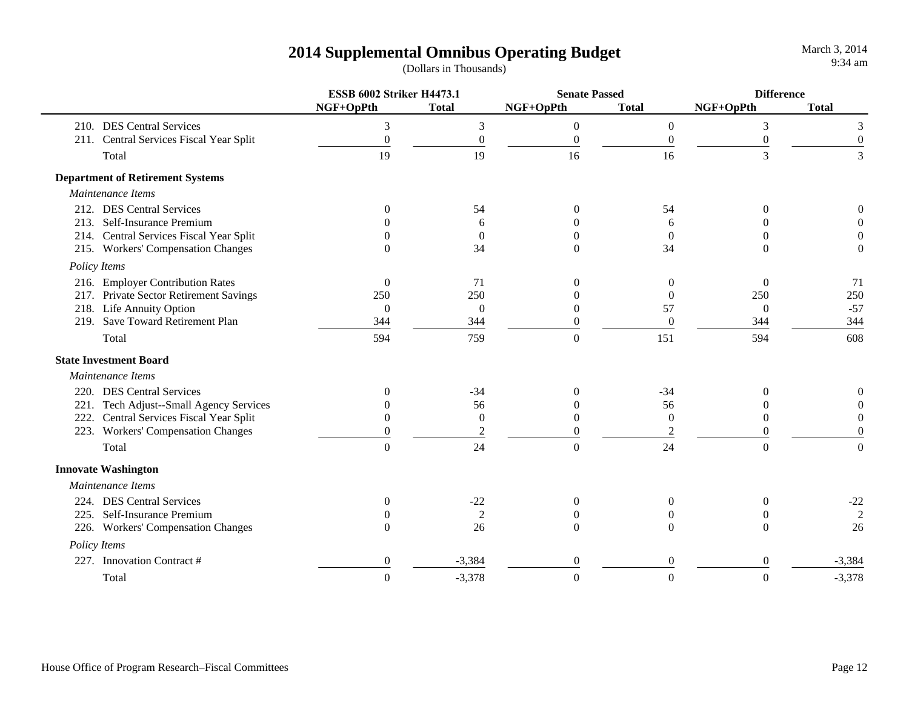# 2014 Supplemental Omnibus Operating Budget

(Dollars in Thousands)

March 3, 2014
9:34 am

| | ESSB 6002 Striker H4473.1 | | Senate Passed | | Difference | |
|---|---|---|---|---|---|---|
| | NGF+OpPth | Total | NGF+OpPth | Total | NGF+OpPth | Total |
| 210. DES Central Services | 3 | 3 | 0 | 0 | 3 | 3 |
| 211. Central Services Fiscal Year Split | 0 | 0 | 0 | 0 | 0 | 0 |
| Total | 19 | 19 | 16 | 16 | 3 | 3 |
| **Department of Retirement Systems** | | | | | | |
| *Maintenance Items* | | | | | | |
| 212. DES Central Services | 0 | 54 | 0 | 54 | 0 | 0 |
| 213. Self-Insurance Premium | 0 | 6 | 0 | 6 | 0 | 0 |
| 214. Central Services Fiscal Year Split | 0 | 0 | 0 | 0 | 0 | 0 |
| 215. Workers' Compensation Changes | 0 | 34 | 0 | 34 | 0 | 0 |
| *Policy Items* | | | | | | |
| 216. Employer Contribution Rates | 0 | 71 | 0 | 0 | 0 | 71 |
| 217. Private Sector Retirement Savings | 250 | 250 | 0 | 0 | 250 | 250 |
| 218. Life Annuity Option | 0 | 0 | 0 | 57 | 0 | -57 |
| 219. Save Toward Retirement Plan | 344 | 344 | 0 | 0 | 344 | 344 |
| Total | 594 | 759 | 0 | 151 | 594 | 608 |
| **State Investment Board** | | | | | | |
| *Maintenance Items* | | | | | | |
| 220. DES Central Services | 0 | -34 | 0 | -34 | 0 | 0 |
| 221. Tech Adjust--Small Agency Services | 0 | 56 | 0 | 56 | 0 | 0 |
| 222. Central Services Fiscal Year Split | 0 | 0 | 0 | 0 | 0 | 0 |
| 223. Workers' Compensation Changes | 0 | 2 | 0 | 2 | 0 | 0 |
| Total | 0 | 24 | 0 | 24 | 0 | 0 |
| **Innovate Washington** | | | | | | |
| *Maintenance Items* | | | | | | |
| 224. DES Central Services | 0 | -22 | 0 | 0 | 0 | -22 |
| 225. Self-Insurance Premium | 0 | 2 | 0 | 0 | 0 | 2 |
| 226. Workers' Compensation Changes | 0 | 26 | 0 | 0 | 0 | 26 |
| *Policy Items* | | | | | | |
| 227. Innovation Contract # | 0 | -3,384 | 0 | 0 | 0 | -3,384 |
| Total | 0 | -3,378 | 0 | 0 | 0 | -3,378 |

House Office of Program Research–Fiscal Committees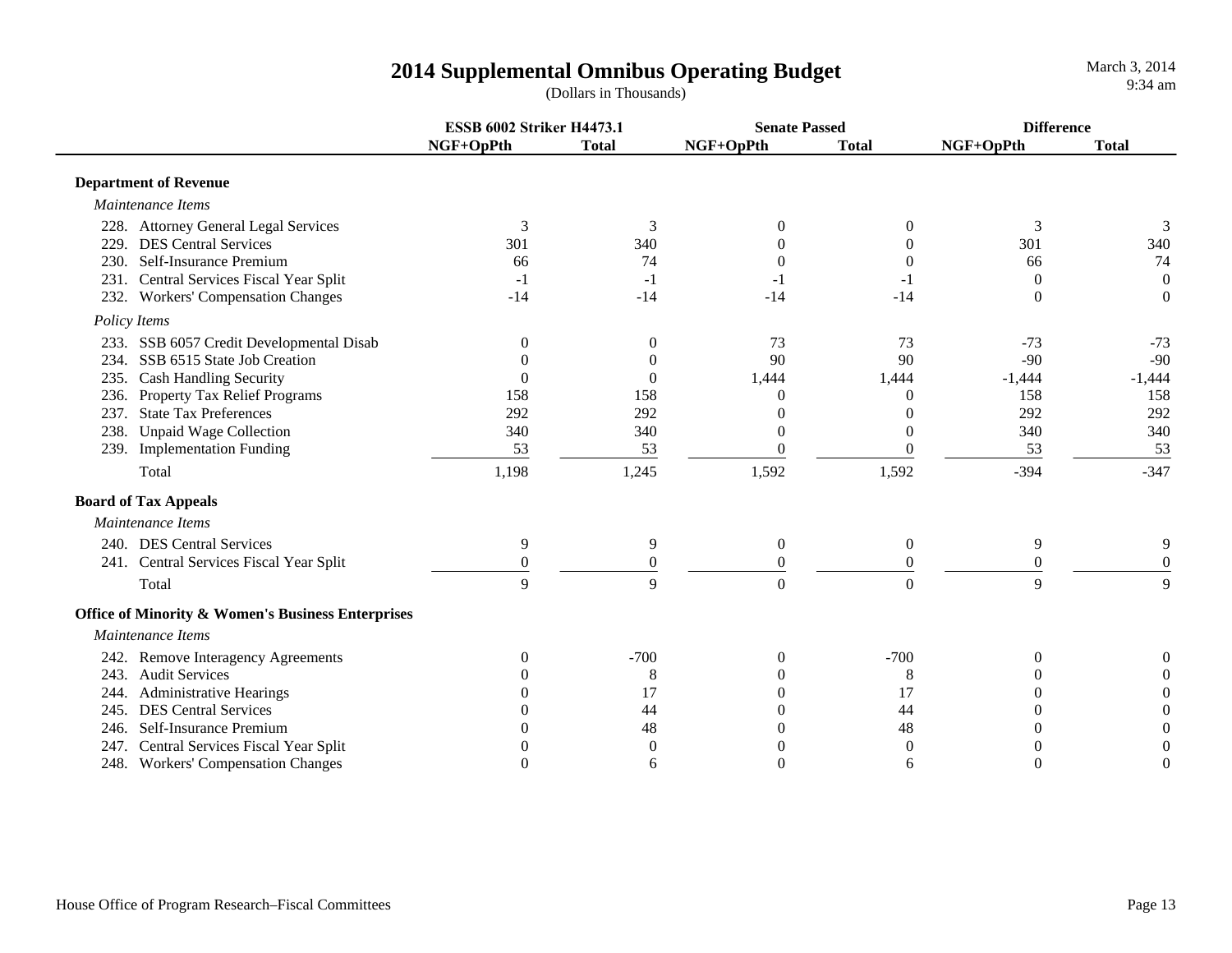# 2014 Supplemental Omnibus Operating Budget

(Dollars in Thousands)

March 3, 2014
9:34 am

| | ESSB 6002 Striker H4473.1 | | Senate Passed | | Difference | |
|---|---|---|---|---|---|---|
| | NGF+OpPth | Total | NGF+OpPth | Total | NGF+OpPth | Total |
| **Department of Revenue** | | | | | | |
| *Maintenance Items* | | | | | | |
| 228. Attorney General Legal Services | 3 | 3 | 0 | 0 | 3 | 3 |
| 229. DES Central Services | 301 | 340 | 0 | 0 | 301 | 340 |
| 230. Self-Insurance Premium | 66 | 74 | 0 | 0 | 66 | 74 |
| 231. Central Services Fiscal Year Split | -1 | -1 | -1 | -1 | 0 | 0 |
| 232. Workers' Compensation Changes | -14 | -14 | -14 | -14 | 0 | 0 |
| *Policy Items* | | | | | | |
| 233. SSB 6057 Credit Developmental Disab | 0 | 0 | 73 | 73 | -73 | -73 |
| 234. SSB 6515 State Job Creation | 0 | 0 | 90 | 90 | -90 | -90 |
| 235. Cash Handling Security | 0 | 0 | 1,444 | 1,444 | -1,444 | -1,444 |
| 236. Property Tax Relief Programs | 158 | 158 | 0 | 0 | 158 | 158 |
| 237. State Tax Preferences | 292 | 292 | 0 | 0 | 292 | 292 |
| 238. Unpaid Wage Collection | 340 | 340 | 0 | 0 | 340 | 340 |
| 239. Implementation Funding | 53 | 53 | 0 | 0 | 53 | 53 |
| Total | 1,198 | 1,245 | 1,592 | 1,592 | -394 | -347 |
| **Board of Tax Appeals** | | | | | | |
| *Maintenance Items* | | | | | | |
| 240. DES Central Services | 9 | 9 | 0 | 0 | 9 | 9 |
| 241. Central Services Fiscal Year Split | 0 | 0 | 0 | 0 | 0 | 0 |
| Total | 9 | 9 | 0 | 0 | 9 | 9 |
| **Office of Minority & Women's Business Enterprises** | | | | | | |
| *Maintenance Items* | | | | | | |
| 242. Remove Interagency Agreements | 0 | -700 | 0 | -700 | 0 | 0 |
| 243. Audit Services | 0 | 8 | 0 | 8 | 0 | 0 |
| 244. Administrative Hearings | 0 | 17 | 0 | 17 | 0 | 0 |
| 245. DES Central Services | 0 | 44 | 0 | 44 | 0 | 0 |
| 246. Self-Insurance Premium | 0 | 48 | 0 | 48 | 0 | 0 |
| 247. Central Services Fiscal Year Split | 0 | 0 | 0 | 0 | 0 | 0 |
| 248. Workers' Compensation Changes | 0 | 6 | 0 | 6 | 0 | 0 |

House Office of Program Research–Fiscal Committees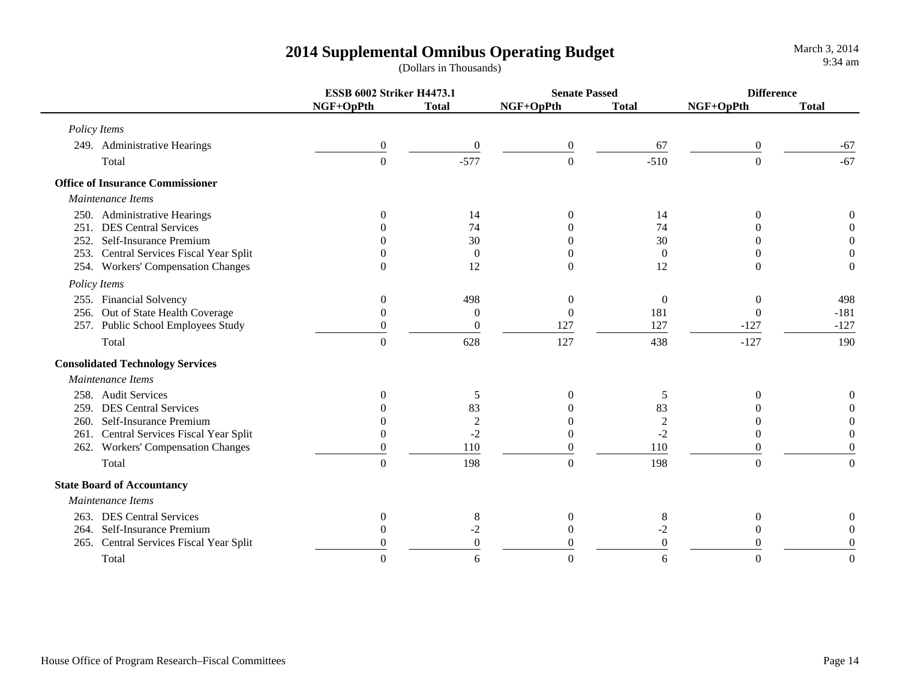# 2014 Supplemental Omnibus Operating Budget

(Dollars in Thousands)

March 3, 2014
9:34 am

| | ESSB 6002 Striker H4473.1 | | Senate Passed | | Difference | |
|---|---|---|---|---|---|---|
| | NGF+OpPth | Total | NGF+OpPth | Total | NGF+OpPth | Total |
| *Policy Items* | | | | | | |
| 249. Administrative Hearings | 0 | 0 | 0 | 67 | 0 | -67 |
| Total | 0 | -577 | 0 | -510 | 0 | -67 |
| **Office of Insurance Commissioner** | | | | | | |
| *Maintenance Items* | | | | | | |
| 250. Administrative Hearings | 0 | 14 | 0 | 14 | 0 | 0 |
| 251. DES Central Services | 0 | 74 | 0 | 74 | 0 | 0 |
| 252. Self-Insurance Premium | 0 | 30 | 0 | 30 | 0 | 0 |
| 253. Central Services Fiscal Year Split | 0 | 0 | 0 | 0 | 0 | 0 |
| 254. Workers' Compensation Changes | 0 | 12 | 0 | 12 | 0 | 0 |
| *Policy Items* | | | | | | |
| 255. Financial Solvency | 0 | 498 | 0 | 0 | 0 | 498 |
| 256. Out of State Health Coverage | 0 | 0 | 0 | 181 | 0 | -181 |
| 257. Public School Employees Study | 0 | 0 | 127 | 127 | -127 | -127 |
| Total | 0 | 628 | 127 | 438 | -127 | 190 |
| **Consolidated Technology Services** | | | | | | |
| *Maintenance Items* | | | | | | |
| 258. Audit Services | 0 | 5 | 0 | 5 | 0 | 0 |
| 259. DES Central Services | 0 | 83 | 0 | 83 | 0 | 0 |
| 260. Self-Insurance Premium | 0 | 2 | 0 | 2 | 0 | 0 |
| 261. Central Services Fiscal Year Split | 0 | -2 | 0 | -2 | 0 | 0 |
| 262. Workers' Compensation Changes | 0 | 110 | 0 | 110 | 0 | 0 |
| Total | 0 | 198 | 0 | 198 | 0 | 0 |
| **State Board of Accountancy** | | | | | | |
| *Maintenance Items* | | | | | | |
| 263. DES Central Services | 0 | 8 | 0 | 8 | 0 | 0 |
| 264. Self-Insurance Premium | 0 | -2 | 0 | -2 | 0 | 0 |
| 265. Central Services Fiscal Year Split | 0 | 0 | 0 | 0 | 0 | 0 |
| Total | 0 | 6 | 0 | 6 | 0 | 0 |

House Office of Program Research–Fiscal Committees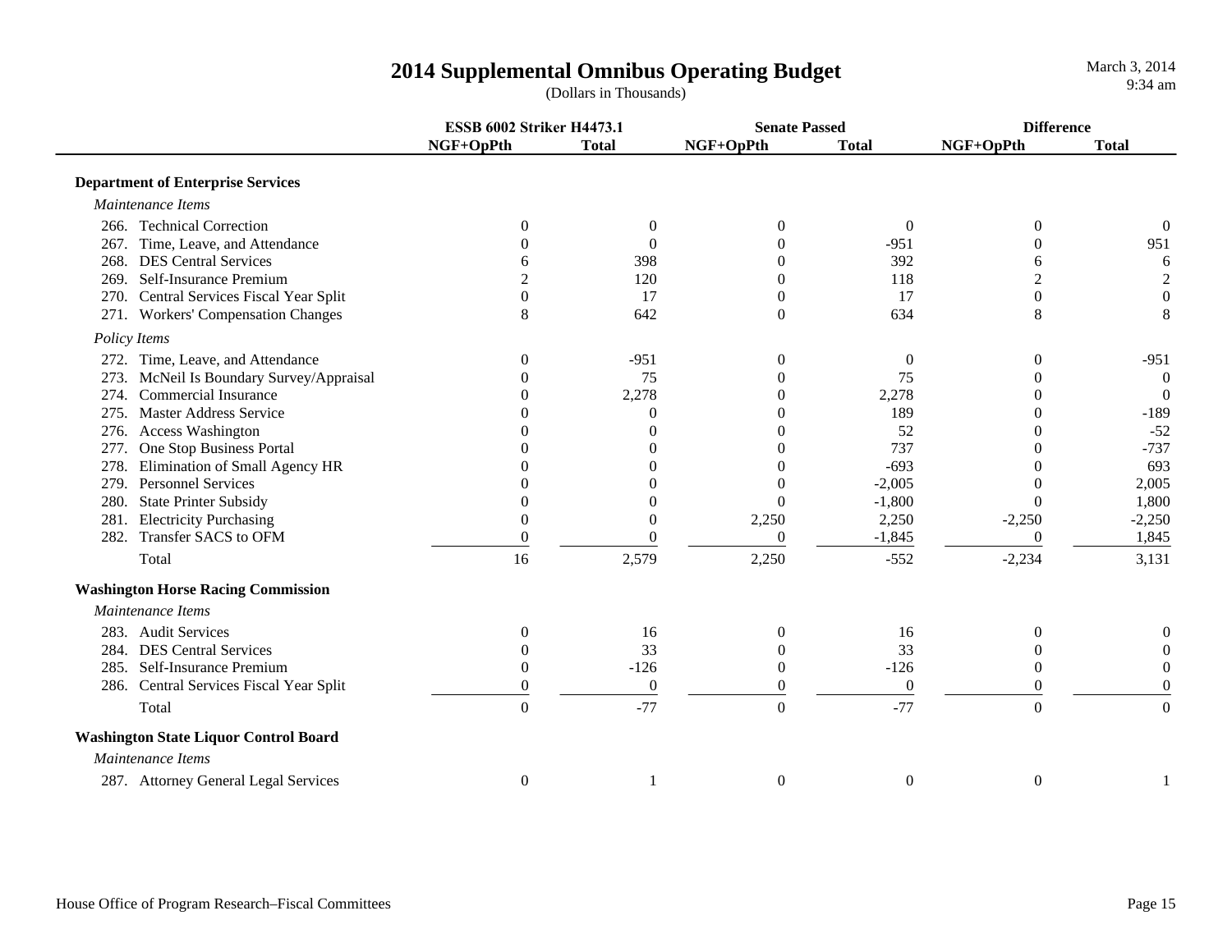# 2014 Supplemental Omnibus Operating Budget

(Dollars in Thousands)

| | ESSB 6002 Striker H4473.1 | | Senate Passed | | Difference | |
|---|---|---|---|---|---|---|
| | NGF+OpPth | Total | NGF+OpPth | Total | NGF+OpPth | Total |
| **Department of Enterprise Services** | | | | | | |
| *Maintenance Items* | | | | | | |
| 266. Technical Correction | 0 | 0 | 0 | 0 | 0 | 0 |
| 267. Time, Leave, and Attendance | 0 | 0 | 0 | -951 | 0 | 951 |
| 268. DES Central Services | 6 | 398 | 0 | 392 | 6 | 6 |
| 269. Self-Insurance Premium | 2 | 120 | 0 | 118 | 2 | 2 |
| 270. Central Services Fiscal Year Split | 0 | 17 | 0 | 17 | 0 | 0 |
| 271. Workers' Compensation Changes | 8 | 642 | 0 | 634 | 8 | 8 |
| *Policy Items* | | | | | | |
| 272. Time, Leave, and Attendance | 0 | -951 | 0 | 0 | 0 | -951 |
| 273. McNeil Is Boundary Survey/Appraisal | 0 | 75 | 0 | 75 | 0 | 0 |
| 274. Commercial Insurance | 0 | 2,278 | 0 | 2,278 | 0 | 0 |
| 275. Master Address Service | 0 | 0 | 0 | 189 | 0 | -189 |
| 276. Access Washington | 0 | 0 | 0 | 52 | 0 | -52 |
| 277. One Stop Business Portal | 0 | 0 | 0 | 737 | 0 | -737 |
| 278. Elimination of Small Agency HR | 0 | 0 | 0 | -693 | 0 | 693 |
| 279. Personnel Services | 0 | 0 | 0 | -2,005 | 0 | 2,005 |
| 280. State Printer Subsidy | 0 | 0 | 0 | -1,800 | 0 | 1,800 |
| 281. Electricity Purchasing | 0 | 0 | 2,250 | 2,250 | -2,250 | -2,250 |
| 282. Transfer SACS to OFM | 0 | 0 | 0 | -1,845 | 0 | 1,845 |
| Total | 16 | 2,579 | 2,250 | -552 | -2,234 | 3,131 |
| **Washington Horse Racing Commission** | | | | | | |
| *Maintenance Items* | | | | | | |
| 283. Audit Services | 0 | 16 | 0 | 16 | 0 | 0 |
| 284. DES Central Services | 0 | 33 | 0 | 33 | 0 | 0 |
| 285. Self-Insurance Premium | 0 | -126 | 0 | -126 | 0 | 0 |
| 286. Central Services Fiscal Year Split | 0 | 0 | 0 | 0 | 0 | 0 |
| Total | 0 | -77 | 0 | -77 | 0 | 0 |
| **Washington State Liquor Control Board** | | | | | | |
| *Maintenance Items* | | | | | | |
| 287. Attorney General Legal Services | 0 | 1 | 0 | 0 | 0 | 1 |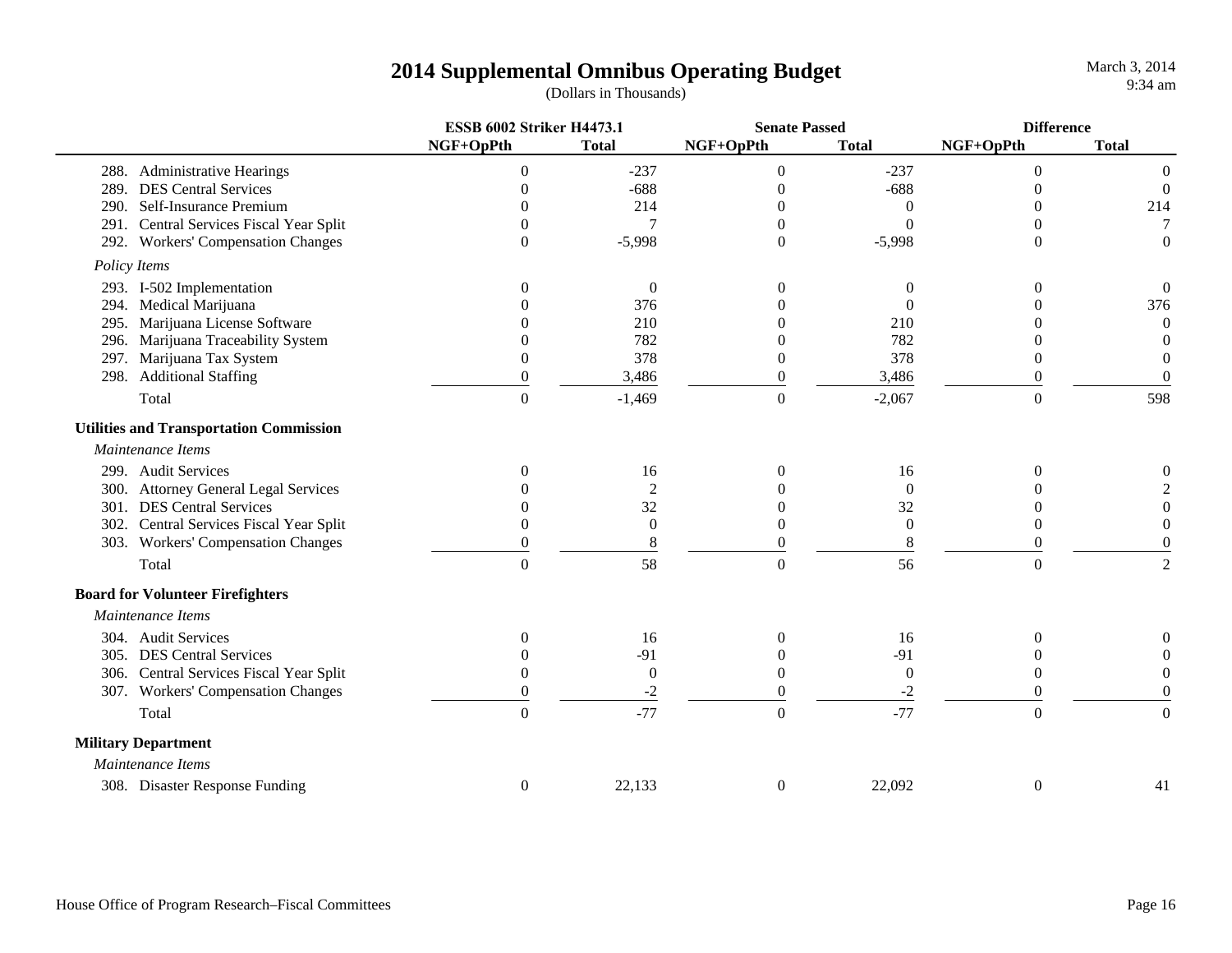# 2014 Supplemental Omnibus Operating Budget

(Dollars in Thousands)

| | ESSB 6002 Striker H4473.1 | | Senate Passed | | Difference | |
|---|---|---|---|---|---|---|
| | NGF+OpPth | Total | NGF+OpPth | Total | NGF+OpPth | Total |
| 288. Administrative Hearings | 0 | -237 | 0 | -237 | 0 | 0 |
| 289. DES Central Services | 0 | -688 | 0 | -688 | 0 | 0 |
| 290. Self-Insurance Premium | 0 | 214 | 0 | 0 | 0 | 214 |
| 291. Central Services Fiscal Year Split | 0 | 7 | 0 | 0 | 0 | 7 |
| 292. Workers' Compensation Changes | 0 | -5,998 | 0 | -5,998 | 0 | 0 |
| *Policy Items* | | | | | | |
| 293. I-502 Implementation | 0 | 0 | 0 | 0 | 0 | 0 |
| 294. Medical Marijuana | 0 | 376 | 0 | 0 | 0 | 376 |
| 295. Marijuana License Software | 0 | 210 | 0 | 210 | 0 | 0 |
| 296. Marijuana Traceability System | 0 | 782 | 0 | 782 | 0 | 0 |
| 297. Marijuana Tax System | 0 | 378 | 0 | 378 | 0 | 0 |
| 298. Additional Staffing | 0 | 3,486 | 0 | 3,486 | 0 | 0 |
| Total | 0 | -1,469 | 0 | -2,067 | 0 | 598 |
| **Utilities and Transportation Commission** | | | | | | |
| *Maintenance Items* | | | | | | |
| 299. Audit Services | 0 | 16 | 0 | 16 | 0 | 0 |
| 300. Attorney General Legal Services | 0 | 2 | 0 | 0 | 0 | 2 |
| 301. DES Central Services | 0 | 32 | 0 | 32 | 0 | 0 |
| 302. Central Services Fiscal Year Split | 0 | 0 | 0 | 0 | 0 | 0 |
| 303. Workers' Compensation Changes | 0 | 8 | 0 | 8 | 0 | 0 |
| Total | 0 | 58 | 0 | 56 | 0 | 2 |
| **Board for Volunteer Firefighters** | | | | | | |
| *Maintenance Items* | | | | | | |
| 304. Audit Services | 0 | 16 | 0 | 16 | 0 | 0 |
| 305. DES Central Services | 0 | -91 | 0 | -91 | 0 | 0 |
| 306. Central Services Fiscal Year Split | 0 | 0 | 0 | 0 | 0 | 0 |
| 307. Workers' Compensation Changes | 0 | -2 | 0 | -2 | 0 | 0 |
| Total | 0 | -77 | 0 | -77 | 0 | 0 |
| **Military Department** | | | | | | |
| *Maintenance Items* | | | | | | |
| 308. Disaster Response Funding | 0 | 22,133 | 0 | 22,092 | 0 | 41 |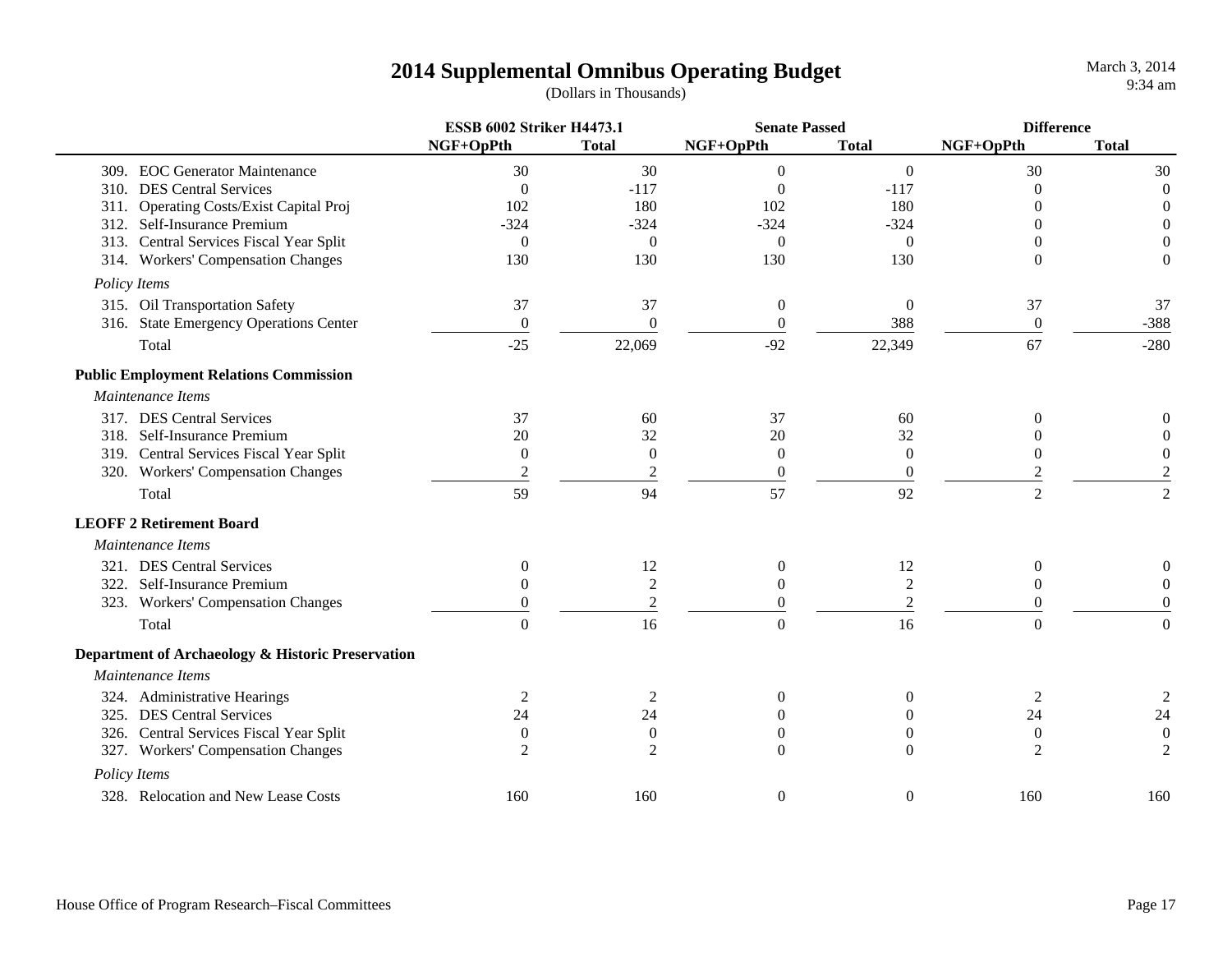# 2014 Supplemental Omnibus Operating Budget

(Dollars in Thousands)

| | ESSB 6002 Striker H4473.1 | | Senate Passed | | Difference | |
|---|---|---|---|---|---|---|
| | NGF+OpPth | Total | NGF+OpPth | Total | NGF+OpPth | Total |
| 309. EOC Generator Maintenance | 30 | 30 | 0 | 0 | 30 | 30 |
| 310. DES Central Services | 0 | -117 | 0 | -117 | 0 | 0 |
| 311. Operating Costs/Exist Capital Proj | 102 | 180 | 102 | 180 | 0 | 0 |
| 312. Self-Insurance Premium | -324 | -324 | -324 | -324 | 0 | 0 |
| 313. Central Services Fiscal Year Split | 0 | 0 | 0 | 0 | 0 | 0 |
| 314. Workers' Compensation Changes | 130 | 130 | 130 | 130 | 0 | 0 |
| *Policy Items* | | | | | | |
| 315. Oil Transportation Safety | 37 | 37 | 0 | 0 | 37 | 37 |
| 316. State Emergency Operations Center | 0 | 0 | 0 | 388 | 0 | -388 |
| Total | -25 | 22,069 | -92 | 22,349 | 67 | -280 |
| **Public Employment Relations Commission** | | | | | | |
| *Maintenance Items* | | | | | | |
| 317. DES Central Services | 37 | 60 | 37 | 60 | 0 | 0 |
| 318. Self-Insurance Premium | 20 | 32 | 20 | 32 | 0 | 0 |
| 319. Central Services Fiscal Year Split | 0 | 0 | 0 | 0 | 0 | 0 |
| 320. Workers' Compensation Changes | 2 | 2 | 0 | 0 | 2 | 2 |
| Total | 59 | 94 | 57 | 92 | 2 | 2 |
| **LEOFF 2 Retirement Board** | | | | | | |
| *Maintenance Items* | | | | | | |
| 321. DES Central Services | 0 | 12 | 0 | 12 | 0 | 0 |
| 322. Self-Insurance Premium | 0 | 2 | 0 | 2 | 0 | 0 |
| 323. Workers' Compensation Changes | 0 | 2 | 0 | 2 | 0 | 0 |
| Total | 0 | 16 | 0 | 16 | 0 | 0 |
| **Department of Archaeology & Historic Preservation** | | | | | | |
| *Maintenance Items* | | | | | | |
| 324. Administrative Hearings | 2 | 2 | 0 | 0 | 2 | 2 |
| 325. DES Central Services | 24 | 24 | 0 | 0 | 24 | 24 |
| 326. Central Services Fiscal Year Split | 0 | 0 | 0 | 0 | 0 | 0 |
| 327. Workers' Compensation Changes | 2 | 2 | 0 | 0 | 2 | 2 |
| *Policy Items* | | | | | | |
| 328. Relocation and New Lease Costs | 160 | 160 | 0 | 0 | 160 | 160 |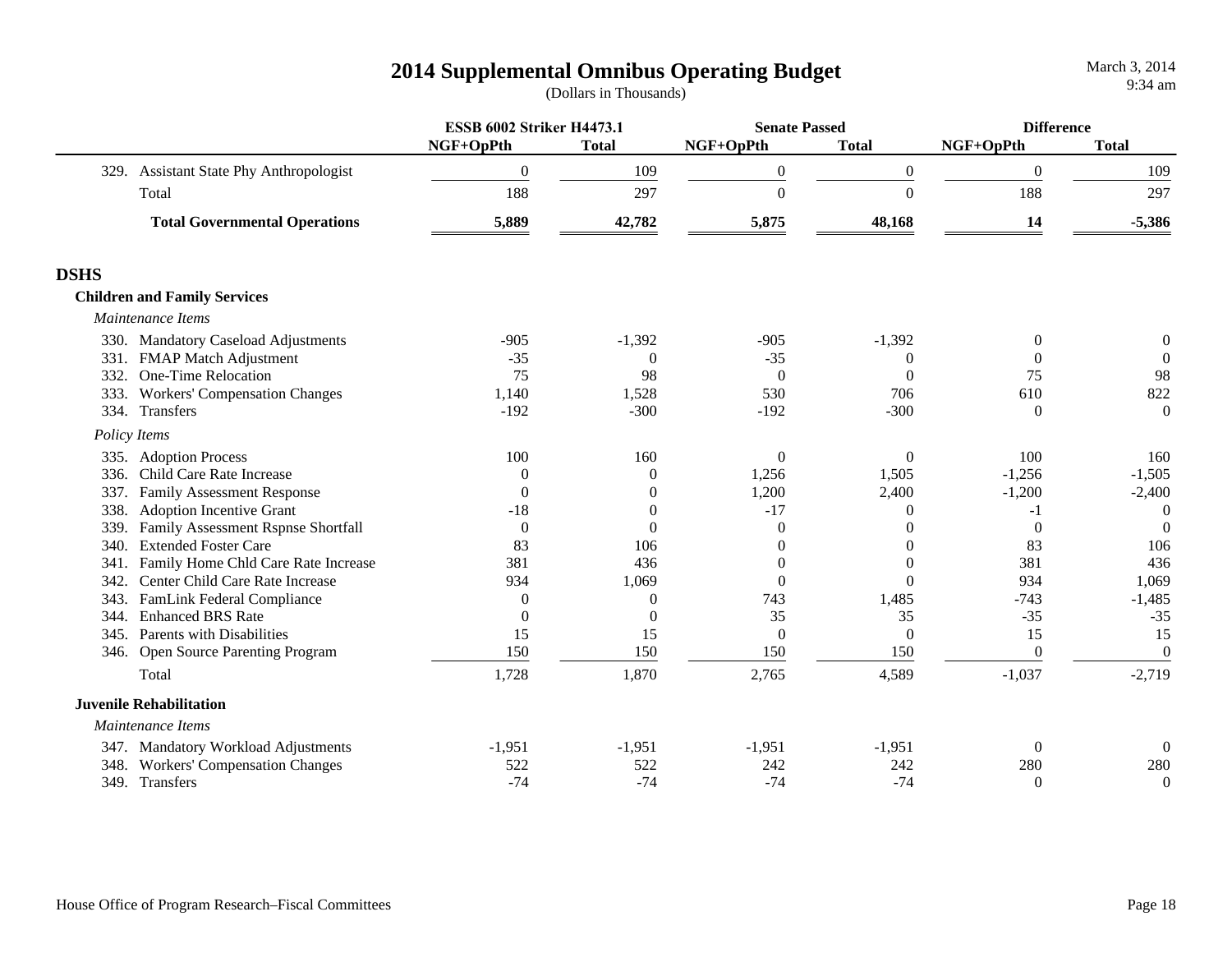# 2014 Supplemental Omnibus Operating Budget

(Dollars in Thousands)

| | ESSB 6002 Striker H4473.1 | | Senate Passed | | Difference | |
|---|---|---|---|---|---|---|
| | NGF+OpPth | Total | NGF+OpPth | Total | NGF+OpPth | Total |
| 329. Assistant State Phy Anthropologist | 0 | 109 | 0 | 0 | 0 | 109 |
| Total | 188 | 297 | 0 | 0 | 188 | 297 |
| **Total Governmental Operations** | **5,889** | **42,782** | **5,875** | **48,168** | **14** | **-5,386** |

## DSHS

### Children and Family Services

| | ESSB 6002 Striker H4473.1 | | Senate Passed | | Difference | |
|---|---|---|---|---|---|---|
| | NGF+OpPth | Total | NGF+OpPth | Total | NGF+OpPth | Total |
| *Maintenance Items* | | | | | | |
| 330. Mandatory Caseload Adjustments | -905 | -1,392 | -905 | -1,392 | 0 | 0 |
| 331. FMAP Match Adjustment | -35 | 0 | -35 | 0 | 0 | 0 |
| 332. One-Time Relocation | 75 | 98 | 0 | 0 | 75 | 98 |
| 333. Workers' Compensation Changes | 1,140 | 1,528 | 530 | 706 | 610 | 822 |
| 334. Transfers | -192 | -300 | -192 | -300 | 0 | 0 |
| *Policy Items* | | | | | | |
| 335. Adoption Process | 100 | 160 | 0 | 0 | 100 | 160 |
| 336. Child Care Rate Increase | 0 | 0 | 1,256 | 1,505 | -1,256 | -1,505 |
| 337. Family Assessment Response | 0 | 0 | 1,200 | 2,400 | -1,200 | -2,400 |
| 338. Adoption Incentive Grant | -18 | 0 | -17 | 0 | -1 | 0 |
| 339. Family Assessment Rspnse Shortfall | 0 | 0 | 0 | 0 | 0 | 0 |
| 340. Extended Foster Care | 83 | 106 | 0 | 0 | 83 | 106 |
| 341. Family Home Chld Care Rate Increase | 381 | 436 | 0 | 0 | 381 | 436 |
| 342. Center Child Care Rate Increase | 934 | 1,069 | 0 | 0 | 934 | 1,069 |
| 343. FamLink Federal Compliance | 0 | 0 | 743 | 1,485 | -743 | -1,485 |
| 344. Enhanced BRS Rate | 0 | 0 | 35 | 35 | -35 | -35 |
| 345. Parents with Disabilities | 15 | 15 | 0 | 0 | 15 | 15 |
| 346. Open Source Parenting Program | 150 | 150 | 150 | 150 | 0 | 0 |
| Total | 1,728 | 1,870 | 2,765 | 4,589 | -1,037 | -2,719 |

### Juvenile Rehabilitation

| | ESSB 6002 Striker H4473.1 | | Senate Passed | | Difference | |
|---|---|---|---|---|---|---|
| | NGF+OpPth | Total | NGF+OpPth | Total | NGF+OpPth | Total |
| *Maintenance Items* | | | | | | |
| 347. Mandatory Workload Adjustments | -1,951 | -1,951 | -1,951 | -1,951 | 0 | 0 |
| 348. Workers' Compensation Changes | 522 | 522 | 242 | 242 | 280 | 280 |
| 349. Transfers | -74 | -74 | -74 | -74 | 0 | 0 |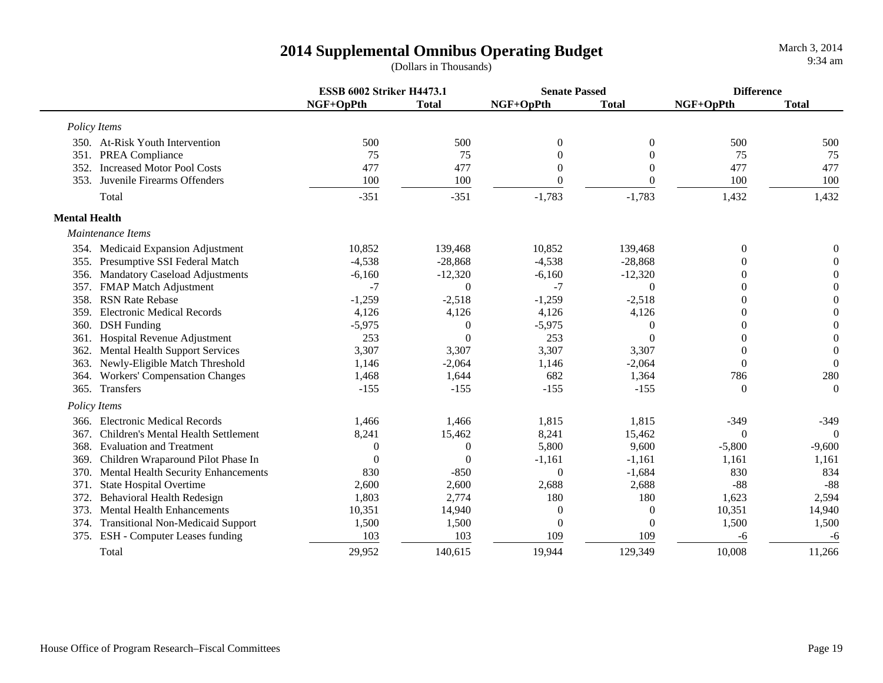# 2014 Supplemental Omnibus Operating Budget

(Dollars in Thousands)

March 3, 2014
9:34 am

| | ESSB 6002 Striker H4473.1 | | Senate Passed | | Difference | |
|---|---|---|---|---|---|---|
| | NGF+OpPth | Total | NGF+OpPth | Total | NGF+OpPth | Total |
| *Policy Items* | | | | | | |
| 350. At-Risk Youth Intervention | 500 | 500 | 0 | 0 | 500 | 500 |
| 351. PREA Compliance | 75 | 75 | 0 | 0 | 75 | 75 |
| 352. Increased Motor Pool Costs | 477 | 477 | 0 | 0 | 477 | 477 |
| 353. Juvenile Firearms Offenders | 100 | 100 | 0 | 0 | 100 | 100 |
| Total | -351 | -351 | -1,783 | -1,783 | 1,432 | 1,432 |
| **Mental Health** | | | | | | |
| *Maintenance Items* | | | | | | |
| 354. Medicaid Expansion Adjustment | 10,852 | 139,468 | 10,852 | 139,468 | 0 | 0 |
| 355. Presumptive SSI Federal Match | -4,538 | -28,868 | -4,538 | -28,868 | 0 | 0 |
| 356. Mandatory Caseload Adjustments | -6,160 | -12,320 | -6,160 | -12,320 | 0 | 0 |
| 357. FMAP Match Adjustment | -7 | 0 | -7 | 0 | 0 | 0 |
| 358. RSN Rate Rebase | -1,259 | -2,518 | -1,259 | -2,518 | 0 | 0 |
| 359. Electronic Medical Records | 4,126 | 4,126 | 4,126 | 4,126 | 0 | 0 |
| 360. DSH Funding | -5,975 | 0 | -5,975 | 0 | 0 | 0 |
| 361. Hospital Revenue Adjustment | 253 | 0 | 253 | 0 | 0 | 0 |
| 362. Mental Health Support Services | 3,307 | 3,307 | 3,307 | 3,307 | 0 | 0 |
| 363. Newly-Eligible Match Threshold | 1,146 | -2,064 | 1,146 | -2,064 | 0 | 0 |
| 364. Workers' Compensation Changes | 1,468 | 1,644 | 682 | 1,364 | 786 | 280 |
| 365. Transfers | -155 | -155 | -155 | -155 | 0 | 0 |
| *Policy Items* | | | | | | |
| 366. Electronic Medical Records | 1,466 | 1,466 | 1,815 | 1,815 | -349 | -349 |
| 367. Children's Mental Health Settlement | 8,241 | 15,462 | 8,241 | 15,462 | 0 | 0 |
| 368. Evaluation and Treatment | 0 | 0 | 5,800 | 9,600 | -5,800 | -9,600 |
| 369. Children Wraparound Pilot Phase In | 0 | 0 | -1,161 | -1,161 | 1,161 | 1,161 |
| 370. Mental Health Security Enhancements | 830 | -850 | 0 | -1,684 | 830 | 834 |
| 371. State Hospital Overtime | 2,600 | 2,600 | 2,688 | 2,688 | -88 | -88 |
| 372. Behavioral Health Redesign | 1,803 | 2,774 | 180 | 180 | 1,623 | 2,594 |
| 373. Mental Health Enhancements | 10,351 | 14,940 | 0 | 0 | 10,351 | 14,940 |
| 374. Transitional Non-Medicaid Support | 1,500 | 1,500 | 0 | 0 | 1,500 | 1,500 |
| 375. ESH - Computer Leases funding | 103 | 103 | 109 | 109 | -6 | -6 |
| Total | 29,952 | 140,615 | 19,944 | 129,349 | 10,008 | 11,266 |

House Office of Program Research–Fiscal Committees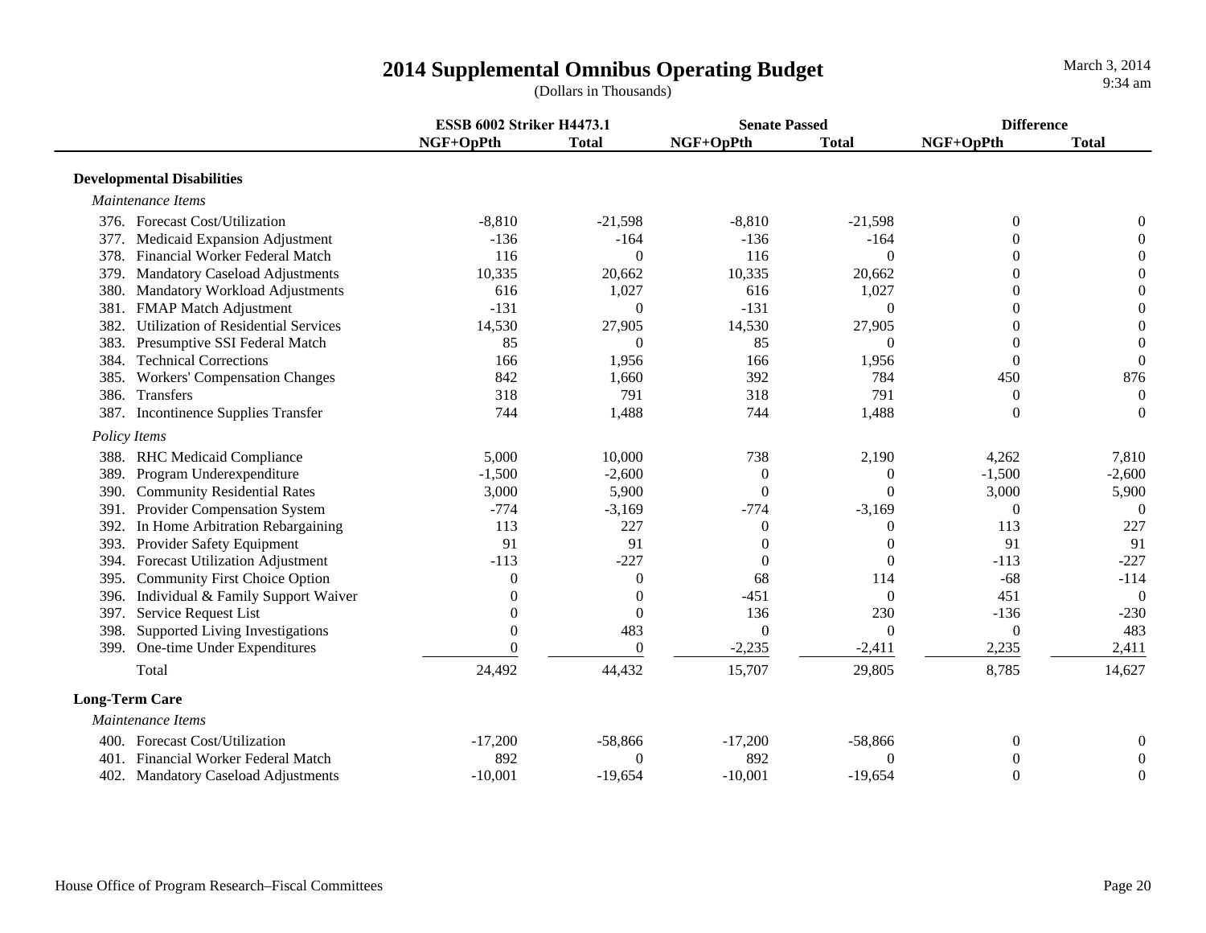# 2014 Supplemental Omnibus Operating Budget

(Dollars in Thousands)

March 3, 2014
9:34 am

| | ESSB 6002 Striker H4473.1 | | Senate Passed | | Difference | |
|---|---|---|---|---|---|---|
| | NGF+OpPth | Total | NGF+OpPth | Total | NGF+OpPth | Total |
| **Developmental Disabilities** | | | | | | |
| *Maintenance Items* | | | | | | |
| 376. Forecast Cost/Utilization | -8,810 | -21,598 | -8,810 | -21,598 | 0 | 0 |
| 377. Medicaid Expansion Adjustment | -136 | -164 | -136 | -164 | 0 | 0 |
| 378. Financial Worker Federal Match | 116 | 0 | 116 | 0 | 0 | 0 |
| 379. Mandatory Caseload Adjustments | 10,335 | 20,662 | 10,335 | 20,662 | 0 | 0 |
| 380. Mandatory Workload Adjustments | 616 | 1,027 | 616 | 1,027 | 0 | 0 |
| 381. FMAP Match Adjustment | -131 | 0 | -131 | 0 | 0 | 0 |
| 382. Utilization of Residential Services | 14,530 | 27,905 | 14,530 | 27,905 | 0 | 0 |
| 383. Presumptive SSI Federal Match | 85 | 0 | 85 | 0 | 0 | 0 |
| 384. Technical Corrections | 166 | 1,956 | 166 | 1,956 | 0 | 0 |
| 385. Workers' Compensation Changes | 842 | 1,660 | 392 | 784 | 450 | 876 |
| 386. Transfers | 318 | 791 | 318 | 791 | 0 | 0 |
| 387. Incontinence Supplies Transfer | 744 | 1,488 | 744 | 1,488 | 0 | 0 |
| *Policy Items* | | | | | | |
| 388. RHC Medicaid Compliance | 5,000 | 10,000 | 738 | 2,190 | 4,262 | 7,810 |
| 389. Program Underexpenditure | -1,500 | -2,600 | 0 | 0 | -1,500 | -2,600 |
| 390. Community Residential Rates | 3,000 | 5,900 | 0 | 0 | 3,000 | 5,900 |
| 391. Provider Compensation System | -774 | -3,169 | -774 | -3,169 | 0 | 0 |
| 392. In Home Arbitration Rebargaining | 113 | 227 | 0 | 0 | 113 | 227 |
| 393. Provider Safety Equipment | 91 | 91 | 0 | 0 | 91 | 91 |
| 394. Forecast Utilization Adjustment | -113 | -227 | 0 | 0 | -113 | -227 |
| 395. Community First Choice Option | 0 | 0 | 68 | 114 | -68 | -114 |
| 396. Individual & Family Support Waiver | 0 | 0 | -451 | 0 | 451 | 0 |
| 397. Service Request List | 0 | 0 | 136 | 230 | -136 | -230 |
| 398. Supported Living Investigations | 0 | 483 | 0 | 0 | 0 | 483 |
| 399. One-time Under Expenditures | 0 | 0 | -2,235 | -2,411 | 2,235 | 2,411 |
| Total | 24,492 | 44,432 | 15,707 | 29,805 | 8,785 | 14,627 |
| **Long-Term Care** | | | | | | |
| *Maintenance Items* | | | | | | |
| 400. Forecast Cost/Utilization | -17,200 | -58,866 | -17,200 | -58,866 | 0 | 0 |
| 401. Financial Worker Federal Match | 892 | 0 | 892 | 0 | 0 | 0 |
| 402. Mandatory Caseload Adjustments | -10,001 | -19,654 | -10,001 | -19,654 | 0 | 0 |

House Office of Program Research–Fiscal Committees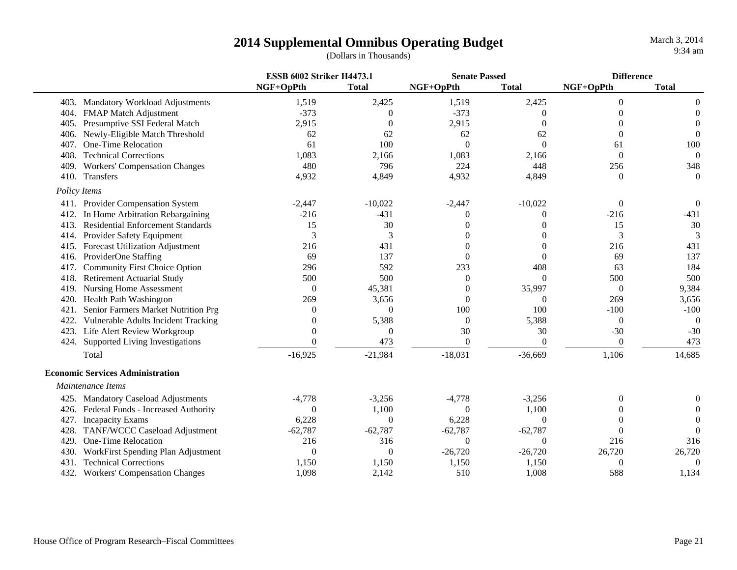# 2014 Supplemental Omnibus Operating Budget

(Dollars in Thousands)

| | ESSB 6002 Striker H4473.1 | | Senate Passed | | Difference | |
|---|---|---|---|---|---|---|
| | NGF+OpPth | Total | NGF+OpPth | Total | NGF+OpPth | Total |
| 403. Mandatory Workload Adjustments | 1,519 | 2,425 | 1,519 | 2,425 | 0 | 0 |
| 404. FMAP Match Adjustment | -373 | 0 | -373 | 0 | 0 | 0 |
| 405. Presumptive SSI Federal Match | 2,915 | 0 | 2,915 | 0 | 0 | 0 |
| 406. Newly-Eligible Match Threshold | 62 | 62 | 62 | 62 | 0 | 0 |
| 407. One-Time Relocation | 61 | 100 | 0 | 0 | 61 | 100 |
| 408. Technical Corrections | 1,083 | 2,166 | 1,083 | 2,166 | 0 | 0 |
| 409. Workers' Compensation Changes | 480 | 796 | 224 | 448 | 256 | 348 |
| 410. Transfers | 4,932 | 4,849 | 4,932 | 4,849 | 0 | 0 |
| *Policy Items* | | | | | | |
| 411. Provider Compensation System | -2,447 | -10,022 | -2,447 | -10,022 | 0 | 0 |
| 412. In Home Arbitration Rebargaining | -216 | -431 | 0 | 0 | -216 | -431 |
| 413. Residential Enforcement Standards | 15 | 30 | 0 | 0 | 15 | 30 |
| 414. Provider Safety Equipment | 3 | 3 | 0 | 0 | 3 | 3 |
| 415. Forecast Utilization Adjustment | 216 | 431 | 0 | 0 | 216 | 431 |
| 416. ProviderOne Staffing | 69 | 137 | 0 | 0 | 69 | 137 |
| 417. Community First Choice Option | 296 | 592 | 233 | 408 | 63 | 184 |
| 418. Retirement Actuarial Study | 500 | 500 | 0 | 0 | 500 | 500 |
| 419. Nursing Home Assessment | 0 | 45,381 | 0 | 35,997 | 0 | 9,384 |
| 420. Health Path Washington | 269 | 3,656 | 0 | 0 | 269 | 3,656 |
| 421. Senior Farmers Market Nutrition Prg | 0 | 0 | 100 | 100 | -100 | -100 |
| 422. Vulnerable Adults Incident Tracking | 0 | 5,388 | 0 | 5,388 | 0 | 0 |
| 423. Life Alert Review Workgroup | 0 | 0 | 30 | 30 | -30 | -30 |
| 424. Supported Living Investigations | 0 | 473 | 0 | 0 | 0 | 473 |
| Total | -16,925 | -21,984 | -18,031 | -36,669 | 1,106 | 14,685 |
| **Economic Services Administration** | | | | | | |
| *Maintenance Items* | | | | | | |
| 425. Mandatory Caseload Adjustments | -4,778 | -3,256 | -4,778 | -3,256 | 0 | 0 |
| 426. Federal Funds - Increased Authority | 0 | 1,100 | 0 | 1,100 | 0 | 0 |
| 427. Incapacity Exams | 6,228 | 0 | 6,228 | 0 | 0 | 0 |
| 428. TANF/WCCC Caseload Adjustment | -62,787 | -62,787 | -62,787 | -62,787 | 0 | 0 |
| 429. One-Time Relocation | 216 | 316 | 0 | 0 | 216 | 316 |
| 430. WorkFirst Spending Plan Adjustment | 0 | 0 | -26,720 | -26,720 | 26,720 | 26,720 |
| 431. Technical Corrections | 1,150 | 1,150 | 1,150 | 1,150 | 0 | 0 |
| 432. Workers' Compensation Changes | 1,098 | 2,142 | 510 | 1,008 | 588 | 1,134 |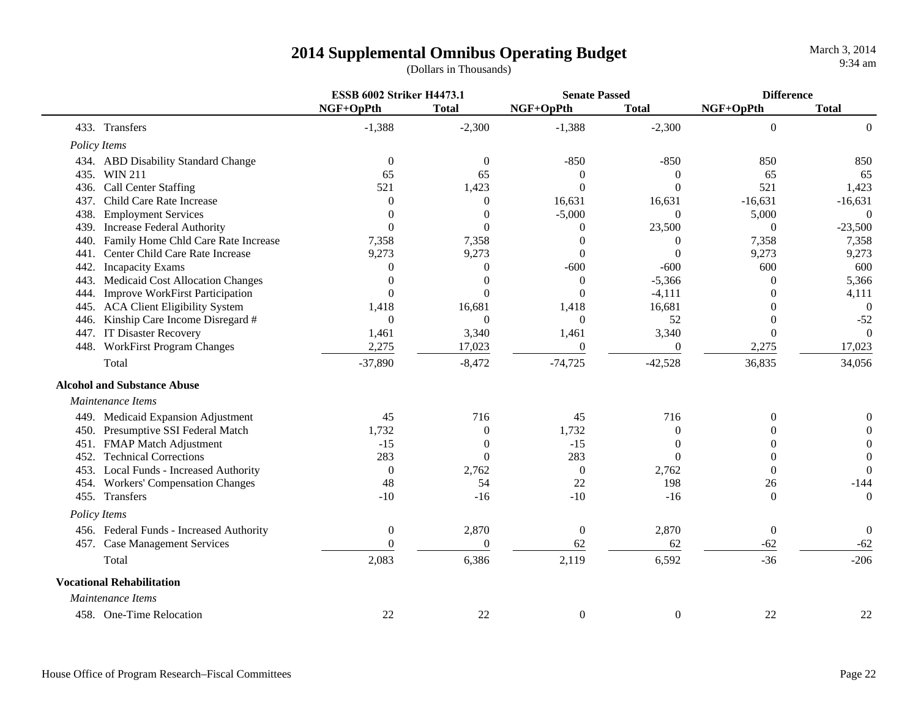# 2014 Supplemental Omnibus Operating Budget

(Dollars in Thousands)

| | ESSB 6002 Striker H4473.1 | | Senate Passed | | Difference | |
|---|---|---|---|---|---|---|
| | NGF+OpPth | Total | NGF+OpPth | Total | NGF+OpPth | Total |
| 433. Transfers | -1,388 | -2,300 | -1,388 | -2,300 | 0 | 0 |
| *Policy Items* | | | | | | |
| 434. ABD Disability Standard Change | 0 | 0 | -850 | -850 | 850 | 850 |
| 435. WIN 211 | 65 | 65 | 0 | 0 | 65 | 65 |
| 436. Call Center Staffing | 521 | 1,423 | 0 | 0 | 521 | 1,423 |
| 437. Child Care Rate Increase | 0 | 0 | 16,631 | 16,631 | -16,631 | -16,631 |
| 438. Employment Services | 0 | 0 | -5,000 | 0 | 5,000 | 0 |
| 439. Increase Federal Authority | 0 | 0 | 0 | 23,500 | 0 | -23,500 |
| 440. Family Home Chld Care Rate Increase | 7,358 | 7,358 | 0 | 0 | 7,358 | 7,358 |
| 441. Center Child Care Rate Increase | 9,273 | 9,273 | 0 | 0 | 9,273 | 9,273 |
| 442. Incapacity Exams | 0 | 0 | -600 | -600 | 600 | 600 |
| 443. Medicaid Cost Allocation Changes | 0 | 0 | 0 | -5,366 | 0 | 5,366 |
| 444. Improve WorkFirst Participation | 0 | 0 | 0 | -4,111 | 0 | 4,111 |
| 445. ACA Client Eligibility System | 1,418 | 16,681 | 1,418 | 16,681 | 0 | 0 |
| 446. Kinship Care Income Disregard # | 0 | 0 | 0 | 52 | 0 | -52 |
| 447. IT Disaster Recovery | 1,461 | 3,340 | 1,461 | 3,340 | 0 | 0 |
| 448. WorkFirst Program Changes | 2,275 | 17,023 | 0 | 0 | 2,275 | 17,023 |
| Total | -37,890 | -8,472 | -74,725 | -42,528 | 36,835 | 34,056 |
| **Alcohol and Substance Abuse** | | | | | | |
| *Maintenance Items* | | | | | | |
| 449. Medicaid Expansion Adjustment | 45 | 716 | 45 | 716 | 0 | 0 |
| 450. Presumptive SSI Federal Match | 1,732 | 0 | 1,732 | 0 | 0 | 0 |
| 451. FMAP Match Adjustment | -15 | 0 | -15 | 0 | 0 | 0 |
| 452. Technical Corrections | 283 | 0 | 283 | 0 | 0 | 0 |
| 453. Local Funds - Increased Authority | 0 | 2,762 | 0 | 2,762 | 0 | 0 |
| 454. Workers' Compensation Changes | 48 | 54 | 22 | 198 | 26 | -144 |
| 455. Transfers | -10 | -16 | -10 | -16 | 0 | 0 |
| *Policy Items* | | | | | | |
| 456. Federal Funds - Increased Authority | 0 | 2,870 | 0 | 2,870 | 0 | 0 |
| 457. Case Management Services | 0 | 0 | 62 | 62 | -62 | -62 |
| Total | 2,083 | 6,386 | 2,119 | 6,592 | -36 | -206 |
| **Vocational Rehabilitation** | | | | | | |
| *Maintenance Items* | | | | | | |
| 458. One-Time Relocation | 22 | 22 | 0 | 0 | 22 | 22 |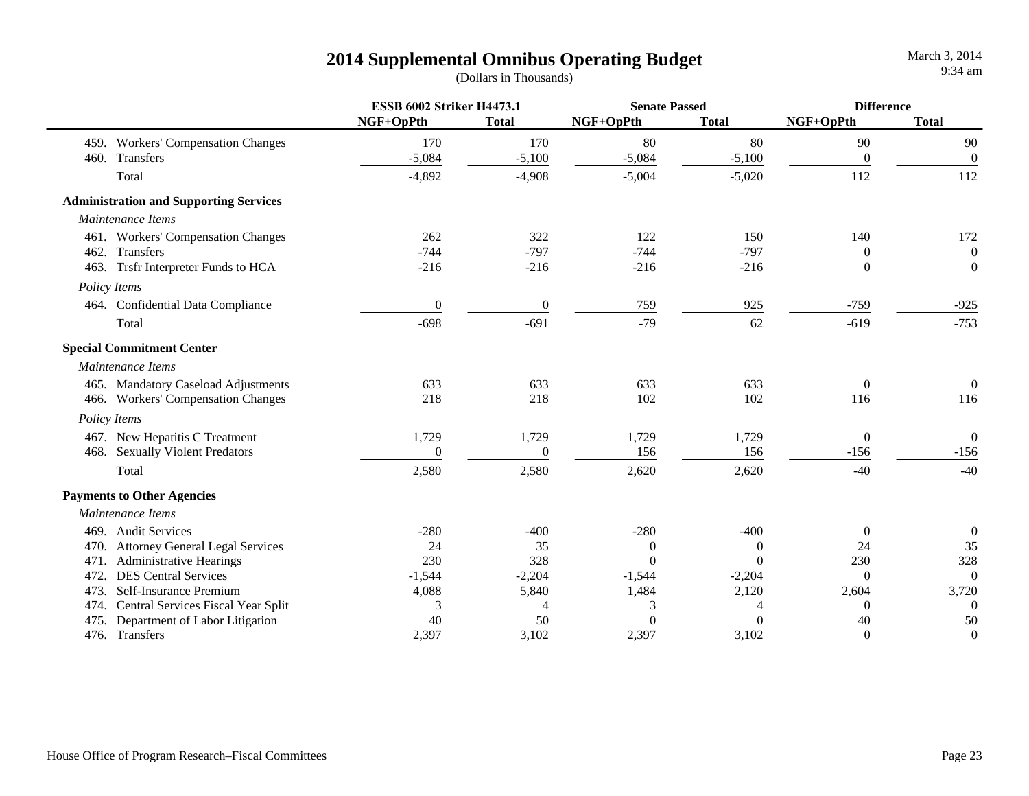# 2014 Supplemental Omnibus Operating Budget

(Dollars in Thousands)

| | ESSB 6002 Striker H4473.1 | | Senate Passed | | Difference | |
|---|---|---|---|---|---|---|
| | NGF+OpPth | Total | NGF+OpPth | Total | NGF+OpPth | Total |
| 459. Workers' Compensation Changes | 170 | 170 | 80 | 80 | 90 | 90 |
| 460. Transfers | -5,084 | -5,100 | -5,084 | -5,100 | 0 | 0 |
| Total | -4,892 | -4,908 | -5,004 | -5,020 | 112 | 112 |
| **Administration and Supporting Services** | | | | | | |
| *Maintenance Items* | | | | | | |
| 461. Workers' Compensation Changes | 262 | 322 | 122 | 150 | 140 | 172 |
| 462. Transfers | -744 | -797 | -744 | -797 | 0 | 0 |
| 463. Trsfr Interpreter Funds to HCA | -216 | -216 | -216 | -216 | 0 | 0 |
| *Policy Items* | | | | | | |
| 464. Confidential Data Compliance | 0 | 0 | 759 | 925 | -759 | -925 |
| Total | -698 | -691 | -79 | 62 | -619 | -753 |
| **Special Commitment Center** | | | | | | |
| *Maintenance Items* | | | | | | |
| 465. Mandatory Caseload Adjustments | 633 | 633 | 633 | 633 | 0 | 0 |
| 466. Workers' Compensation Changes | 218 | 218 | 102 | 102 | 116 | 116 |
| *Policy Items* | | | | | | |
| 467. New Hepatitis C Treatment | 1,729 | 1,729 | 1,729 | 1,729 | 0 | 0 |
| 468. Sexually Violent Predators | 0 | 0 | 156 | 156 | -156 | -156 |
| Total | 2,580 | 2,580 | 2,620 | 2,620 | -40 | -40 |
| **Payments to Other Agencies** | | | | | | |
| *Maintenance Items* | | | | | | |
| 469. Audit Services | -280 | -400 | -280 | -400 | 0 | 0 |
| 470. Attorney General Legal Services | 24 | 35 | 0 | 0 | 24 | 35 |
| 471. Administrative Hearings | 230 | 328 | 0 | 0 | 230 | 328 |
| 472. DES Central Services | -1,544 | -2,204 | -1,544 | -2,204 | 0 | 0 |
| 473. Self-Insurance Premium | 4,088 | 5,840 | 1,484 | 2,120 | 2,604 | 3,720 |
| 474. Central Services Fiscal Year Split | 3 | 4 | 3 | 4 | 0 | 0 |
| 475. Department of Labor Litigation | 40 | 50 | 0 | 0 | 40 | 50 |
| 476. Transfers | 2,397 | 3,102 | 2,397 | 3,102 | 0 | 0 |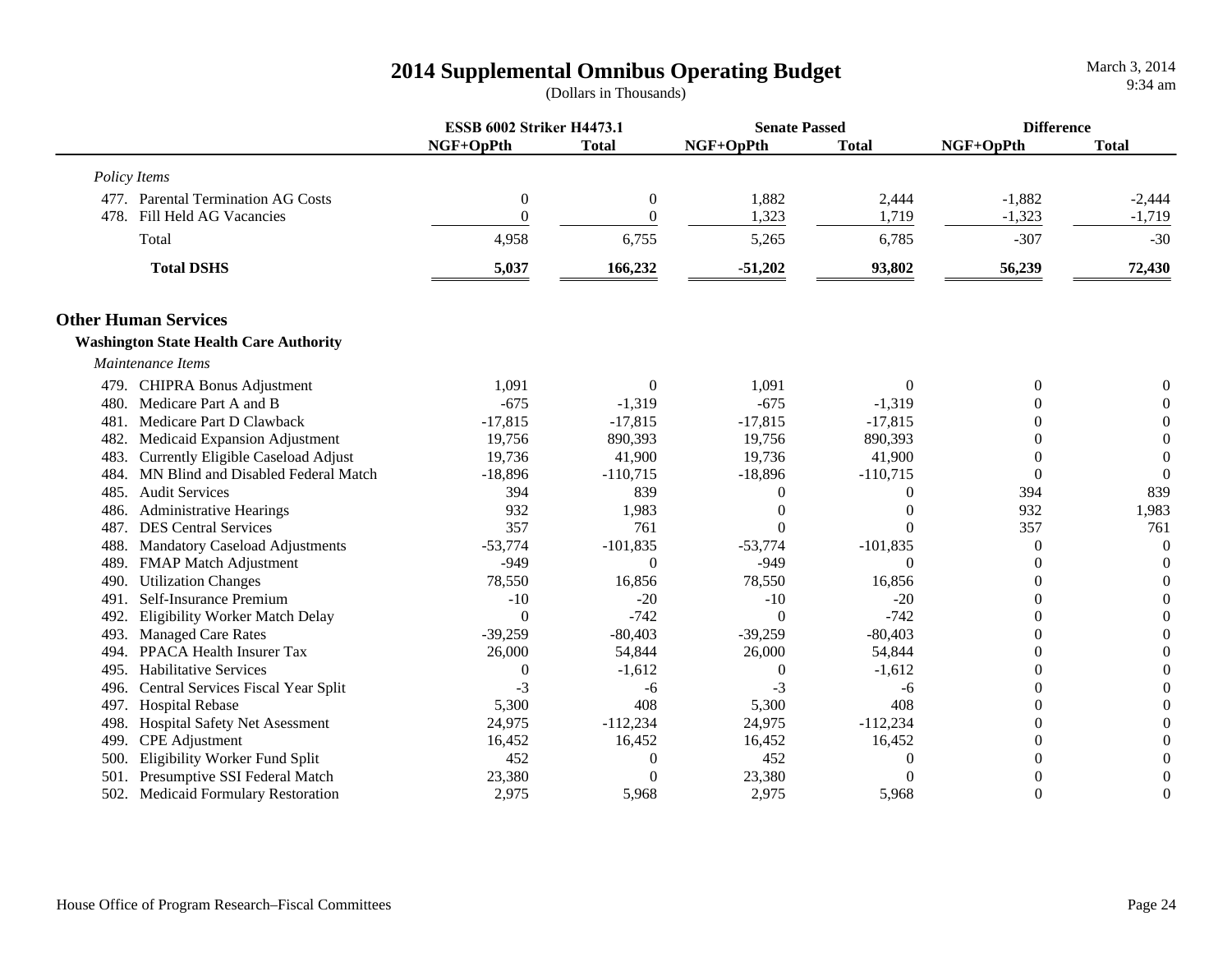# 2014 Supplemental Omnibus Operating Budget

(Dollars in Thousands)

| | ESSB 6002 Striker H4473.1 | | Senate Passed | | Difference | |
|---|---|---|---|---|---|---|
| | NGF+OpPth | Total | NGF+OpPth | Total | NGF+OpPth | Total |
| *Policy Items* | | | | | | |
| 477. Parental Termination AG Costs | 0 | 0 | 1,882 | 2,444 | -1,882 | -2,444 |
| 478. Fill Held AG Vacancies | 0 | 0 | 1,323 | 1,719 | -1,323 | -1,719 |
| Total | 4,958 | 6,755 | 5,265 | 6,785 | -307 | -30 |
| **Total DSHS** | **5,037** | **166,232** | **-51,202** | **93,802** | **56,239** | **72,430** |

## Other Human Services

### Washington State Health Care Authority

| | ESSB 6002 Striker H4473.1 | | Senate Passed | | Difference | |
|---|---|---|---|---|---|---|
| | NGF+OpPth | Total | NGF+OpPth | Total | NGF+OpPth | Total |
| *Maintenance Items* | | | | | | |
| 479. CHIPRA Bonus Adjustment | 1,091 | 0 | 1,091 | 0 | 0 | 0 |
| 480. Medicare Part A and B | -675 | -1,319 | -675 | -1,319 | 0 | 0 |
| 481. Medicare Part D Clawback | -17,815 | -17,815 | -17,815 | -17,815 | 0 | 0 |
| 482. Medicaid Expansion Adjustment | 19,756 | 890,393 | 19,756 | 890,393 | 0 | 0 |
| 483. Currently Eligible Caseload Adjust | 19,736 | 41,900 | 19,736 | 41,900 | 0 | 0 |
| 484. MN Blind and Disabled Federal Match | -18,896 | -110,715 | -18,896 | -110,715 | 0 | 0 |
| 485. Audit Services | 394 | 839 | 0 | 0 | 394 | 839 |
| 486. Administrative Hearings | 932 | 1,983 | 0 | 0 | 932 | 1,983 |
| 487. DES Central Services | 357 | 761 | 0 | 0 | 357 | 761 |
| 488. Mandatory Caseload Adjustments | -53,774 | -101,835 | -53,774 | -101,835 | 0 | 0 |
| 489. FMAP Match Adjustment | -949 | 0 | -949 | 0 | 0 | 0 |
| 490. Utilization Changes | 78,550 | 16,856 | 78,550 | 16,856 | 0 | 0 |
| 491. Self-Insurance Premium | -10 | -20 | -10 | -20 | 0 | 0 |
| 492. Eligibility Worker Match Delay | 0 | -742 | 0 | -742 | 0 | 0 |
| 493. Managed Care Rates | -39,259 | -80,403 | -39,259 | -80,403 | 0 | 0 |
| 494. PPACA Health Insurer Tax | 26,000 | 54,844 | 26,000 | 54,844 | 0 | 0 |
| 495. Habilitative Services | 0 | -1,612 | 0 | -1,612 | 0 | 0 |
| 496. Central Services Fiscal Year Split | -3 | -6 | -3 | -6 | 0 | 0 |
| 497. Hospital Rebase | 5,300 | 408 | 5,300 | 408 | 0 | 0 |
| 498. Hospital Safety Net Asessment | 24,975 | -112,234 | 24,975 | -112,234 | 0 | 0 |
| 499. CPE Adjustment | 16,452 | 16,452 | 16,452 | 16,452 | 0 | 0 |
| 500. Eligibility Worker Fund Split | 452 | 0 | 452 | 0 | 0 | 0 |
| 501. Presumptive SSI Federal Match | 23,380 | 0 | 23,380 | 0 | 0 | 0 |
| 502. Medicaid Formulary Restoration | 2,975 | 5,968 | 2,975 | 5,968 | 0 | 0 |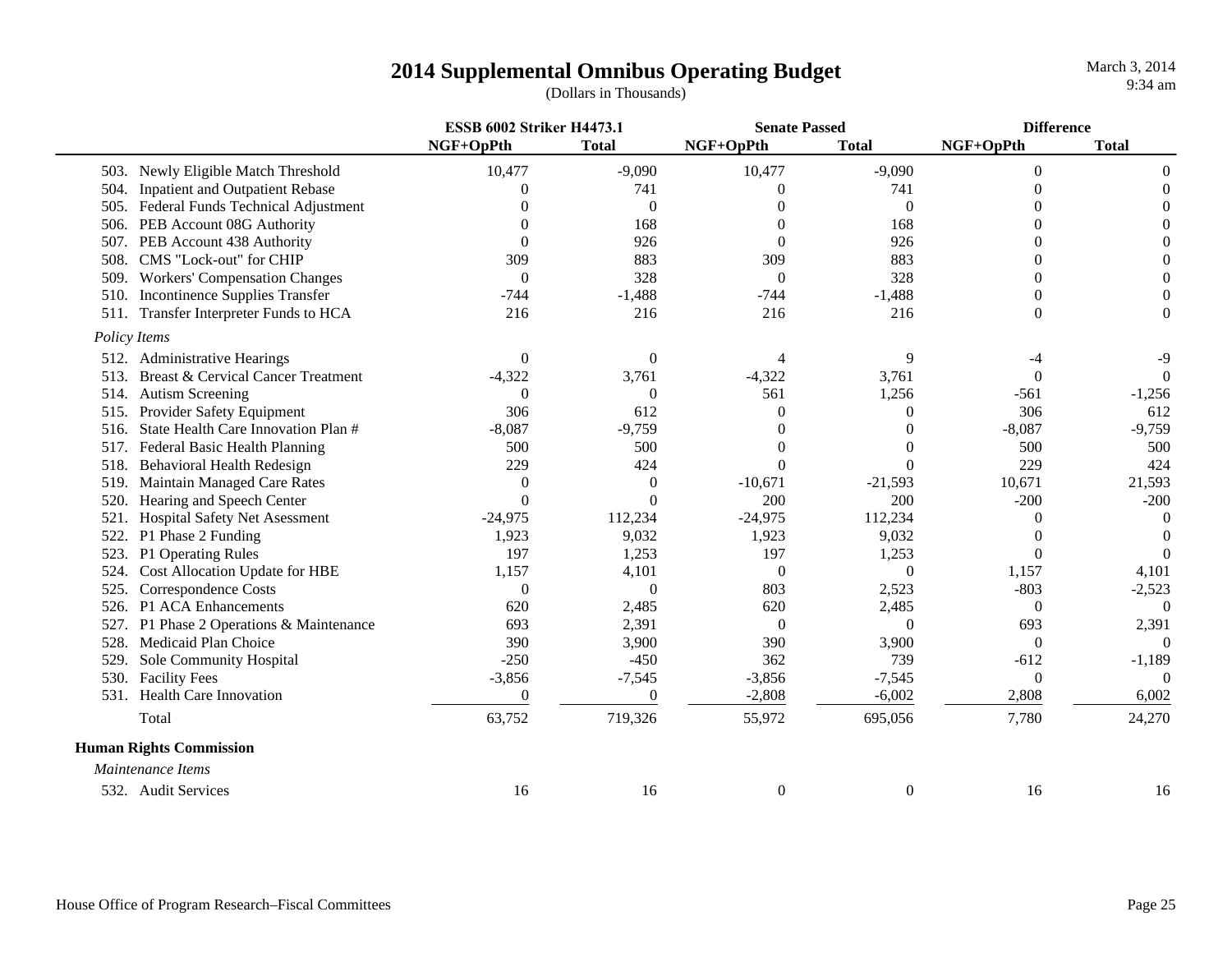# 2014 Supplemental Omnibus Operating Budget

(Dollars in Thousands)

March 3, 2014
9:34 am

| | ESSB 6002 Striker H4473.1 | | Senate Passed | | Difference | |
|---|---|---|---|---|---|---|
| | NGF+OpPth | Total | NGF+OpPth | Total | NGF+OpPth | Total |
| 503. Newly Eligible Match Threshold | 10,477 | -9,090 | 10,477 | -9,090 | 0 | 0 |
| 504. Inpatient and Outpatient Rebase | 0 | 741 | 0 | 741 | 0 | 0 |
| 505. Federal Funds Technical Adjustment | 0 | 0 | 0 | 0 | 0 | 0 |
| 506. PEB Account 08G Authority | 0 | 168 | 0 | 168 | 0 | 0 |
| 507. PEB Account 438 Authority | 0 | 926 | 0 | 926 | 0 | 0 |
| 508. CMS "Lock-out" for CHIP | 309 | 883 | 309 | 883 | 0 | 0 |
| 509. Workers' Compensation Changes | 0 | 328 | 0 | 328 | 0 | 0 |
| 510. Incontinence Supplies Transfer | -744 | -1,488 | -744 | -1,488 | 0 | 0 |
| 511. Transfer Interpreter Funds to HCA | 216 | 216 | 216 | 216 | 0 | 0 |
| *Policy Items* | | | | | | |
| 512. Administrative Hearings | 0 | 0 | 4 | 9 | -4 | -9 |
| 513. Breast & Cervical Cancer Treatment | -4,322 | 3,761 | -4,322 | 3,761 | 0 | 0 |
| 514. Autism Screening | 0 | 0 | 561 | 1,256 | -561 | -1,256 |
| 515. Provider Safety Equipment | 306 | 612 | 0 | 0 | 306 | 612 |
| 516. State Health Care Innovation Plan # | -8,087 | -9,759 | 0 | 0 | -8,087 | -9,759 |
| 517. Federal Basic Health Planning | 500 | 500 | 0 | 0 | 500 | 500 |
| 518. Behavioral Health Redesign | 229 | 424 | 0 | 0 | 229 | 424 |
| 519. Maintain Managed Care Rates | 0 | 0 | -10,671 | -21,593 | 10,671 | 21,593 |
| 520. Hearing and Speech Center | 0 | 0 | 200 | 200 | -200 | -200 |
| 521. Hospital Safety Net Asessment | -24,975 | 112,234 | -24,975 | 112,234 | 0 | 0 |
| 522. P1 Phase 2 Funding | 1,923 | 9,032 | 1,923 | 9,032 | 0 | 0 |
| 523. P1 Operating Rules | 197 | 1,253 | 197 | 1,253 | 0 | 0 |
| 524. Cost Allocation Update for HBE | 1,157 | 4,101 | 0 | 0 | 1,157 | 4,101 |
| 525. Correspondence Costs | 0 | 0 | 803 | 2,523 | -803 | -2,523 |
| 526. P1 ACA Enhancements | 620 | 2,485 | 620 | 2,485 | 0 | 0 |
| 527. P1 Phase 2 Operations & Maintenance | 693 | 2,391 | 0 | 0 | 693 | 2,391 |
| 528. Medicaid Plan Choice | 390 | 3,900 | 390 | 3,900 | 0 | 0 |
| 529. Sole Community Hospital | -250 | -450 | 362 | 739 | -612 | -1,189 |
| 530. Facility Fees | -3,856 | -7,545 | -3,856 | -7,545 | 0 | 0 |
| 531. Health Care Innovation | 0 | 0 | -2,808 | -6,002 | 2,808 | 6,002 |
| Total | 63,752 | 719,326 | 55,972 | 695,056 | 7,780 | 24,270 |
| **Human Rights Commission** | | | | | | |
| *Maintenance Items* | | | | | | |
| 532. Audit Services | 16 | 16 | 0 | 0 | 16 | 16 |

House Office of Program Research–Fiscal Committees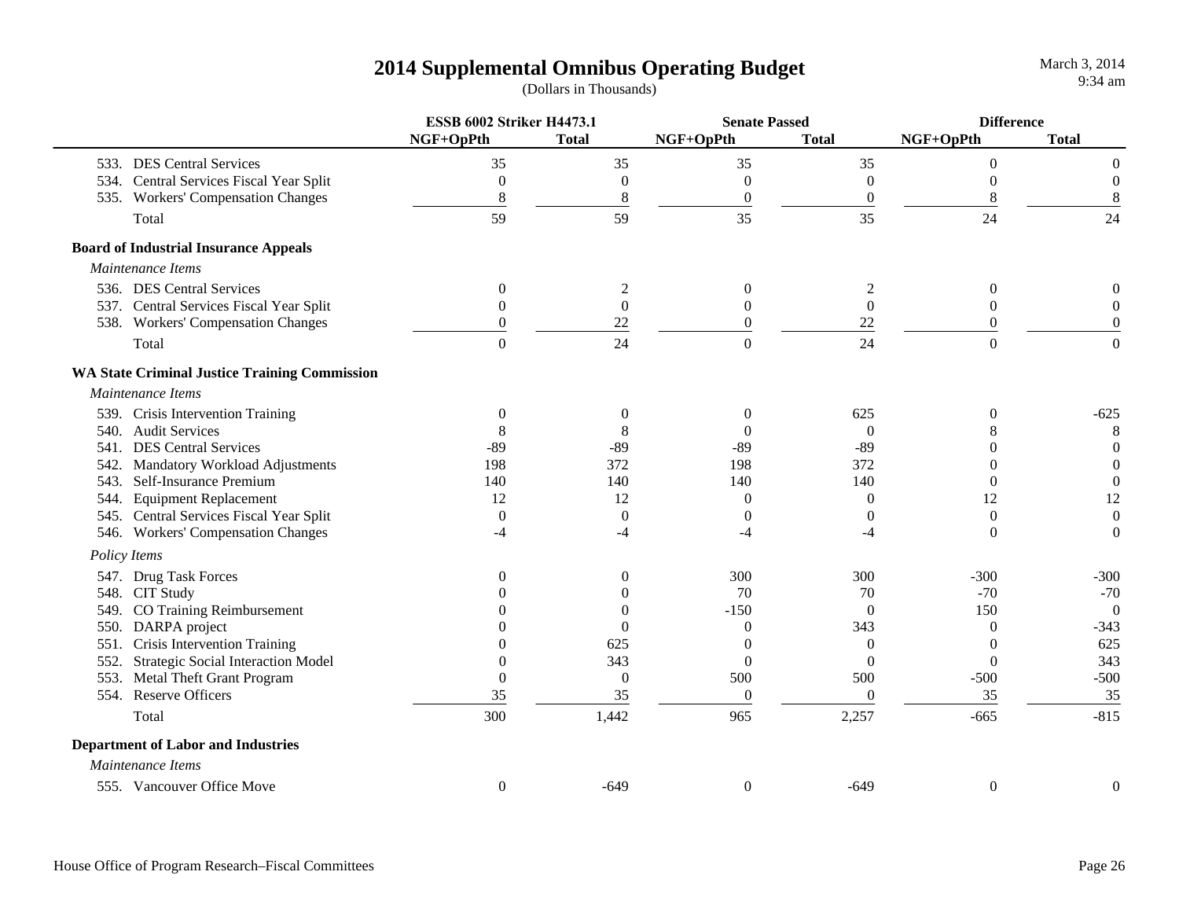# 2014 Supplemental Omnibus Operating Budget

(Dollars in Thousands)

| | ESSB 6002 Striker H4473.1 | | Senate Passed | | Difference | |
|---|---|---|---|---|---|---|
| | NGF+OpPth | Total | NGF+OpPth | Total | NGF+OpPth | Total |
| 533. DES Central Services | 35 | 35 | 35 | 35 | 0 | 0 |
| 534. Central Services Fiscal Year Split | 0 | 0 | 0 | 0 | 0 | 0 |
| 535. Workers' Compensation Changes | 8 | 8 | 0 | 0 | 8 | 8 |
| Total | 59 | 59 | 35 | 35 | 24 | 24 |
| **Board of Industrial Insurance Appeals** | | | | | | |
| *Maintenance Items* | | | | | | |
| 536. DES Central Services | 0 | 2 | 0 | 2 | 0 | 0 |
| 537. Central Services Fiscal Year Split | 0 | 0 | 0 | 0 | 0 | 0 |
| 538. Workers' Compensation Changes | 0 | 22 | 0 | 22 | 0 | 0 |
| Total | 0 | 24 | 0 | 24 | 0 | 0 |
| **WA State Criminal Justice Training Commission** | | | | | | |
| *Maintenance Items* | | | | | | |
| 539. Crisis Intervention Training | 0 | 0 | 0 | 625 | 0 | -625 |
| 540. Audit Services | 8 | 8 | 0 | 0 | 8 | 8 |
| 541. DES Central Services | -89 | -89 | -89 | -89 | 0 | 0 |
| 542. Mandatory Workload Adjustments | 198 | 372 | 198 | 372 | 0 | 0 |
| 543. Self-Insurance Premium | 140 | 140 | 140 | 140 | 0 | 0 |
| 544. Equipment Replacement | 12 | 12 | 0 | 0 | 12 | 12 |
| 545. Central Services Fiscal Year Split | 0 | 0 | 0 | 0 | 0 | 0 |
| 546. Workers' Compensation Changes | -4 | -4 | -4 | -4 | 0 | 0 |
| *Policy Items* | | | | | | |
| 547. Drug Task Forces | 0 | 0 | 300 | 300 | -300 | -300 |
| 548. CIT Study | 0 | 0 | 70 | 70 | -70 | -70 |
| 549. CO Training Reimbursement | 0 | 0 | -150 | 0 | 150 | 0 |
| 550. DARPA project | 0 | 0 | 0 | 343 | 0 | -343 |
| 551. Crisis Intervention Training | 0 | 625 | 0 | 0 | 0 | 625 |
| 552. Strategic Social Interaction Model | 0 | 343 | 0 | 0 | 0 | 343 |
| 553. Metal Theft Grant Program | 0 | 0 | 500 | 500 | -500 | -500 |
| 554. Reserve Officers | 35 | 35 | 0 | 0 | 35 | 35 |
| Total | 300 | 1,442 | 965 | 2,257 | -665 | -815 |
| **Department of Labor and Industries** | | | | | | |
| *Maintenance Items* | | | | | | |
| 555. Vancouver Office Move | 0 | -649 | 0 | -649 | 0 | 0 |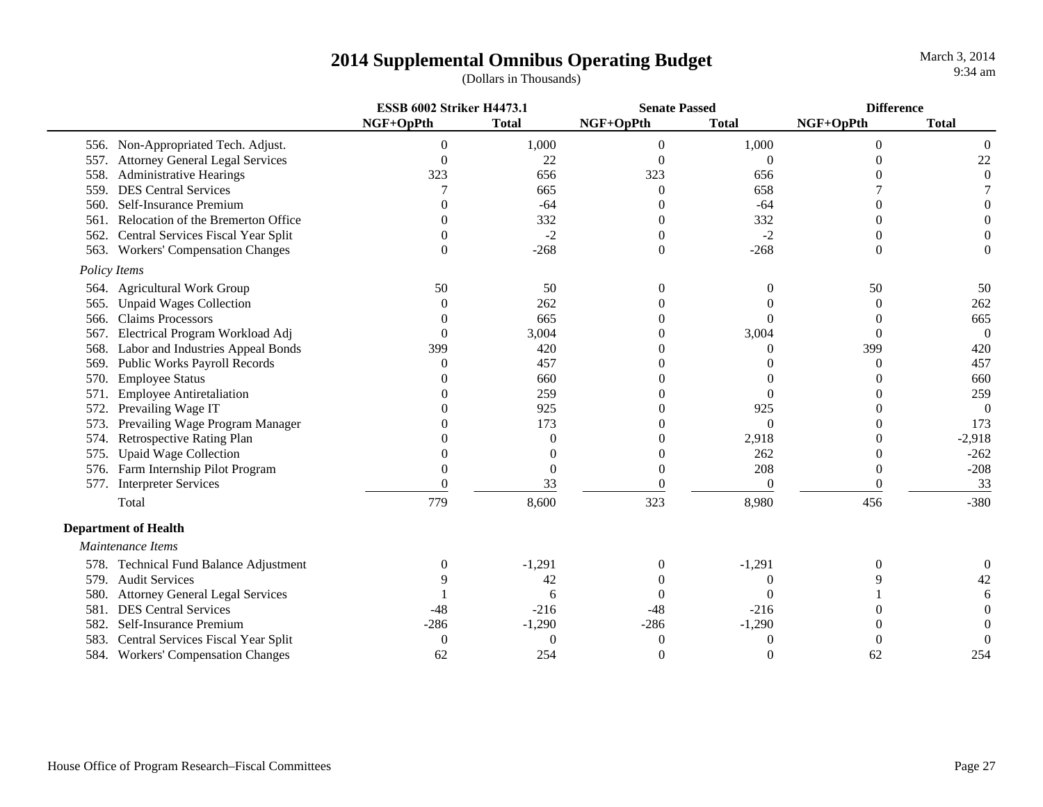# 2014 Supplemental Omnibus Operating Budget

(Dollars in Thousands)

| | ESSB 6002 Striker H4473.1 | | Senate Passed | | Difference | |
|---|---|---|---|---|---|---|
| | NGF+OpPth | Total | NGF+OpPth | Total | NGF+OpPth | Total |
| 556. Non-Appropriated Tech. Adjust. | 0 | 1,000 | 0 | 1,000 | 0 | 0 |
| 557. Attorney General Legal Services | 0 | 22 | 0 | 0 | 0 | 22 |
| 558. Administrative Hearings | 323 | 656 | 323 | 656 | 0 | 0 |
| 559. DES Central Services | 7 | 665 | 0 | 658 | 7 | 7 |
| 560. Self-Insurance Premium | 0 | -64 | 0 | -64 | 0 | 0 |
| 561. Relocation of the Bremerton Office | 0 | 332 | 0 | 332 | 0 | 0 |
| 562. Central Services Fiscal Year Split | 0 | -2 | 0 | -2 | 0 | 0 |
| 563. Workers' Compensation Changes | 0 | -268 | 0 | -268 | 0 | 0 |
| *Policy Items* | | | | | | |
| 564. Agricultural Work Group | 50 | 50 | 0 | 0 | 50 | 50 |
| 565. Unpaid Wages Collection | 0 | 262 | 0 | 0 | 0 | 262 |
| 566. Claims Processors | 0 | 665 | 0 | 0 | 0 | 665 |
| 567. Electrical Program Workload Adj | 0 | 3,004 | 0 | 3,004 | 0 | 0 |
| 568. Labor and Industries Appeal Bonds | 399 | 420 | 0 | 0 | 399 | 420 |
| 569. Public Works Payroll Records | 0 | 457 | 0 | 0 | 0 | 457 |
| 570. Employee Status | 0 | 660 | 0 | 0 | 0 | 660 |
| 571. Employee Antiretaliation | 0 | 259 | 0 | 0 | 0 | 259 |
| 572. Prevailing Wage IT | 0 | 925 | 0 | 925 | 0 | 0 |
| 573. Prevailing Wage Program Manager | 0 | 173 | 0 | 0 | 0 | 173 |
| 574. Retrospective Rating Plan | 0 | 0 | 0 | 2,918 | 0 | -2,918 |
| 575. Upaid Wage Collection | 0 | 0 | 0 | 262 | 0 | -262 |
| 576. Farm Internship Pilot Program | 0 | 0 | 0 | 208 | 0 | -208 |
| 577. Interpreter Services | 0 | 33 | 0 | 0 | 0 | 33 |
| Total | 779 | 8,600 | 323 | 8,980 | 456 | -380 |
| **Department of Health** | | | | | | |
| *Maintenance Items* | | | | | | |
| 578. Technical Fund Balance Adjustment | 0 | -1,291 | 0 | -1,291 | 0 | 0 |
| 579. Audit Services | 9 | 42 | 0 | 0 | 9 | 42 |
| 580. Attorney General Legal Services | 1 | 6 | 0 | 0 | 1 | 6 |
| 581. DES Central Services | -48 | -216 | -48 | -216 | 0 | 0 |
| 582. Self-Insurance Premium | -286 | -1,290 | -286 | -1,290 | 0 | 0 |
| 583. Central Services Fiscal Year Split | 0 | 0 | 0 | 0 | 0 | 0 |
| 584. Workers' Compensation Changes | 62 | 254 | 0 | 0 | 62 | 254 |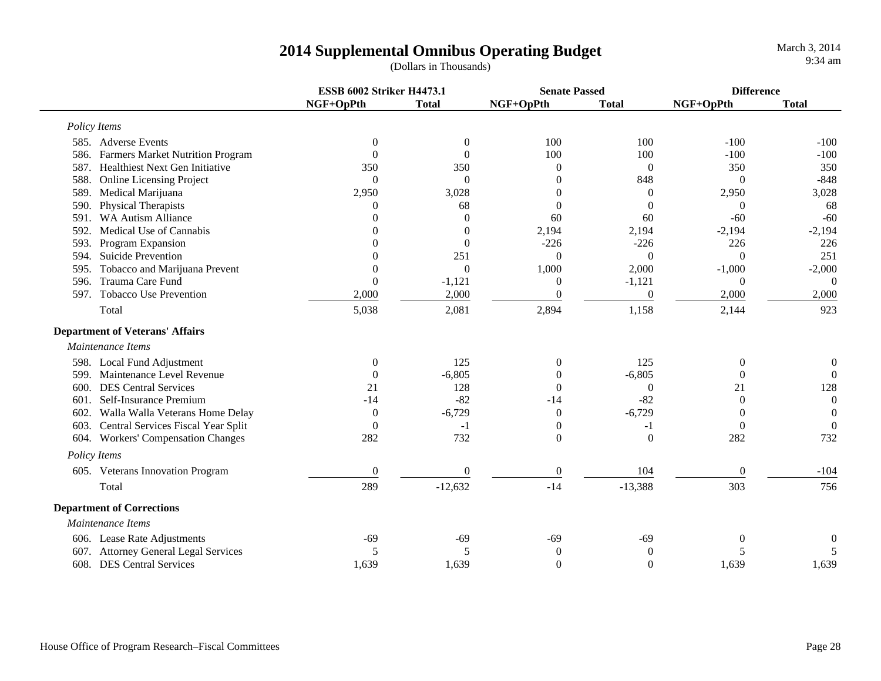# 2014 Supplemental Omnibus Operating Budget

(Dollars in Thousands)

| | ESSB 6002 Striker H4473.1 | | Senate Passed | | Difference | |
|---|---|---|---|---|---|---|
| | NGF+OpPth | Total | NGF+OpPth | Total | NGF+OpPth | Total |
| *Policy Items* | | | | | | |
| 585. Adverse Events | 0 | 0 | 100 | 100 | -100 | -100 |
| 586. Farmers Market Nutrition Program | 0 | 0 | 100 | 100 | -100 | -100 |
| 587. Healthiest Next Gen Initiative | 350 | 350 | 0 | 0 | 350 | 350 |
| 588. Online Licensing Project | 0 | 0 | 0 | 848 | 0 | -848 |
| 589. Medical Marijuana | 2,950 | 3,028 | 0 | 0 | 2,950 | 3,028 |
| 590. Physical Therapists | 0 | 68 | 0 | 0 | 0 | 68 |
| 591. WA Autism Alliance | 0 | 0 | 60 | 60 | -60 | -60 |
| 592. Medical Use of Cannabis | 0 | 0 | 2,194 | 2,194 | -2,194 | -2,194 |
| 593. Program Expansion | 0 | 0 | -226 | -226 | 226 | 226 |
| 594. Suicide Prevention | 0 | 251 | 0 | 0 | 0 | 251 |
| 595. Tobacco and Marijuana Prevent | 0 | 0 | 1,000 | 2,000 | -1,000 | -2,000 |
| 596. Trauma Care Fund | 0 | -1,121 | 0 | -1,121 | 0 | 0 |
| 597. Tobacco Use Prevention | 2,000 | 2,000 | 0 | 0 | 2,000 | 2,000 |
| Total | 5,038 | 2,081 | 2,894 | 1,158 | 2,144 | 923 |
| **Department of Veterans' Affairs** | | | | | | |
| *Maintenance Items* | | | | | | |
| 598. Local Fund Adjustment | 0 | 125 | 0 | 125 | 0 | 0 |
| 599. Maintenance Level Revenue | 0 | -6,805 | 0 | -6,805 | 0 | 0 |
| 600. DES Central Services | 21 | 128 | 0 | 0 | 21 | 128 |
| 601. Self-Insurance Premium | -14 | -82 | -14 | -82 | 0 | 0 |
| 602. Walla Walla Veterans Home Delay | 0 | -6,729 | 0 | -6,729 | 0 | 0 |
| 603. Central Services Fiscal Year Split | 0 | -1 | 0 | -1 | 0 | 0 |
| 604. Workers' Compensation Changes | 282 | 732 | 0 | 0 | 282 | 732 |
| *Policy Items* | | | | | | |
| 605. Veterans Innovation Program | 0 | 0 | 0 | 104 | 0 | -104 |
| Total | 289 | -12,632 | -14 | -13,388 | 303 | 756 |
| **Department of Corrections** | | | | | | |
| *Maintenance Items* | | | | | | |
| 606. Lease Rate Adjustments | -69 | -69 | -69 | -69 | 0 | 0 |
| 607. Attorney General Legal Services | 5 | 5 | 0 | 0 | 5 | 5 |
| 608. DES Central Services | 1,639 | 1,639 | 0 | 0 | 1,639 | 1,639 |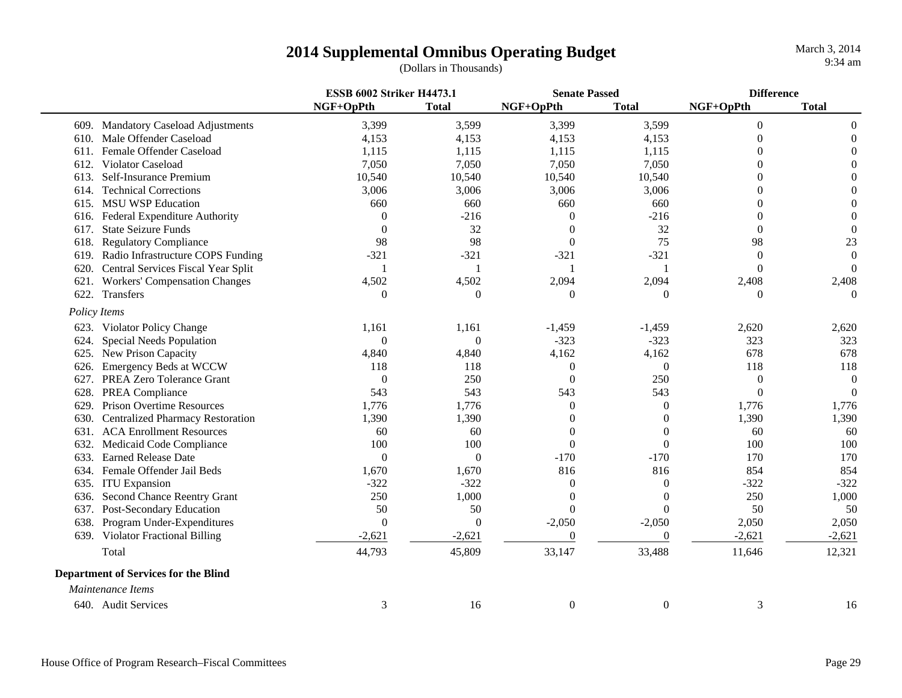# 2014 Supplemental Omnibus Operating Budget

(Dollars in Thousands)

| | ESSB 6002 Striker H4473.1 | | Senate Passed | | Difference | |
|---|---|---|---|---|---|---|
| | NGF+OpPth | Total | NGF+OpPth | Total | NGF+OpPth | Total |
| 609. Mandatory Caseload Adjustments | 3,399 | 3,599 | 3,399 | 3,599 | 0 | 0 |
| 610. Male Offender Caseload | 4,153 | 4,153 | 4,153 | 4,153 | 0 | 0 |
| 611. Female Offender Caseload | 1,115 | 1,115 | 1,115 | 1,115 | 0 | 0 |
| 612. Violator Caseload | 7,050 | 7,050 | 7,050 | 7,050 | 0 | 0 |
| 613. Self-Insurance Premium | 10,540 | 10,540 | 10,540 | 10,540 | 0 | 0 |
| 614. Technical Corrections | 3,006 | 3,006 | 3,006 | 3,006 | 0 | 0 |
| 615. MSU WSP Education | 660 | 660 | 660 | 660 | 0 | 0 |
| 616. Federal Expenditure Authority | 0 | -216 | 0 | -216 | 0 | 0 |
| 617. State Seizure Funds | 0 | 32 | 0 | 32 | 0 | 0 |
| 618. Regulatory Compliance | 98 | 98 | 0 | 75 | 98 | 23 |
| 619. Radio Infrastructure COPS Funding | -321 | -321 | -321 | -321 | 0 | 0 |
| 620. Central Services Fiscal Year Split | 1 | 1 | 1 | 1 | 0 | 0 |
| 621. Workers' Compensation Changes | 4,502 | 4,502 | 2,094 | 2,094 | 2,408 | 2,408 |
| 622. Transfers | 0 | 0 | 0 | 0 | 0 | 0 |
| *Policy Items* | | | | | | |
| 623. Violator Policy Change | 1,161 | 1,161 | -1,459 | -1,459 | 2,620 | 2,620 |
| 624. Special Needs Population | 0 | 0 | -323 | -323 | 323 | 323 |
| 625. New Prison Capacity | 4,840 | 4,840 | 4,162 | 4,162 | 678 | 678 |
| 626. Emergency Beds at WCCW | 118 | 118 | 0 | 0 | 118 | 118 |
| 627. PREA Zero Tolerance Grant | 0 | 250 | 0 | 250 | 0 | 0 |
| 628. PREA Compliance | 543 | 543 | 543 | 543 | 0 | 0 |
| 629. Prison Overtime Resources | 1,776 | 1,776 | 0 | 0 | 1,776 | 1,776 |
| 630. Centralized Pharmacy Restoration | 1,390 | 1,390 | 0 | 0 | 1,390 | 1,390 |
| 631. ACA Enrollment Resources | 60 | 60 | 0 | 0 | 60 | 60 |
| 632. Medicaid Code Compliance | 100 | 100 | 0 | 0 | 100 | 100 |
| 633. Earned Release Date | 0 | 0 | -170 | -170 | 170 | 170 |
| 634. Female Offender Jail Beds | 1,670 | 1,670 | 816 | 816 | 854 | 854 |
| 635. ITU Expansion | -322 | -322 | 0 | 0 | -322 | -322 |
| 636. Second Chance Reentry Grant | 250 | 1,000 | 0 | 0 | 250 | 1,000 |
| 637. Post-Secondary Education | 50 | 50 | 0 | 0 | 50 | 50 |
| 638. Program Under-Expenditures | 0 | 0 | -2,050 | -2,050 | 2,050 | 2,050 |
| 639. Violator Fractional Billing | -2,621 | -2,621 | 0 | 0 | -2,621 | -2,621 |
| Total | 44,793 | 45,809 | 33,147 | 33,488 | 11,646 | 12,321 |
| **Department of Services for the Blind** | | | | | | |
| *Maintenance Items* | | | | | | |
| 640. Audit Services | 3 | 16 | 0 | 0 | 3 | 16 |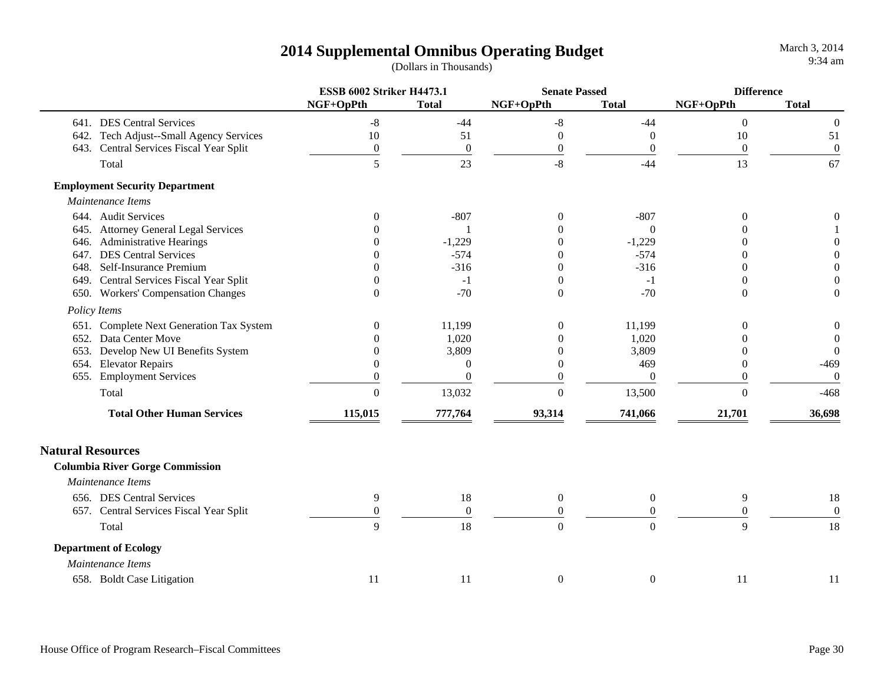# 2014 Supplemental Omnibus Operating Budget

(Dollars in Thousands)

| | ESSB 6002 Striker H4473.1 | | Senate Passed | | Difference | |
|---|---|---|---|---|---|---|
| | NGF+OpPth | Total | NGF+OpPth | Total | NGF+OpPth | Total |
| 641. DES Central Services | -8 | -44 | -8 | -44 | 0 | 0 |
| 642. Tech Adjust--Small Agency Services | 10 | 51 | 0 | 0 | 10 | 51 |
| 643. Central Services Fiscal Year Split | 0 | 0 | 0 | 0 | 0 | 0 |
| Total | 5 | 23 | -8 | -44 | 13 | 67 |
| **Employment Security Department** | | | | | | |
| *Maintenance Items* | | | | | | |
| 644. Audit Services | 0 | -807 | 0 | -807 | 0 | 0 |
| 645. Attorney General Legal Services | 0 | 1 | 0 | 0 | 0 | 1 |
| 646. Administrative Hearings | 0 | -1,229 | 0 | -1,229 | 0 | 0 |
| 647. DES Central Services | 0 | -574 | 0 | -574 | 0 | 0 |
| 648. Self-Insurance Premium | 0 | -316 | 0 | -316 | 0 | 0 |
| 649. Central Services Fiscal Year Split | 0 | -1 | 0 | -1 | 0 | 0 |
| 650. Workers' Compensation Changes | 0 | -70 | 0 | -70 | 0 | 0 |
| *Policy Items* | | | | | | |
| 651. Complete Next Generation Tax System | 0 | 11,199 | 0 | 11,199 | 0 | 0 |
| 652. Data Center Move | 0 | 1,020 | 0 | 1,020 | 0 | 0 |
| 653. Develop New UI Benefits System | 0 | 3,809 | 0 | 3,809 | 0 | 0 |
| 654. Elevator Repairs | 0 | 0 | 0 | 469 | 0 | -469 |
| 655. Employment Services | 0 | 0 | 0 | 0 | 0 | 0 |
| Total | 0 | 13,032 | 0 | 13,500 | 0 | -468 |
| **Total Other Human Services** | **115,015** | **777,764** | **93,314** | **741,066** | **21,701** | **36,698** |

## Natural Resources

| | ESSB 6002 Striker H4473.1 | | Senate Passed | | Difference | |
|---|---|---|---|---|---|---|
| | NGF+OpPth | Total | NGF+OpPth | Total | NGF+OpPth | Total |
| **Columbia River Gorge Commission** | | | | | | |
| *Maintenance Items* | | | | | | |
| 656. DES Central Services | 9 | 18 | 0 | 0 | 9 | 18 |
| 657. Central Services Fiscal Year Split | 0 | 0 | 0 | 0 | 0 | 0 |
| Total | 9 | 18 | 0 | 0 | 9 | 18 |
| **Department of Ecology** | | | | | | |
| *Maintenance Items* | | | | | | |
| 658. Boldt Case Litigation | 11 | 11 | 0 | 0 | 11 | 11 |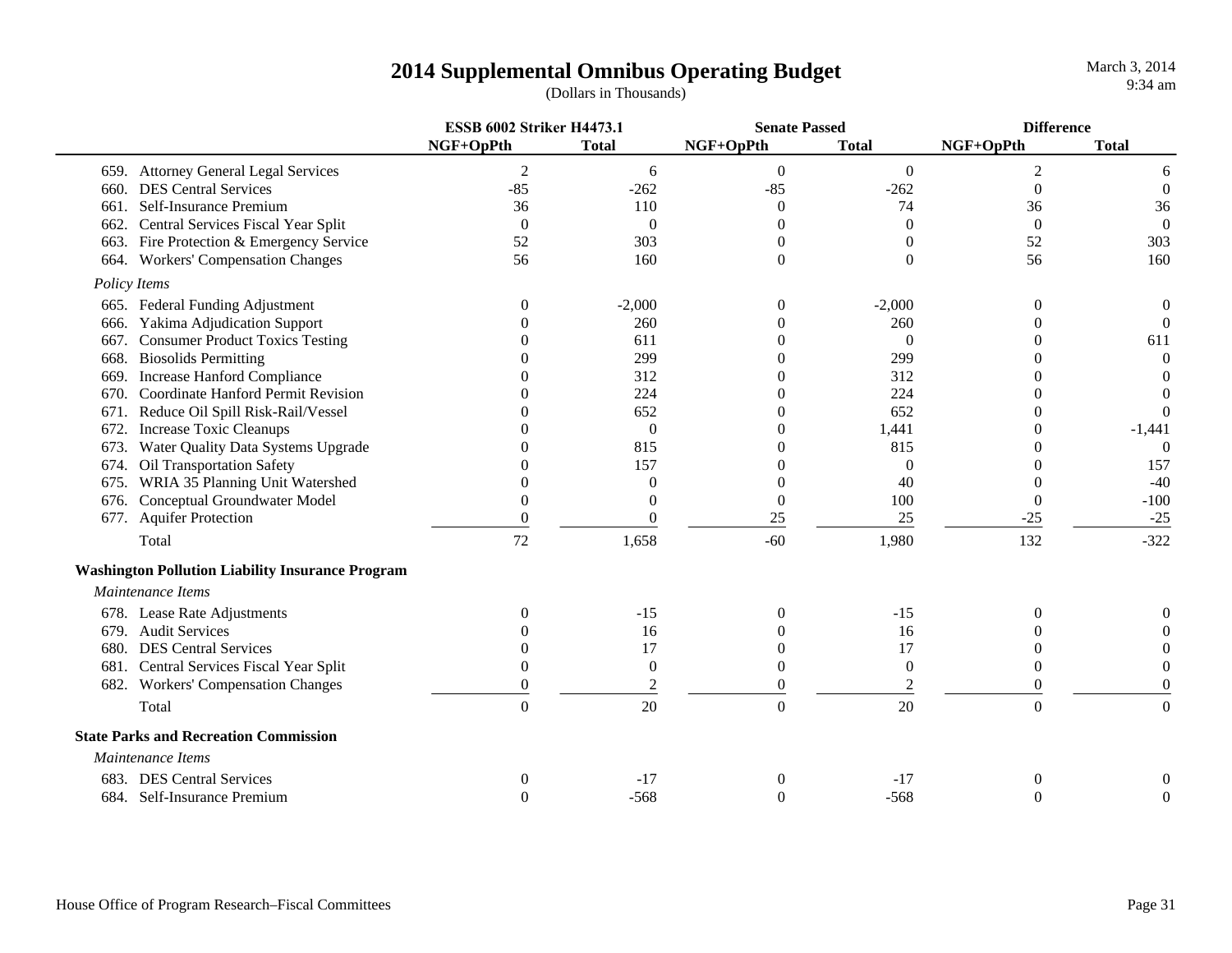# 2014 Supplemental Omnibus Operating Budget

(Dollars in Thousands)

March 3, 2014
9:34 am

| | ESSB 6002 Striker H4473.1 | | Senate Passed | | Difference | |
|---|---|---|---|---|---|---|
| | NGF+OpPth | Total | NGF+OpPth | Total | NGF+OpPth | Total |
| 659. Attorney General Legal Services | 2 | 6 | 0 | 0 | 2 | 6 |
| 660. DES Central Services | -85 | -262 | -85 | -262 | 0 | 0 |
| 661. Self-Insurance Premium | 36 | 110 | 0 | 74 | 36 | 36 |
| 662. Central Services Fiscal Year Split | 0 | 0 | 0 | 0 | 0 | 0 |
| 663. Fire Protection & Emergency Service | 52 | 303 | 0 | 0 | 52 | 303 |
| 664. Workers' Compensation Changes | 56 | 160 | 0 | 0 | 56 | 160 |
| *Policy Items* | | | | | | |
| 665. Federal Funding Adjustment | 0 | -2,000 | 0 | -2,000 | 0 | 0 |
| 666. Yakima Adjudication Support | 0 | 260 | 0 | 260 | 0 | 0 |
| 667. Consumer Product Toxics Testing | 0 | 611 | 0 | 0 | 0 | 611 |
| 668. Biosolids Permitting | 0 | 299 | 0 | 299 | 0 | 0 |
| 669. Increase Hanford Compliance | 0 | 312 | 0 | 312 | 0 | 0 |
| 670. Coordinate Hanford Permit Revision | 0 | 224 | 0 | 224 | 0 | 0 |
| 671. Reduce Oil Spill Risk-Rail/Vessel | 0 | 652 | 0 | 652 | 0 | 0 |
| 672. Increase Toxic Cleanups | 0 | 0 | 0 | 1,441 | 0 | -1,441 |
| 673. Water Quality Data Systems Upgrade | 0 | 815 | 0 | 815 | 0 | 0 |
| 674. Oil Transportation Safety | 0 | 157 | 0 | 0 | 0 | 157 |
| 675. WRIA 35 Planning Unit Watershed | 0 | 0 | 0 | 40 | 0 | -40 |
| 676. Conceptual Groundwater Model | 0 | 0 | 0 | 100 | 0 | -100 |
| 677. Aquifer Protection | 0 | 0 | 25 | 25 | -25 | -25 |
| Total | 72 | 1,658 | -60 | 1,980 | 132 | -322 |
| **Washington Pollution Liability Insurance Program** | | | | | | |
| *Maintenance Items* | | | | | | |
| 678. Lease Rate Adjustments | 0 | -15 | 0 | -15 | 0 | 0 |
| 679. Audit Services | 0 | 16 | 0 | 16 | 0 | 0 |
| 680. DES Central Services | 0 | 17 | 0 | 17 | 0 | 0 |
| 681. Central Services Fiscal Year Split | 0 | 0 | 0 | 0 | 0 | 0 |
| 682. Workers' Compensation Changes | 0 | 2 | 0 | 2 | 0 | 0 |
| Total | 0 | 20 | 0 | 20 | 0 | 0 |
| **State Parks and Recreation Commission** | | | | | | |
| *Maintenance Items* | | | | | | |
| 683. DES Central Services | 0 | -17 | 0 | -17 | 0 | 0 |
| 684. Self-Insurance Premium | 0 | -568 | 0 | -568 | 0 | 0 |

House Office of Program Research–Fiscal Committees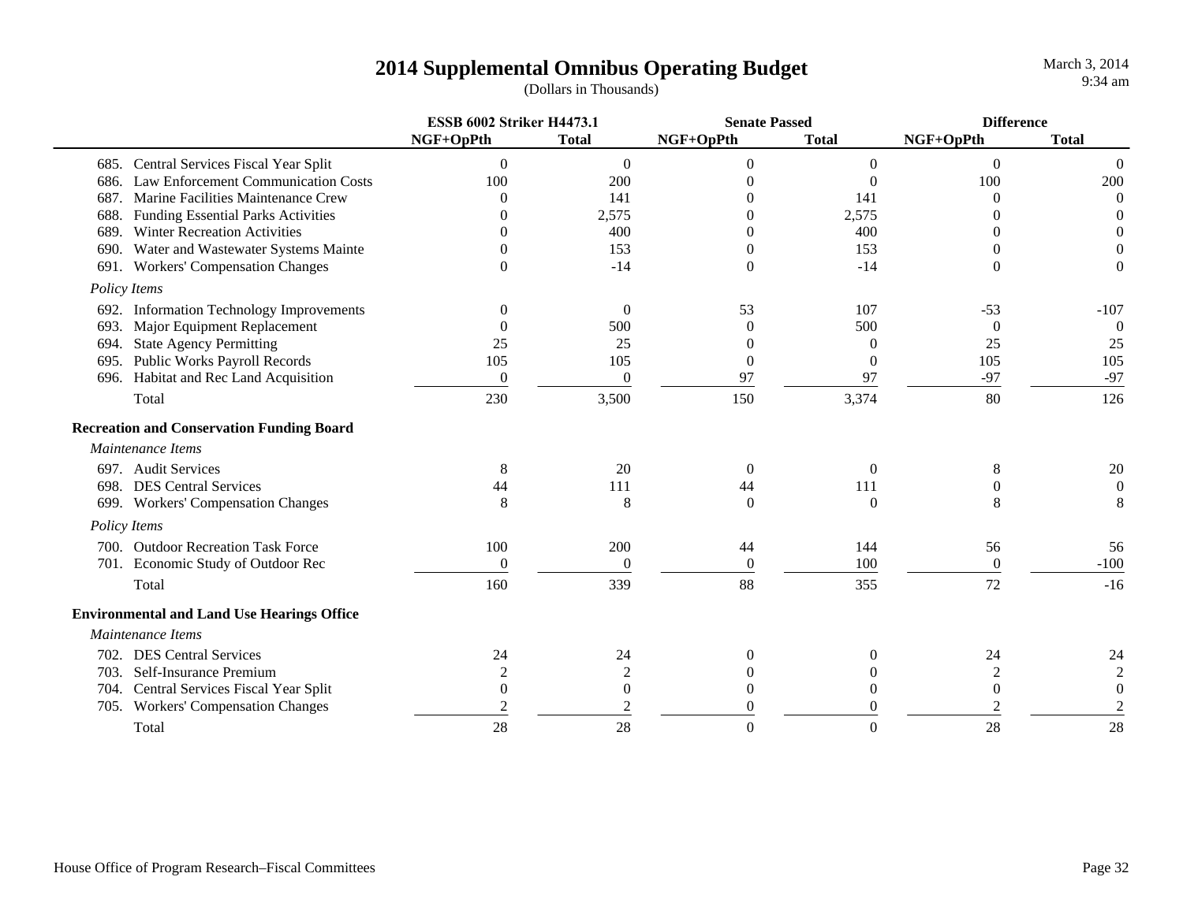# 2014 Supplemental Omnibus Operating Budget

(Dollars in Thousands)

March 3, 2014
9:34 am

| | ESSB 6002 Striker H4473.1 | | Senate Passed | | Difference | |
|---|---|---|---|---|---|---|
| | NGF+OpPth | Total | NGF+OpPth | Total | NGF+OpPth | Total |
| 685. Central Services Fiscal Year Split | 0 | 0 | 0 | 0 | 0 | 0 |
| 686. Law Enforcement Communication Costs | 100 | 200 | 0 | 0 | 100 | 200 |
| 687. Marine Facilities Maintenance Crew | 0 | 141 | 0 | 141 | 0 | 0 |
| 688. Funding Essential Parks Activities | 0 | 2,575 | 0 | 2,575 | 0 | 0 |
| 689. Winter Recreation Activities | 0 | 400 | 0 | 400 | 0 | 0 |
| 690. Water and Wastewater Systems Mainte | 0 | 153 | 0 | 153 | 0 | 0 |
| 691. Workers' Compensation Changes | 0 | -14 | 0 | -14 | 0 | 0 |
| *Policy Items* | | | | | | |
| 692. Information Technology Improvements | 0 | 0 | 53 | 107 | -53 | -107 |
| 693. Major Equipment Replacement | 0 | 500 | 0 | 500 | 0 | 0 |
| 694. State Agency Permitting | 25 | 25 | 0 | 0 | 25 | 25 |
| 695. Public Works Payroll Records | 105 | 105 | 0 | 0 | 105 | 105 |
| 696. Habitat and Rec Land Acquisition | 0 | 0 | 97 | 97 | -97 | -97 |
| Total | 230 | 3,500 | 150 | 3,374 | 80 | 126 |
| **Recreation and Conservation Funding Board** | | | | | | |
| *Maintenance Items* | | | | | | |
| 697. Audit Services | 8 | 20 | 0 | 0 | 8 | 20 |
| 698. DES Central Services | 44 | 111 | 44 | 111 | 0 | 0 |
| 699. Workers' Compensation Changes | 8 | 8 | 0 | 0 | 8 | 8 |
| *Policy Items* | | | | | | |
| 700. Outdoor Recreation Task Force | 100 | 200 | 44 | 144 | 56 | 56 |
| 701. Economic Study of Outdoor Rec | 0 | 0 | 0 | 100 | 0 | -100 |
| Total | 160 | 339 | 88 | 355 | 72 | -16 |
| **Environmental and Land Use Hearings Office** | | | | | | |
| *Maintenance Items* | | | | | | |
| 702. DES Central Services | 24 | 24 | 0 | 0 | 24 | 24 |
| 703. Self-Insurance Premium | 2 | 2 | 0 | 0 | 2 | 2 |
| 704. Central Services Fiscal Year Split | 0 | 0 | 0 | 0 | 0 | 0 |
| 705. Workers' Compensation Changes | 2 | 2 | 0 | 0 | 2 | 2 |
| Total | 28 | 28 | 0 | 0 | 28 | 28 |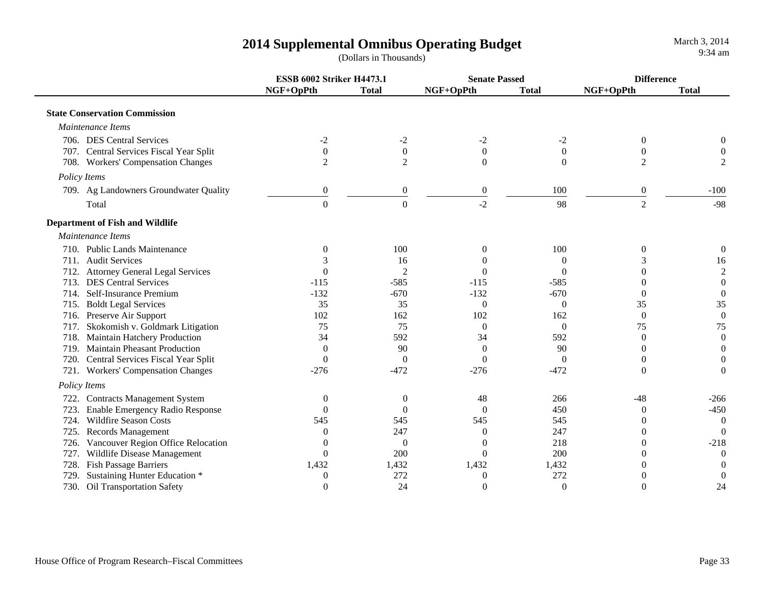# 2014 Supplemental Omnibus Operating Budget

(Dollars in Thousands)

March 3, 2014
9:34 am

| | ESSB 6002 Striker H4473.1 | | Senate Passed | | Difference | |
|---|---|---|---|---|---|---|
| | NGF+OpPth | Total | NGF+OpPth | Total | NGF+OpPth | Total |
| **State Conservation Commission** | | | | | | |
| *Maintenance Items* | | | | | | |
| 706. DES Central Services | -2 | -2 | -2 | -2 | 0 | 0 |
| 707. Central Services Fiscal Year Split | 0 | 0 | 0 | 0 | 0 | 0 |
| 708. Workers' Compensation Changes | 2 | 2 | 0 | 0 | 2 | 2 |
| *Policy Items* | | | | | | |
| 709. Ag Landowners Groundwater Quality | 0 | 0 | 0 | 100 | 0 | -100 |
| Total | 0 | 0 | -2 | 98 | 2 | -98 |
| **Department of Fish and Wildlife** | | | | | | |
| *Maintenance Items* | | | | | | |
| 710. Public Lands Maintenance | 0 | 100 | 0 | 100 | 0 | 0 |
| 711. Audit Services | 3 | 16 | 0 | 0 | 3 | 16 |
| 712. Attorney General Legal Services | 0 | 2 | 0 | 0 | 0 | 2 |
| 713. DES Central Services | -115 | -585 | -115 | -585 | 0 | 0 |
| 714. Self-Insurance Premium | -132 | -670 | -132 | -670 | 0 | 0 |
| 715. Boldt Legal Services | 35 | 35 | 0 | 0 | 35 | 35 |
| 716. Preserve Air Support | 102 | 162 | 102 | 162 | 0 | 0 |
| 717. Skokomish v. Goldmark Litigation | 75 | 75 | 0 | 0 | 75 | 75 |
| 718. Maintain Hatchery Production | 34 | 592 | 34 | 592 | 0 | 0 |
| 719. Maintain Pheasant Production | 0 | 90 | 0 | 90 | 0 | 0 |
| 720. Central Services Fiscal Year Split | 0 | 0 | 0 | 0 | 0 | 0 |
| 721. Workers' Compensation Changes | -276 | -472 | -276 | -472 | 0 | 0 |
| *Policy Items* | | | | | | |
| 722. Contracts Management System | 0 | 0 | 48 | 266 | -48 | -266 |
| 723. Enable Emergency Radio Response | 0 | 0 | 0 | 450 | 0 | -450 |
| 724. Wildfire Season Costs | 545 | 545 | 545 | 545 | 0 | 0 |
| 725. Records Management | 0 | 247 | 0 | 247 | 0 | 0 |
| 726. Vancouver Region Office Relocation | 0 | 0 | 0 | 218 | 0 | -218 |
| 727. Wildlife Disease Management | 0 | 200 | 0 | 200 | 0 | 0 |
| 728. Fish Passage Barriers | 1,432 | 1,432 | 1,432 | 1,432 | 0 | 0 |
| 729. Sustaining Hunter Education * | 0 | 272 | 0 | 272 | 0 | 0 |
| 730. Oil Transportation Safety | 0 | 24 | 0 | 0 | 0 | 24 |

House Office of Program Research–Fiscal Committees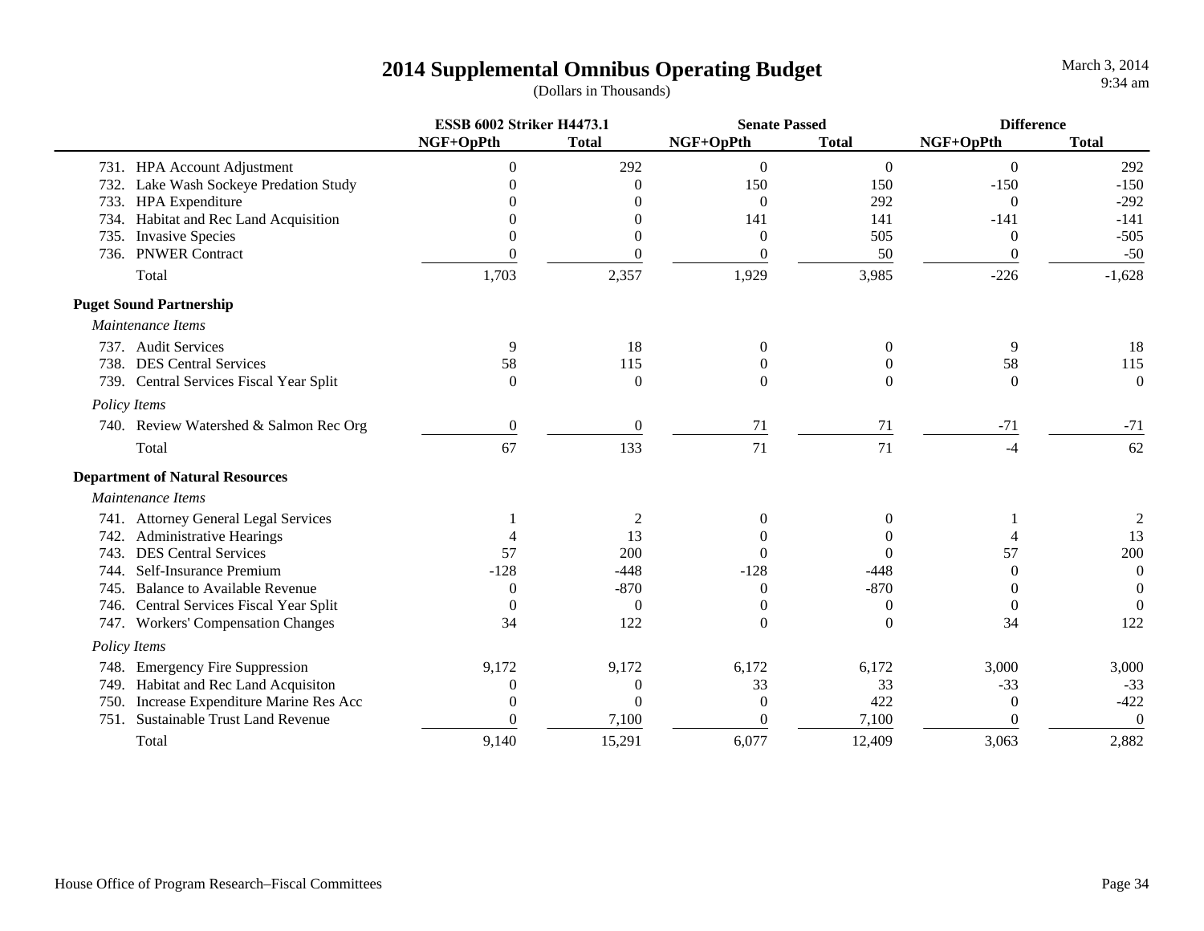# 2014 Supplemental Omnibus Operating Budget

(Dollars in Thousands)

March 3, 2014
9:34 am

| | ESSB 6002 Striker H4473.1 | | Senate Passed | | Difference | |
|---|---|---|---|---|---|---|
| | NGF+OpPth | Total | NGF+OpPth | Total | NGF+OpPth | Total |
| 731. HPA Account Adjustment | 0 | 292 | 0 | 0 | 0 | 292 |
| 732. Lake Wash Sockeye Predation Study | 0 | 0 | 150 | 150 | -150 | -150 |
| 733. HPA Expenditure | 0 | 0 | 0 | 292 | 0 | -292 |
| 734. Habitat and Rec Land Acquisition | 0 | 0 | 141 | 141 | -141 | -141 |
| 735. Invasive Species | 0 | 0 | 0 | 505 | 0 | -505 |
| 736. PNWER Contract | 0 | 0 | 0 | 50 | 0 | -50 |
| Total | 1,703 | 2,357 | 1,929 | 3,985 | -226 | -1,628 |
| **Puget Sound Partnership** | | | | | | |
| *Maintenance Items* | | | | | | |
| 737. Audit Services | 9 | 18 | 0 | 0 | 9 | 18 |
| 738. DES Central Services | 58 | 115 | 0 | 0 | 58 | 115 |
| 739. Central Services Fiscal Year Split | 0 | 0 | 0 | 0 | 0 | 0 |
| *Policy Items* | | | | | | |
| 740. Review Watershed & Salmon Rec Org | 0 | 0 | 71 | 71 | -71 | -71 |
| Total | 67 | 133 | 71 | 71 | -4 | 62 |
| **Department of Natural Resources** | | | | | | |
| *Maintenance Items* | | | | | | |
| 741. Attorney General Legal Services | 1 | 2 | 0 | 0 | 1 | 2 |
| 742. Administrative Hearings | 4 | 13 | 0 | 0 | 4 | 13 |
| 743. DES Central Services | 57 | 200 | 0 | 0 | 57 | 200 |
| 744. Self-Insurance Premium | -128 | -448 | -128 | -448 | 0 | 0 |
| 745. Balance to Available Revenue | 0 | -870 | 0 | -870 | 0 | 0 |
| 746. Central Services Fiscal Year Split | 0 | 0 | 0 | 0 | 0 | 0 |
| 747. Workers' Compensation Changes | 34 | 122 | 0 | 0 | 34 | 122 |
| *Policy Items* | | | | | | |
| 748. Emergency Fire Suppression | 9,172 | 9,172 | 6,172 | 6,172 | 3,000 | 3,000 |
| 749. Habitat and Rec Land Acquisiton | 0 | 0 | 33 | 33 | -33 | -33 |
| 750. Increase Expenditure Marine Res Acc | 0 | 0 | 0 | 422 | 0 | -422 |
| 751. Sustainable Trust Land Revenue | 0 | 7,100 | 0 | 7,100 | 0 | 0 |
| Total | 9,140 | 15,291 | 6,077 | 12,409 | 3,063 | 2,882 |

House Office of Program Research–Fiscal Committees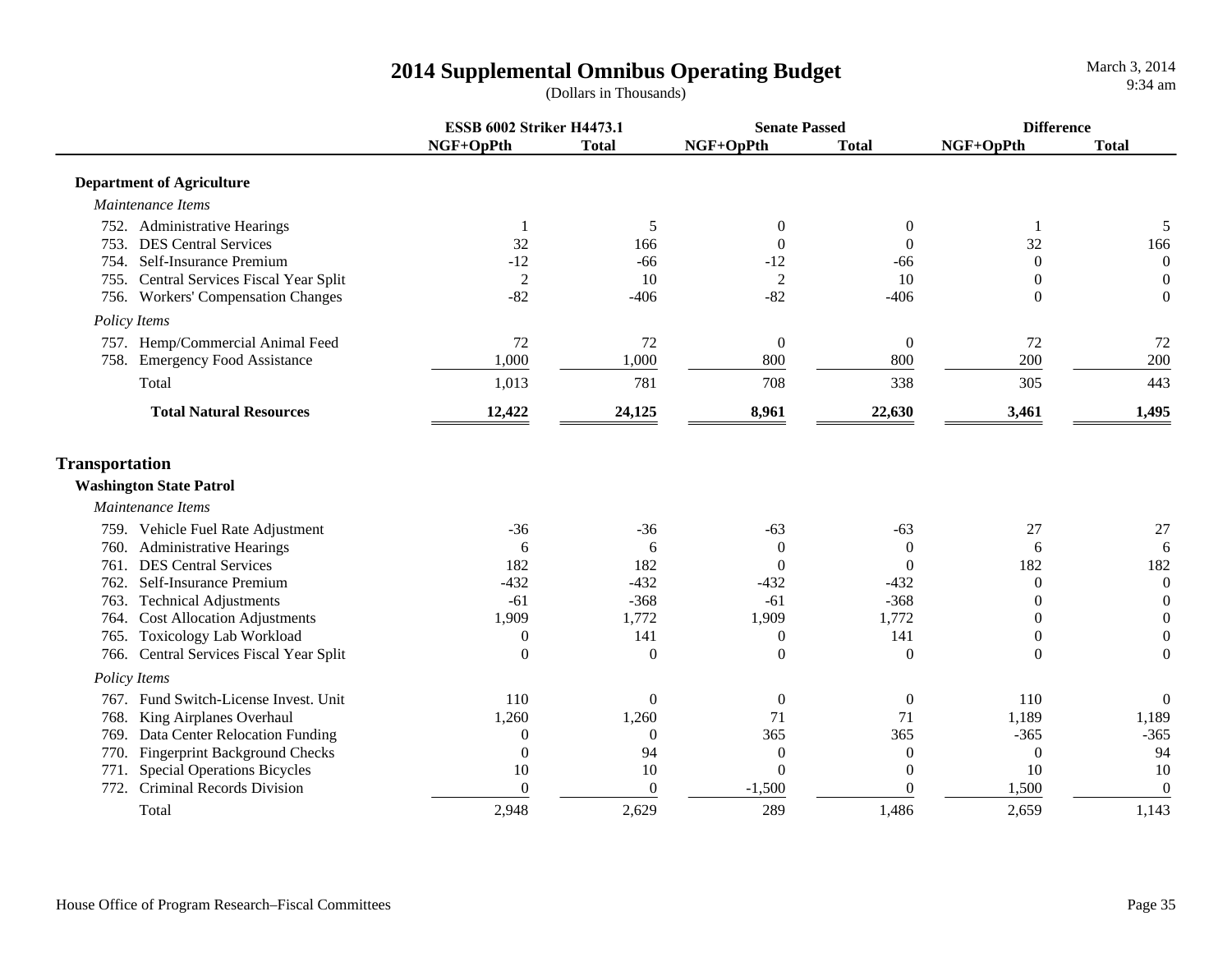# 2014 Supplemental Omnibus Operating Budget

(Dollars in Thousands)

| | ESSB 6002 Striker H4473.1 | | Senate Passed | | Difference | |
|---|---|---|---|---|---|---|
| | NGF+OpPth | Total | NGF+OpPth | Total | NGF+OpPth | Total |
| **Department of Agriculture** | | | | | | |
| *Maintenance Items* | | | | | | |
| 752. Administrative Hearings | 1 | 5 | 0 | 0 | 1 | 5 |
| 753. DES Central Services | 32 | 166 | 0 | 0 | 32 | 166 |
| 754. Self-Insurance Premium | -12 | -66 | -12 | -66 | 0 | 0 |
| 755. Central Services Fiscal Year Split | 2 | 10 | 2 | 10 | 0 | 0 |
| 756. Workers' Compensation Changes | -82 | -406 | -82 | -406 | 0 | 0 |
| *Policy Items* | | | | | | |
| 757. Hemp/Commercial Animal Feed | 72 | 72 | 0 | 0 | 72 | 72 |
| 758. Emergency Food Assistance | 1,000 | 1,000 | 800 | 800 | 200 | 200 |
| Total | 1,013 | 781 | 708 | 338 | 305 | 443 |
| **Total Natural Resources** | **12,422** | **24,125** | **8,961** | **22,630** | **3,461** | **1,495** |

## Transportation

| | ESSB 6002 Striker H4473.1 | | Senate Passed | | Difference | |
|---|---|---|---|---|---|---|
| | NGF+OpPth | Total | NGF+OpPth | Total | NGF+OpPth | Total |
| **Washington State Patrol** | | | | | | |
| *Maintenance Items* | | | | | | |
| 759. Vehicle Fuel Rate Adjustment | -36 | -36 | -63 | -63 | 27 | 27 |
| 760. Administrative Hearings | 6 | 6 | 0 | 0 | 6 | 6 |
| 761. DES Central Services | 182 | 182 | 0 | 0 | 182 | 182 |
| 762. Self-Insurance Premium | -432 | -432 | -432 | -432 | 0 | 0 |
| 763. Technical Adjustments | -61 | -368 | -61 | -368 | 0 | 0 |
| 764. Cost Allocation Adjustments | 1,909 | 1,772 | 1,909 | 1,772 | 0 | 0 |
| 765. Toxicology Lab Workload | 0 | 141 | 0 | 141 | 0 | 0 |
| 766. Central Services Fiscal Year Split | 0 | 0 | 0 | 0 | 0 | 0 |
| *Policy Items* | | | | | | |
| 767. Fund Switch-License Invest. Unit | 110 | 0 | 0 | 0 | 110 | 0 |
| 768. King Airplanes Overhaul | 1,260 | 1,260 | 71 | 71 | 1,189 | 1,189 |
| 769. Data Center Relocation Funding | 0 | 0 | 365 | 365 | -365 | -365 |
| 770. Fingerprint Background Checks | 0 | 94 | 0 | 0 | 0 | 94 |
| 771. Special Operations Bicycles | 10 | 10 | 0 | 0 | 10 | 10 |
| 772. Criminal Records Division | 0 | 0 | -1,500 | 0 | 1,500 | 0 |
| Total | 2,948 | 2,629 | 289 | 1,486 | 2,659 | 1,143 |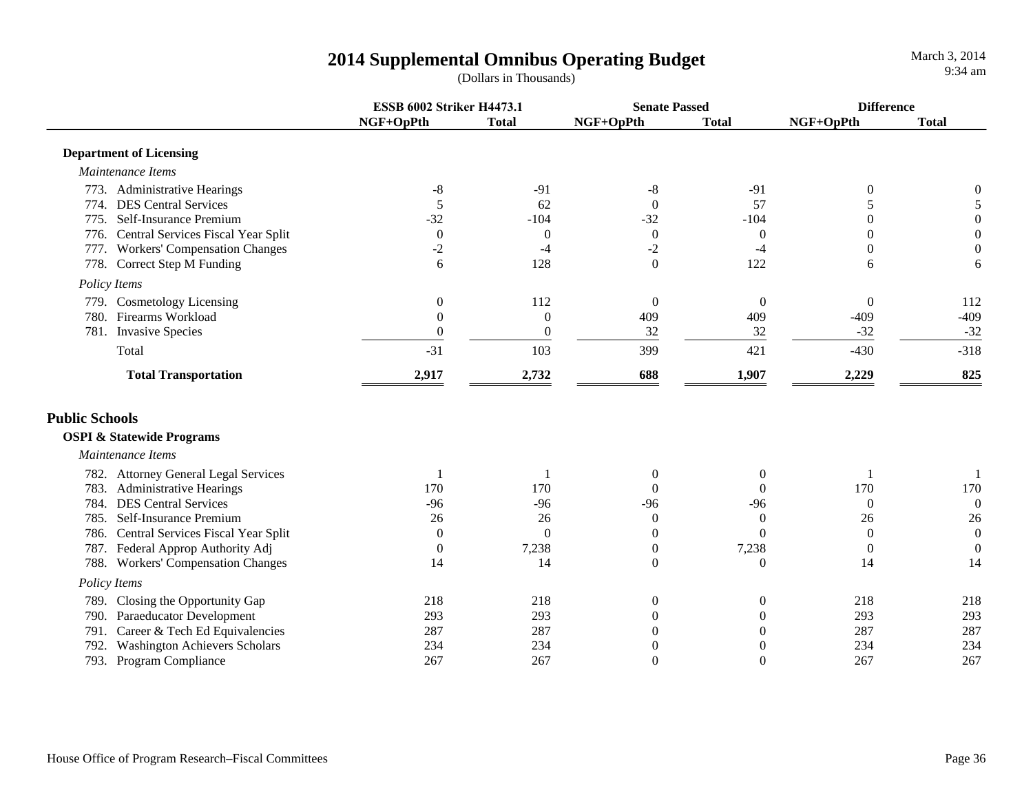# 2014 Supplemental Omnibus Operating Budget

(Dollars in Thousands)

| | ESSB 6002 Striker H4473.1 | | Senate Passed | | Difference | |
|---|---|---|---|---|---|---|
| | NGF+OpPth | Total | NGF+OpPth | Total | NGF+OpPth | Total |
| **Department of Licensing** | | | | | | |
| *Maintenance Items* | | | | | | |
| 773. Administrative Hearings | -8 | -91 | -8 | -91 | 0 | 0 |
| 774. DES Central Services | 5 | 62 | 0 | 57 | 5 | 5 |
| 775. Self-Insurance Premium | -32 | -104 | -32 | -104 | 0 | 0 |
| 776. Central Services Fiscal Year Split | 0 | 0 | 0 | 0 | 0 | 0 |
| 777. Workers' Compensation Changes | -2 | -4 | -2 | -4 | 0 | 0 |
| 778. Correct Step M Funding | 6 | 128 | 0 | 122 | 6 | 6 |
| *Policy Items* | | | | | | |
| 779. Cosmetology Licensing | 0 | 112 | 0 | 0 | 0 | 112 |
| 780. Firearms Workload | 0 | 0 | 409 | 409 | -409 | -409 |
| 781. Invasive Species | 0 | 0 | 32 | 32 | -32 | -32 |
| Total | -31 | 103 | 399 | 421 | -430 | -318 |
| **Total Transportation** | **2,917** | **2,732** | **688** | **1,907** | **2,229** | **825** |

## Public Schools

| | ESSB 6002 Striker H4473.1 | | Senate Passed | | Difference | |
|---|---|---|---|---|---|---|
| | NGF+OpPth | Total | NGF+OpPth | Total | NGF+OpPth | Total |
| **OSPI & Statewide Programs** | | | | | | |
| *Maintenance Items* | | | | | | |
| 782. Attorney General Legal Services | 1 | 1 | 0 | 0 | 1 | 1 |
| 783. Administrative Hearings | 170 | 170 | 0 | 0 | 170 | 170 |
| 784. DES Central Services | -96 | -96 | -96 | -96 | 0 | 0 |
| 785. Self-Insurance Premium | 26 | 26 | 0 | 0 | 26 | 26 |
| 786. Central Services Fiscal Year Split | 0 | 0 | 0 | 0 | 0 | 0 |
| 787. Federal Approp Authority Adj | 0 | 7,238 | 0 | 7,238 | 0 | 0 |
| 788. Workers' Compensation Changes | 14 | 14 | 0 | 0 | 14 | 14 |
| *Policy Items* | | | | | | |
| 789. Closing the Opportunity Gap | 218 | 218 | 0 | 0 | 218 | 218 |
| 790. Paraeducator Development | 293 | 293 | 0 | 0 | 293 | 293 |
| 791. Career & Tech Ed Equivalencies | 287 | 287 | 0 | 0 | 287 | 287 |
| 792. Washington Achievers Scholars | 234 | 234 | 0 | 0 | 234 | 234 |
| 793. Program Compliance | 267 | 267 | 0 | 0 | 267 | 267 |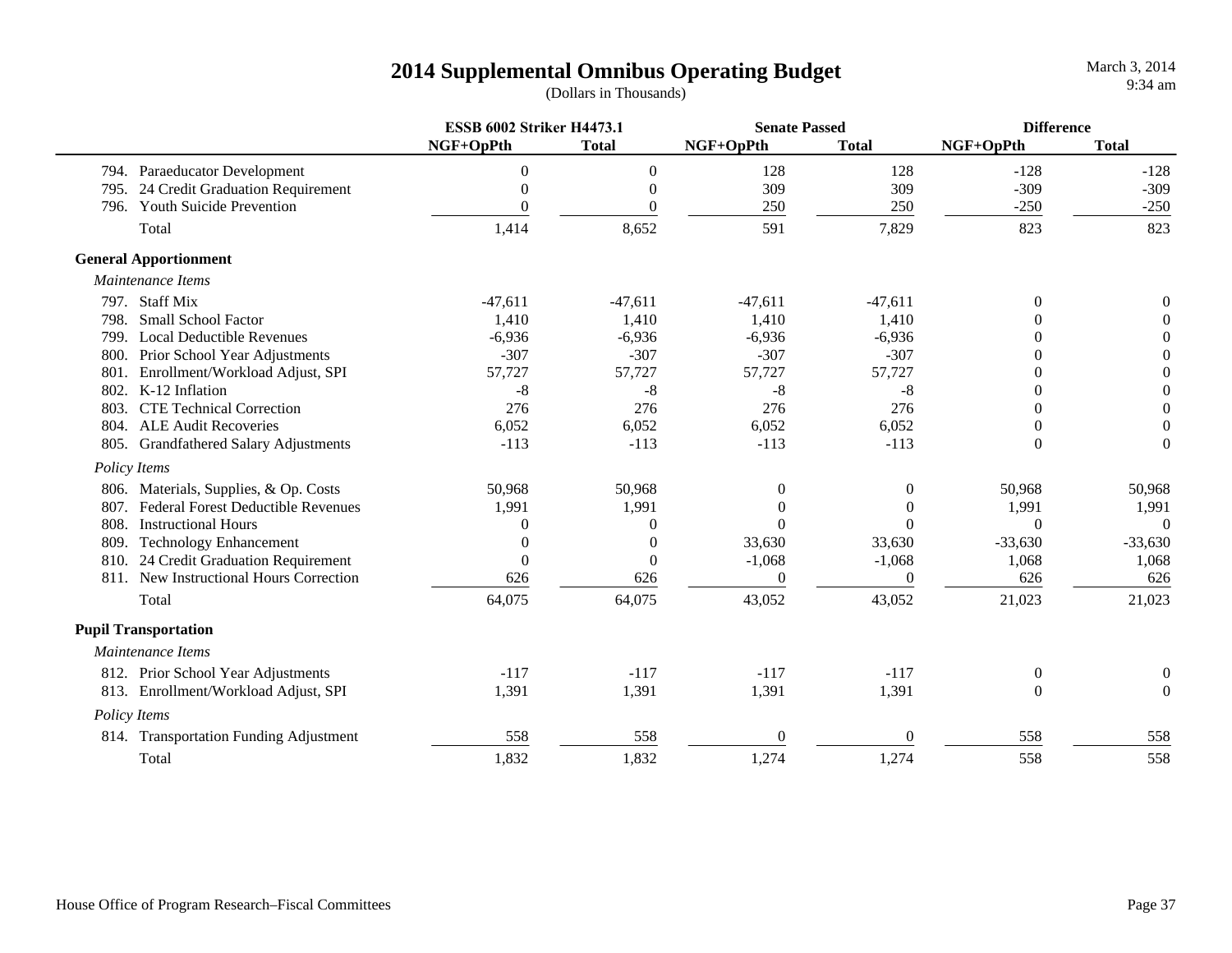# 2014 Supplemental Omnibus Operating Budget

(Dollars in Thousands)

| | ESSB 6002 Striker H4473.1 | | Senate Passed | | Difference | |
|---|---|---|---|---|---|---|
| | NGF+OpPth | Total | NGF+OpPth | Total | NGF+OpPth | Total |
| 794. Paraeducator Development | 0 | 0 | 128 | 128 | -128 | -128 |
| 795. 24 Credit Graduation Requirement | 0 | 0 | 309 | 309 | -309 | -309 |
| 796. Youth Suicide Prevention | 0 | 0 | 250 | 250 | -250 | -250 |
| Total | 1,414 | 8,652 | 591 | 7,829 | 823 | 823 |
| **General Apportionment** | | | | | | |
| *Maintenance Items* | | | | | | |
| 797. Staff Mix | -47,611 | -47,611 | -47,611 | -47,611 | 0 | 0 |
| 798. Small School Factor | 1,410 | 1,410 | 1,410 | 1,410 | 0 | 0 |
| 799. Local Deductible Revenues | -6,936 | -6,936 | -6,936 | -6,936 | 0 | 0 |
| 800. Prior School Year Adjustments | -307 | -307 | -307 | -307 | 0 | 0 |
| 801. Enrollment/Workload Adjust, SPI | 57,727 | 57,727 | 57,727 | 57,727 | 0 | 0 |
| 802. K-12 Inflation | -8 | -8 | -8 | -8 | 0 | 0 |
| 803. CTE Technical Correction | 276 | 276 | 276 | 276 | 0 | 0 |
| 804. ALE Audit Recoveries | 6,052 | 6,052 | 6,052 | 6,052 | 0 | 0 |
| 805. Grandfathered Salary Adjustments | -113 | -113 | -113 | -113 | 0 | 0 |
| *Policy Items* | | | | | | |
| 806. Materials, Supplies, & Op. Costs | 50,968 | 50,968 | 0 | 0 | 50,968 | 50,968 |
| 807. Federal Forest Deductible Revenues | 1,991 | 1,991 | 0 | 0 | 1,991 | 1,991 |
| 808. Instructional Hours | 0 | 0 | 0 | 0 | 0 | 0 |
| 809. Technology Enhancement | 0 | 0 | 33,630 | 33,630 | -33,630 | -33,630 |
| 810. 24 Credit Graduation Requirement | 0 | 0 | -1,068 | -1,068 | 1,068 | 1,068 |
| 811. New Instructional Hours Correction | 626 | 626 | 0 | 0 | 626 | 626 |
| Total | 64,075 | 64,075 | 43,052 | 43,052 | 21,023 | 21,023 |
| **Pupil Transportation** | | | | | | |
| *Maintenance Items* | | | | | | |
| 812. Prior School Year Adjustments | -117 | -117 | -117 | -117 | 0 | 0 |
| 813. Enrollment/Workload Adjust, SPI | 1,391 | 1,391 | 1,391 | 1,391 | 0 | 0 |
| *Policy Items* | | | | | | |
| 814. Transportation Funding Adjustment | 558 | 558 | 0 | 0 | 558 | 558 |
| Total | 1,832 | 1,832 | 1,274 | 1,274 | 558 | 558 |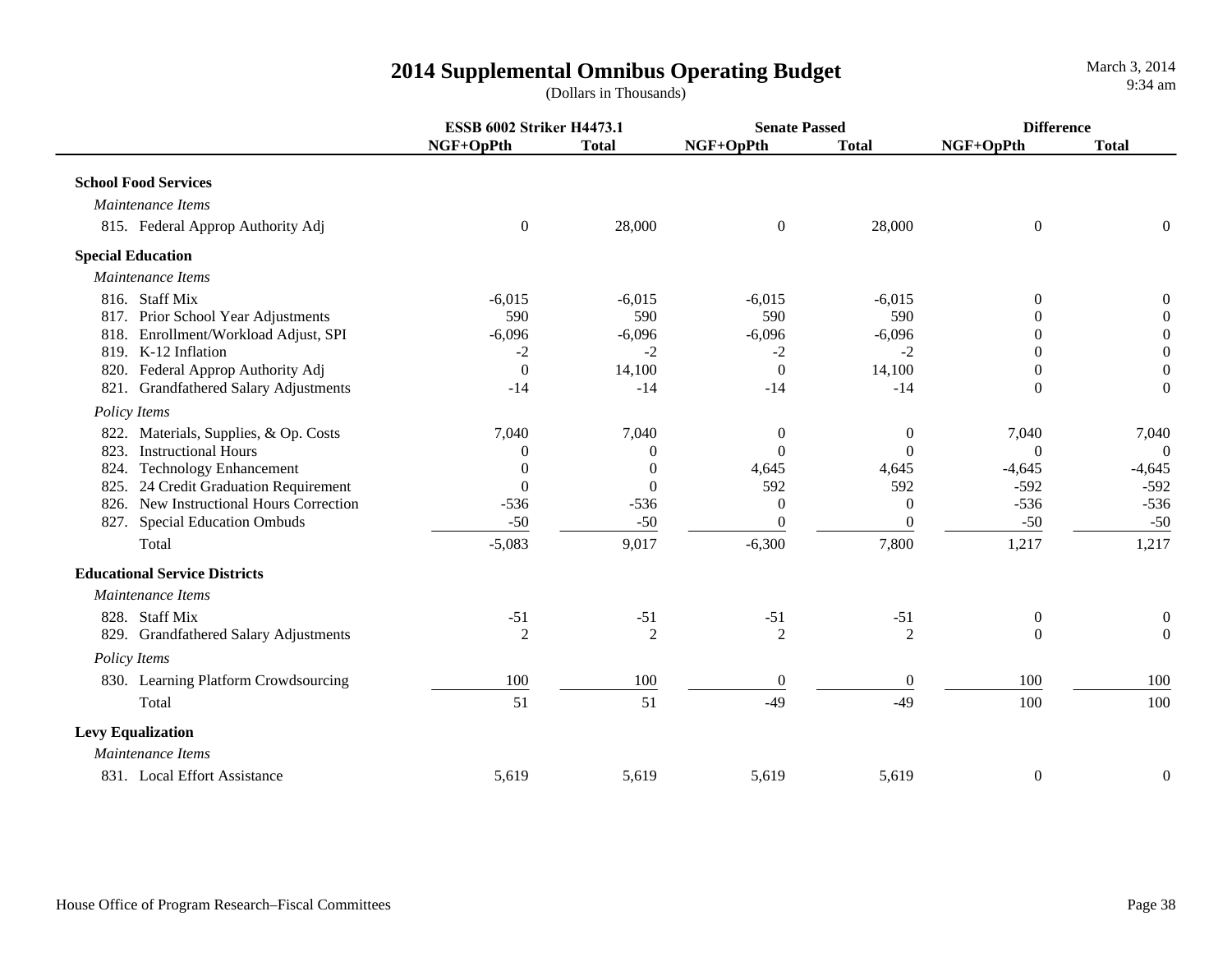# 2014 Supplemental Omnibus Operating Budget

(Dollars in Thousands)

March 3, 2014
9:34 am

| | ESSB 6002 Striker H4473.1 | | Senate Passed | | Difference | |
|---|---|---|---|---|---|---|
| | NGF+OpPth | Total | NGF+OpPth | Total | NGF+OpPth | Total |
| **School Food Services** | | | | | | |
| *Maintenance Items* | | | | | | |
| 815. Federal Approp Authority Adj | 0 | 28,000 | 0 | 28,000 | 0 | 0 |
| **Special Education** | | | | | | |
| *Maintenance Items* | | | | | | |
| 816. Staff Mix | -6,015 | -6,015 | -6,015 | -6,015 | 0 | 0 |
| 817. Prior School Year Adjustments | 590 | 590 | 590 | 590 | 0 | 0 |
| 818. Enrollment/Workload Adjust, SPI | -6,096 | -6,096 | -6,096 | -6,096 | 0 | 0 |
| 819. K-12 Inflation | -2 | -2 | -2 | -2 | 0 | 0 |
| 820. Federal Approp Authority Adj | 0 | 14,100 | 0 | 14,100 | 0 | 0 |
| 821. Grandfathered Salary Adjustments | -14 | -14 | -14 | -14 | 0 | 0 |
| *Policy Items* | | | | | | |
| 822. Materials, Supplies, & Op. Costs | 7,040 | 7,040 | 0 | 0 | 7,040 | 7,040 |
| 823. Instructional Hours | 0 | 0 | 0 | 0 | 0 | 0 |
| 824. Technology Enhancement | 0 | 0 | 4,645 | 4,645 | -4,645 | -4,645 |
| 825. 24 Credit Graduation Requirement | 0 | 0 | 592 | 592 | -592 | -592 |
| 826. New Instructional Hours Correction | -536 | -536 | 0 | 0 | -536 | -536 |
| 827. Special Education Ombuds | -50 | -50 | 0 | 0 | -50 | -50 |
| Total | -5,083 | 9,017 | -6,300 | 7,800 | 1,217 | 1,217 |
| **Educational Service Districts** | | | | | | |
| *Maintenance Items* | | | | | | |
| 828. Staff Mix | -51 | -51 | -51 | -51 | 0 | 0 |
| 829. Grandfathered Salary Adjustments | 2 | 2 | 2 | 2 | 0 | 0 |
| *Policy Items* | | | | | | |
| 830. Learning Platform Crowdsourcing | 100 | 100 | 0 | 0 | 100 | 100 |
| Total | 51 | 51 | -49 | -49 | 100 | 100 |
| **Levy Equalization** | | | | | | |
| *Maintenance Items* | | | | | | |
| 831. Local Effort Assistance | 5,619 | 5,619 | 5,619 | 5,619 | 0 | 0 |

House Office of Program Research–Fiscal Committees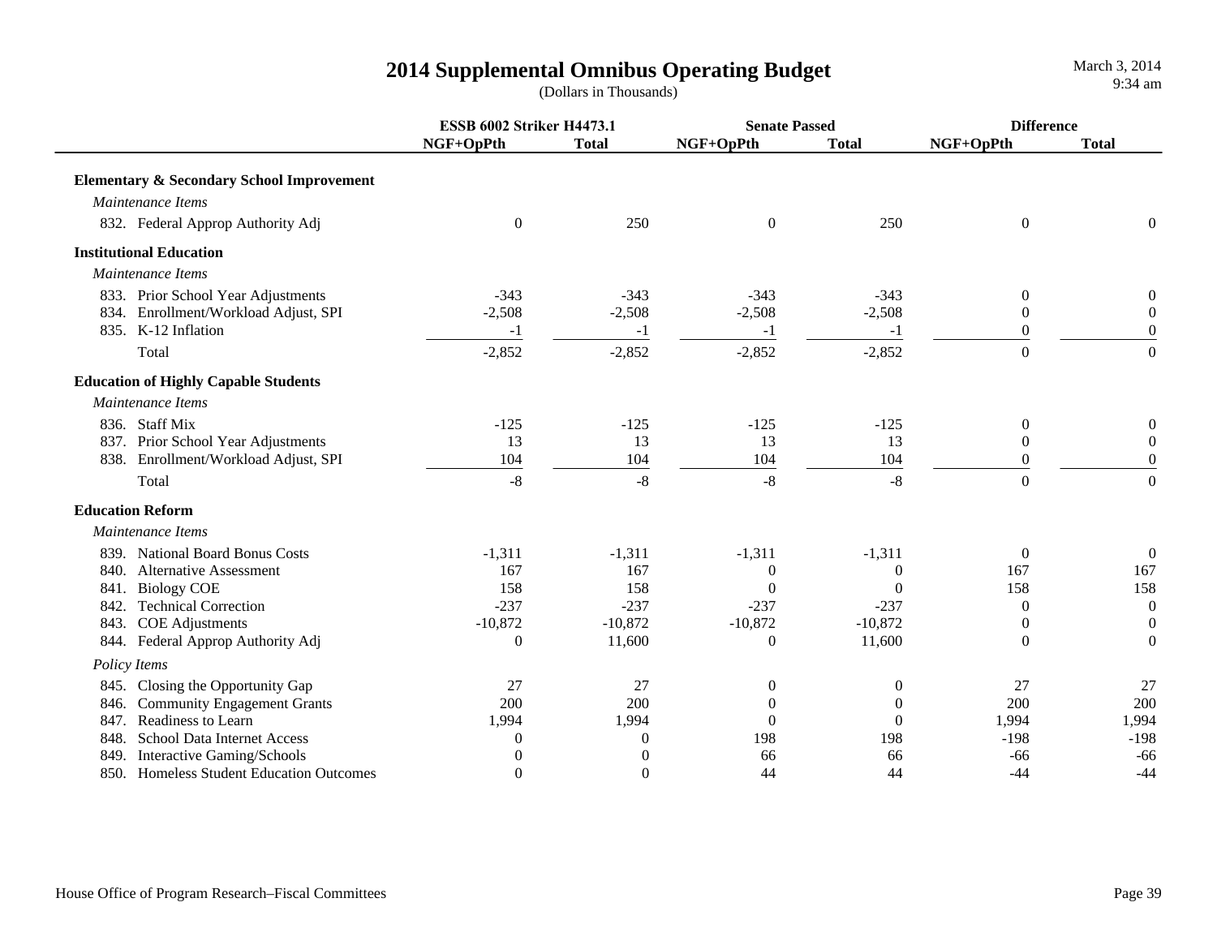# 2014 Supplemental Omnibus Operating Budget

(Dollars in Thousands)

March 3, 2014
9:34 am

| | ESSB 6002 Striker H4473.1 | | Senate Passed | | Difference | |
|---|---|---|---|---|---|---|
| | NGF+OpPth | Total | NGF+OpPth | Total | NGF+OpPth | Total |
| **Elementary & Secondary School Improvement** | | | | | | |
| *Maintenance Items* | | | | | | |
| 832. Federal Approp Authority Adj | 0 | 250 | 0 | 250 | 0 | 0 |
| **Institutional Education** | | | | | | |
| *Maintenance Items* | | | | | | |
| 833. Prior School Year Adjustments | -343 | -343 | -343 | -343 | 0 | 0 |
| 834. Enrollment/Workload Adjust, SPI | -2,508 | -2,508 | -2,508 | -2,508 | 0 | 0 |
| 835. K-12 Inflation | -1 | -1 | -1 | -1 | 0 | 0 |
| Total | -2,852 | -2,852 | -2,852 | -2,852 | 0 | 0 |
| **Education of Highly Capable Students** | | | | | | |
| *Maintenance Items* | | | | | | |
| 836. Staff Mix | -125 | -125 | -125 | -125 | 0 | 0 |
| 837. Prior School Year Adjustments | 13 | 13 | 13 | 13 | 0 | 0 |
| 838. Enrollment/Workload Adjust, SPI | 104 | 104 | 104 | 104 | 0 | 0 |
| Total | -8 | -8 | -8 | -8 | 0 | 0 |
| **Education Reform** | | | | | | |
| *Maintenance Items* | | | | | | |
| 839. National Board Bonus Costs | -1,311 | -1,311 | -1,311 | -1,311 | 0 | 0 |
| 840. Alternative Assessment | 167 | 167 | 0 | 0 | 167 | 167 |
| 841. Biology COE | 158 | 158 | 0 | 0 | 158 | 158 |
| 842. Technical Correction | -237 | -237 | -237 | -237 | 0 | 0 |
| 843. COE Adjustments | -10,872 | -10,872 | -10,872 | -10,872 | 0 | 0 |
| 844. Federal Approp Authority Adj | 0 | 11,600 | 0 | 11,600 | 0 | 0 |
| *Policy Items* | | | | | | |
| 845. Closing the Opportunity Gap | 27 | 27 | 0 | 0 | 27 | 27 |
| 846. Community Engagement Grants | 200 | 200 | 0 | 0 | 200 | 200 |
| 847. Readiness to Learn | 1,994 | 1,994 | 0 | 0 | 1,994 | 1,994 |
| 848. School Data Internet Access | 0 | 0 | 198 | 198 | -198 | -198 |
| 849. Interactive Gaming/Schools | 0 | 0 | 66 | 66 | -66 | -66 |
| 850. Homeless Student Education Outcomes | 0 | 0 | 44 | 44 | -44 | -44 |

House Office of Program Research–Fiscal Committees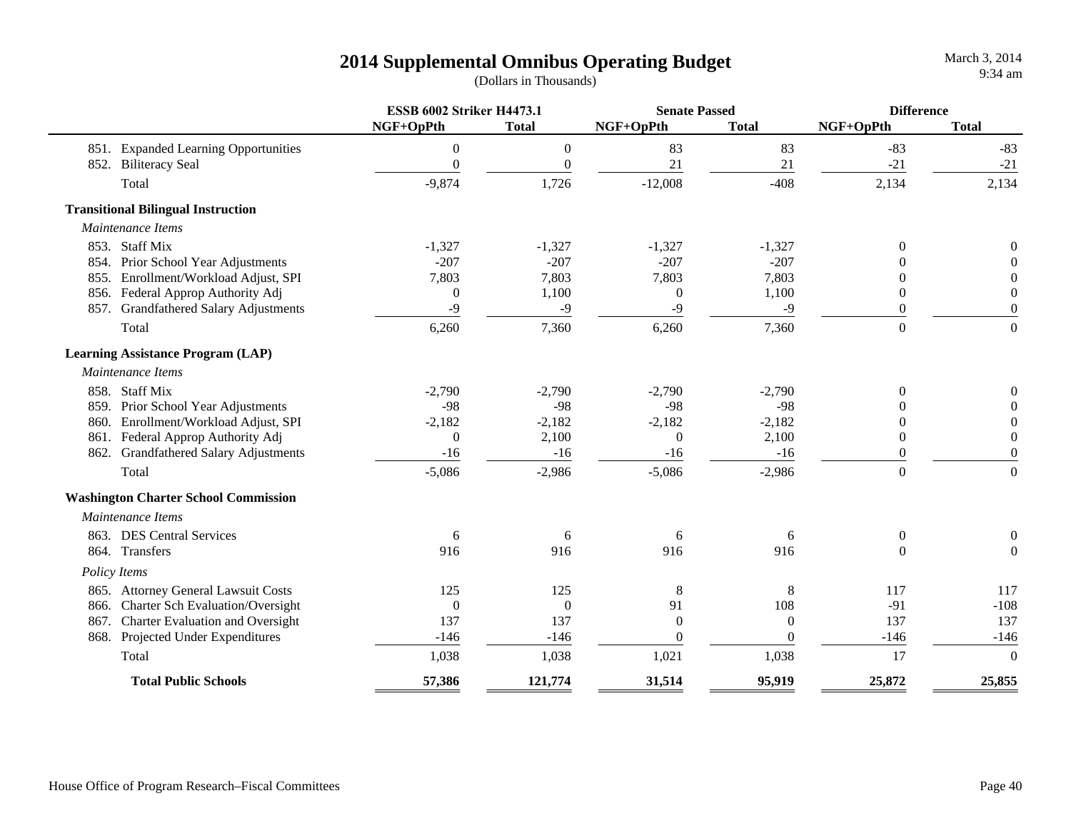# 2014 Supplemental Omnibus Operating Budget

(Dollars in Thousands)

March 3, 2014
9:34 am

| | ESSB 6002 Striker H4473.1 | | Senate Passed | | Difference | |
|---|---|---|---|---|---|---|
| | NGF+OpPth | Total | NGF+OpPth | Total | NGF+OpPth | Total |
| 851. Expanded Learning Opportunities | 0 | 0 | 83 | 83 | -83 | -83 |
| 852. Biliteracy Seal | 0 | 0 | 21 | 21 | -21 | -21 |
| Total | -9,874 | 1,726 | -12,008 | -408 | 2,134 | 2,134 |
| **Transitional Bilingual Instruction** | | | | | | |
| *Maintenance Items* | | | | | | |
| 853. Staff Mix | -1,327 | -1,327 | -1,327 | -1,327 | 0 | 0 |
| 854. Prior School Year Adjustments | -207 | -207 | -207 | -207 | 0 | 0 |
| 855. Enrollment/Workload Adjust, SPI | 7,803 | 7,803 | 7,803 | 7,803 | 0 | 0 |
| 856. Federal Approp Authority Adj | 0 | 1,100 | 0 | 1,100 | 0 | 0 |
| 857. Grandfathered Salary Adjustments | -9 | -9 | -9 | -9 | 0 | 0 |
| Total | 6,260 | 7,360 | 6,260 | 7,360 | 0 | 0 |
| **Learning Assistance Program (LAP)** | | | | | | |
| *Maintenance Items* | | | | | | |
| 858. Staff Mix | -2,790 | -2,790 | -2,790 | -2,790 | 0 | 0 |
| 859. Prior School Year Adjustments | -98 | -98 | -98 | -98 | 0 | 0 |
| 860. Enrollment/Workload Adjust, SPI | -2,182 | -2,182 | -2,182 | -2,182 | 0 | 0 |
| 861. Federal Approp Authority Adj | 0 | 2,100 | 0 | 2,100 | 0 | 0 |
| 862. Grandfathered Salary Adjustments | -16 | -16 | -16 | -16 | 0 | 0 |
| Total | -5,086 | -2,986 | -5,086 | -2,986 | 0 | 0 |
| **Washington Charter School Commission** | | | | | | |
| *Maintenance Items* | | | | | | |
| 863. DES Central Services | 6 | 6 | 6 | 6 | 0 | 0 |
| 864. Transfers | 916 | 916 | 916 | 916 | 0 | 0 |
| *Policy Items* | | | | | | |
| 865. Attorney General Lawsuit Costs | 125 | 125 | 8 | 8 | 117 | 117 |
| 866. Charter Sch Evaluation/Oversight | 0 | 0 | 91 | 108 | -91 | -108 |
| 867. Charter Evaluation and Oversight | 137 | 137 | 0 | 0 | 137 | 137 |
| 868. Projected Under Expenditures | -146 | -146 | 0 | 0 | -146 | -146 |
| Total | 1,038 | 1,038 | 1,021 | 1,038 | 17 | 0 |
| **Total Public Schools** | **57,386** | **121,774** | **31,514** | **95,919** | **25,872** | **25,855** |

House Office of Program Research–Fiscal Committees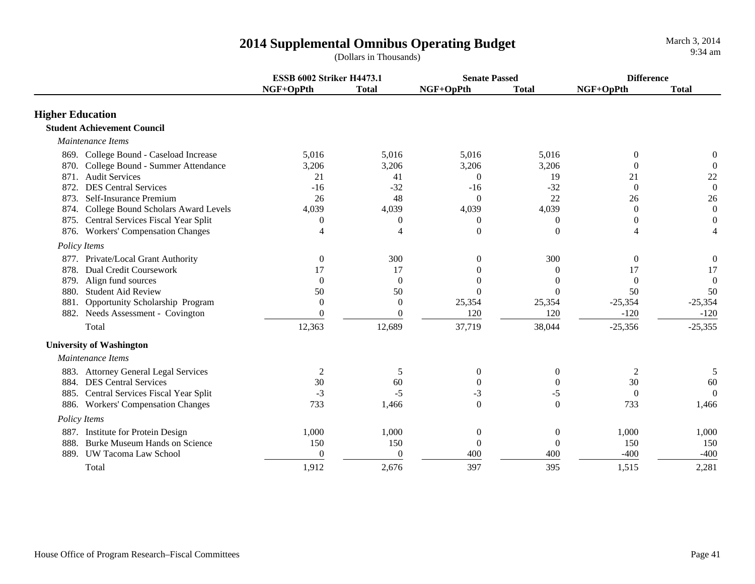# 2014 Supplemental Omnibus Operating Budget

(Dollars in Thousands)

| | ESSB 6002 Striker H4473.1 | | Senate Passed | | Difference | |
|---|---|---|---|---|---|---|
| | NGF+OpPth | Total | NGF+OpPth | Total | NGF+OpPth | Total |
| **Higher Education** | | | | | | |
| **Student Achievement Council** | | | | | | |
| *Maintenance Items* | | | | | | |
| 869. College Bound - Caseload Increase | 5,016 | 5,016 | 5,016 | 5,016 | 0 | 0 |
| 870. College Bound - Summer Attendance | 3,206 | 3,206 | 3,206 | 3,206 | 0 | 0 |
| 871. Audit Services | 21 | 41 | 0 | 19 | 21 | 22 |
| 872. DES Central Services | -16 | -32 | -16 | -32 | 0 | 0 |
| 873. Self-Insurance Premium | 26 | 48 | 0 | 22 | 26 | 26 |
| 874. College Bound Scholars Award Levels | 4,039 | 4,039 | 4,039 | 4,039 | 0 | 0 |
| 875. Central Services Fiscal Year Split | 0 | 0 | 0 | 0 | 0 | 0 |
| 876. Workers' Compensation Changes | 4 | 4 | 0 | 0 | 4 | 4 |
| *Policy Items* | | | | | | |
| 877. Private/Local Grant Authority | 0 | 300 | 0 | 300 | 0 | 0 |
| 878. Dual Credit Coursework | 17 | 17 | 0 | 0 | 17 | 17 |
| 879. Align fund sources | 0 | 0 | 0 | 0 | 0 | 0 |
| 880. Student Aid Review | 50 | 50 | 0 | 0 | 50 | 50 |
| 881. Opportunity Scholarship Program | 0 | 0 | 25,354 | 25,354 | -25,354 | -25,354 |
| 882. Needs Assessment - Covington | 0 | 0 | 120 | 120 | -120 | -120 |
| Total | 12,363 | 12,689 | 37,719 | 38,044 | -25,356 | -25,355 |
| **University of Washington** | | | | | | |
| *Maintenance Items* | | | | | | |
| 883. Attorney General Legal Services | 2 | 5 | 0 | 0 | 2 | 5 |
| 884. DES Central Services | 30 | 60 | 0 | 0 | 30 | 60 |
| 885. Central Services Fiscal Year Split | -3 | -5 | -3 | -5 | 0 | 0 |
| 886. Workers' Compensation Changes | 733 | 1,466 | 0 | 0 | 733 | 1,466 |
| *Policy Items* | | | | | | |
| 887. Institute for Protein Design | 1,000 | 1,000 | 0 | 0 | 1,000 | 1,000 |
| 888. Burke Museum Hands on Science | 150 | 150 | 0 | 0 | 150 | 150 |
| 889. UW Tacoma Law School | 0 | 0 | 400 | 400 | -400 | -400 |
| Total | 1,912 | 2,676 | 397 | 395 | 1,515 | 2,281 |

House Office of Program Research–Fiscal Committees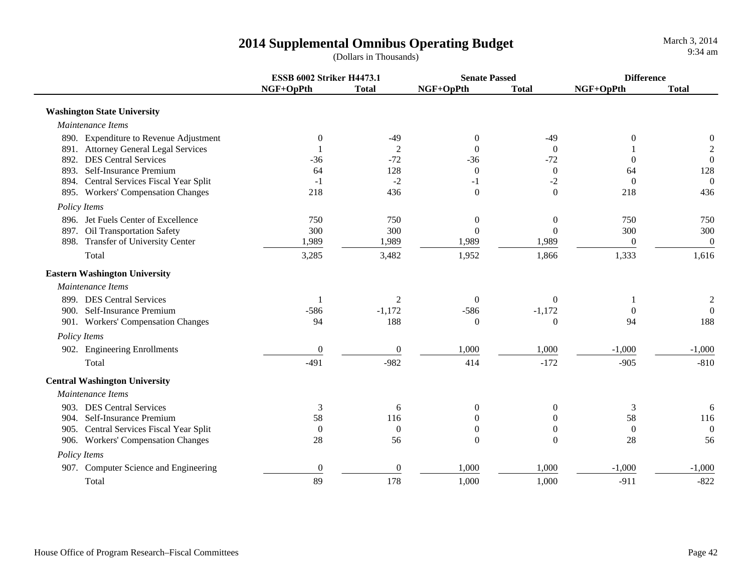# 2014 Supplemental Omnibus Operating Budget

(Dollars in Thousands)

March 3, 2014
9:34 am

| | ESSB 6002 Striker H4473.1 | | Senate Passed | | Difference | |
|---|---|---|---|---|---|---|
| | NGF+OpPth | Total | NGF+OpPth | Total | NGF+OpPth | Total |
| **Washington State University** | | | | | | |
| *Maintenance Items* | | | | | | |
| 890. Expenditure to Revenue Adjustment | 0 | -49 | 0 | -49 | 0 | 0 |
| 891. Attorney General Legal Services | 1 | 2 | 0 | 0 | 1 | 2 |
| 892. DES Central Services | -36 | -72 | -36 | -72 | 0 | 0 |
| 893. Self-Insurance Premium | 64 | 128 | 0 | 0 | 64 | 128 |
| 894. Central Services Fiscal Year Split | -1 | -2 | -1 | -2 | 0 | 0 |
| 895. Workers' Compensation Changes | 218 | 436 | 0 | 0 | 218 | 436 |
| *Policy Items* | | | | | | |
| 896. Jet Fuels Center of Excellence | 750 | 750 | 0 | 0 | 750 | 750 |
| 897. Oil Transportation Safety | 300 | 300 | 0 | 0 | 300 | 300 |
| 898. Transfer of University Center | 1,989 | 1,989 | 1,989 | 1,989 | 0 | 0 |
| Total | 3,285 | 3,482 | 1,952 | 1,866 | 1,333 | 1,616 |
| **Eastern Washington University** | | | | | | |
| *Maintenance Items* | | | | | | |
| 899. DES Central Services | 1 | 2 | 0 | 0 | 1 | 2 |
| 900. Self-Insurance Premium | -586 | -1,172 | -586 | -1,172 | 0 | 0 |
| 901. Workers' Compensation Changes | 94 | 188 | 0 | 0 | 94 | 188 |
| *Policy Items* | | | | | | |
| 902. Engineering Enrollments | 0 | 0 | 1,000 | 1,000 | -1,000 | -1,000 |
| Total | -491 | -982 | 414 | -172 | -905 | -810 |
| **Central Washington University** | | | | | | |
| *Maintenance Items* | | | | | | |
| 903. DES Central Services | 3 | 6 | 0 | 0 | 3 | 6 |
| 904. Self-Insurance Premium | 58 | 116 | 0 | 0 | 58 | 116 |
| 905. Central Services Fiscal Year Split | 0 | 0 | 0 | 0 | 0 | 0 |
| 906. Workers' Compensation Changes | 28 | 56 | 0 | 0 | 28 | 56 |
| *Policy Items* | | | | | | |
| 907. Computer Science and Engineering | 0 | 0 | 1,000 | 1,000 | -1,000 | -1,000 |
| Total | 89 | 178 | 1,000 | 1,000 | -911 | -822 |

House Office of Program Research–Fiscal Committees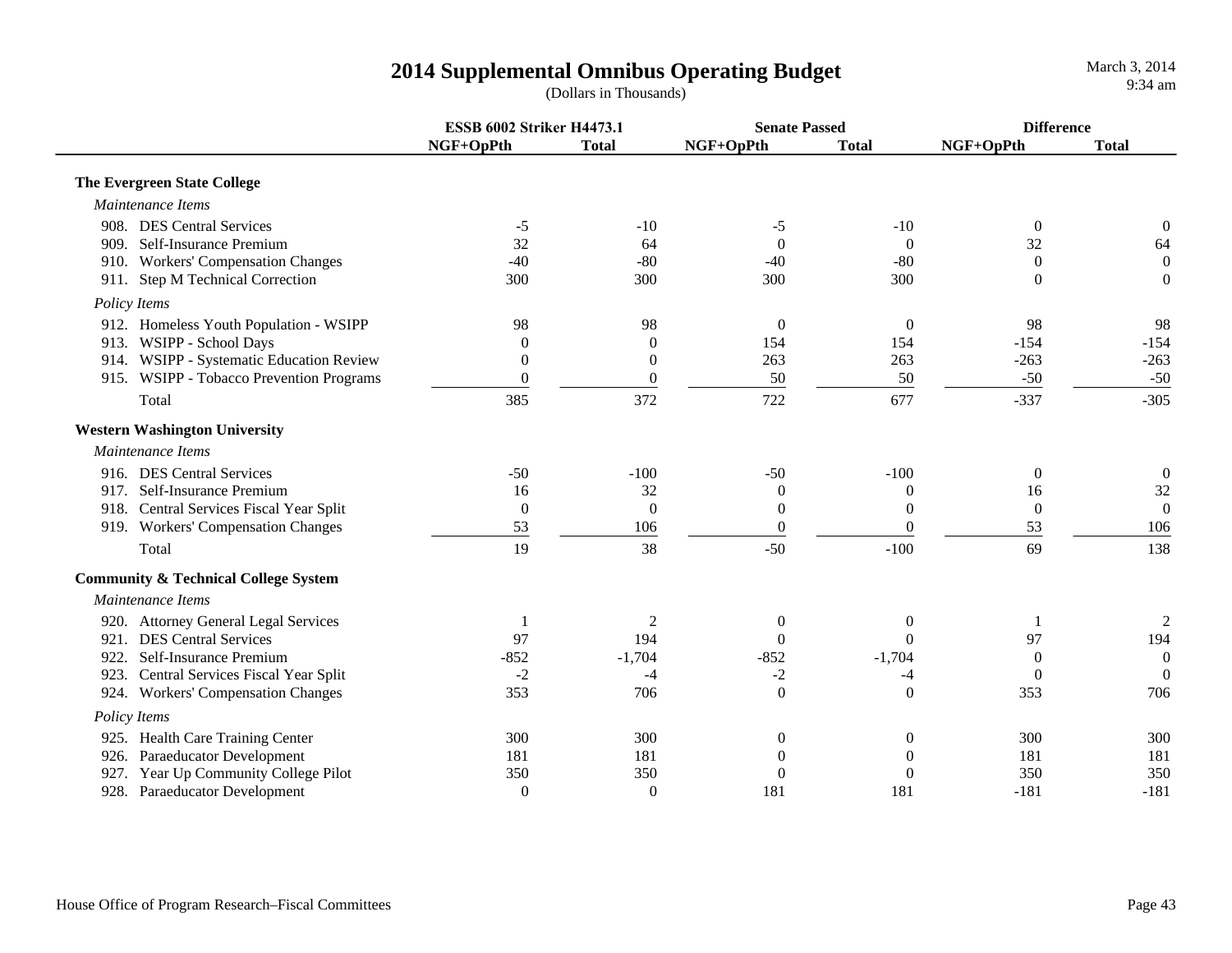# 2014 Supplemental Omnibus Operating Budget

(Dollars in Thousands)

March 3, 2014
9:34 am

| | ESSB 6002 Striker H4473.1 | | Senate Passed | | Difference | |
|---|---|---|---|---|---|---|
| | NGF+OpPth | Total | NGF+OpPth | Total | NGF+OpPth | Total |
| **The Evergreen State College** | | | | | | |
| *Maintenance Items* | | | | | | |
| 908. DES Central Services | -5 | -10 | -5 | -10 | 0 | 0 |
| 909. Self-Insurance Premium | 32 | 64 | 0 | 0 | 32 | 64 |
| 910. Workers' Compensation Changes | -40 | -80 | -40 | -80 | 0 | 0 |
| 911. Step M Technical Correction | 300 | 300 | 300 | 300 | 0 | 0 |
| *Policy Items* | | | | | | |
| 912. Homeless Youth Population - WSIPP | 98 | 98 | 0 | 0 | 98 | 98 |
| 913. WSIPP - School Days | 0 | 0 | 154 | 154 | -154 | -154 |
| 914. WSIPP - Systematic Education Review | 0 | 0 | 263 | 263 | -263 | -263 |
| 915. WSIPP - Tobacco Prevention Programs | 0 | 0 | 50 | 50 | -50 | -50 |
| Total | 385 | 372 | 722 | 677 | -337 | -305 |
| **Western Washington University** | | | | | | |
| *Maintenance Items* | | | | | | |
| 916. DES Central Services | -50 | -100 | -50 | -100 | 0 | 0 |
| 917. Self-Insurance Premium | 16 | 32 | 0 | 0 | 16 | 32 |
| 918. Central Services Fiscal Year Split | 0 | 0 | 0 | 0 | 0 | 0 |
| 919. Workers' Compensation Changes | 53 | 106 | 0 | 0 | 53 | 106 |
| Total | 19 | 38 | -50 | -100 | 69 | 138 |
| **Community & Technical College System** | | | | | | |
| *Maintenance Items* | | | | | | |
| 920. Attorney General Legal Services | 1 | 2 | 0 | 0 | 1 | 2 |
| 921. DES Central Services | 97 | 194 | 0 | 0 | 97 | 194 |
| 922. Self-Insurance Premium | -852 | -1,704 | -852 | -1,704 | 0 | 0 |
| 923. Central Services Fiscal Year Split | -2 | -4 | -2 | -4 | 0 | 0 |
| 924. Workers' Compensation Changes | 353 | 706 | 0 | 0 | 353 | 706 |
| *Policy Items* | | | | | | |
| 925. Health Care Training Center | 300 | 300 | 0 | 0 | 300 | 300 |
| 926. Paraeducator Development | 181 | 181 | 0 | 0 | 181 | 181 |
| 927. Year Up Community College Pilot | 350 | 350 | 0 | 0 | 350 | 350 |
| 928. Paraeducator Development | 0 | 0 | 181 | 181 | -181 | -181 |

House Office of Program Research–Fiscal Committees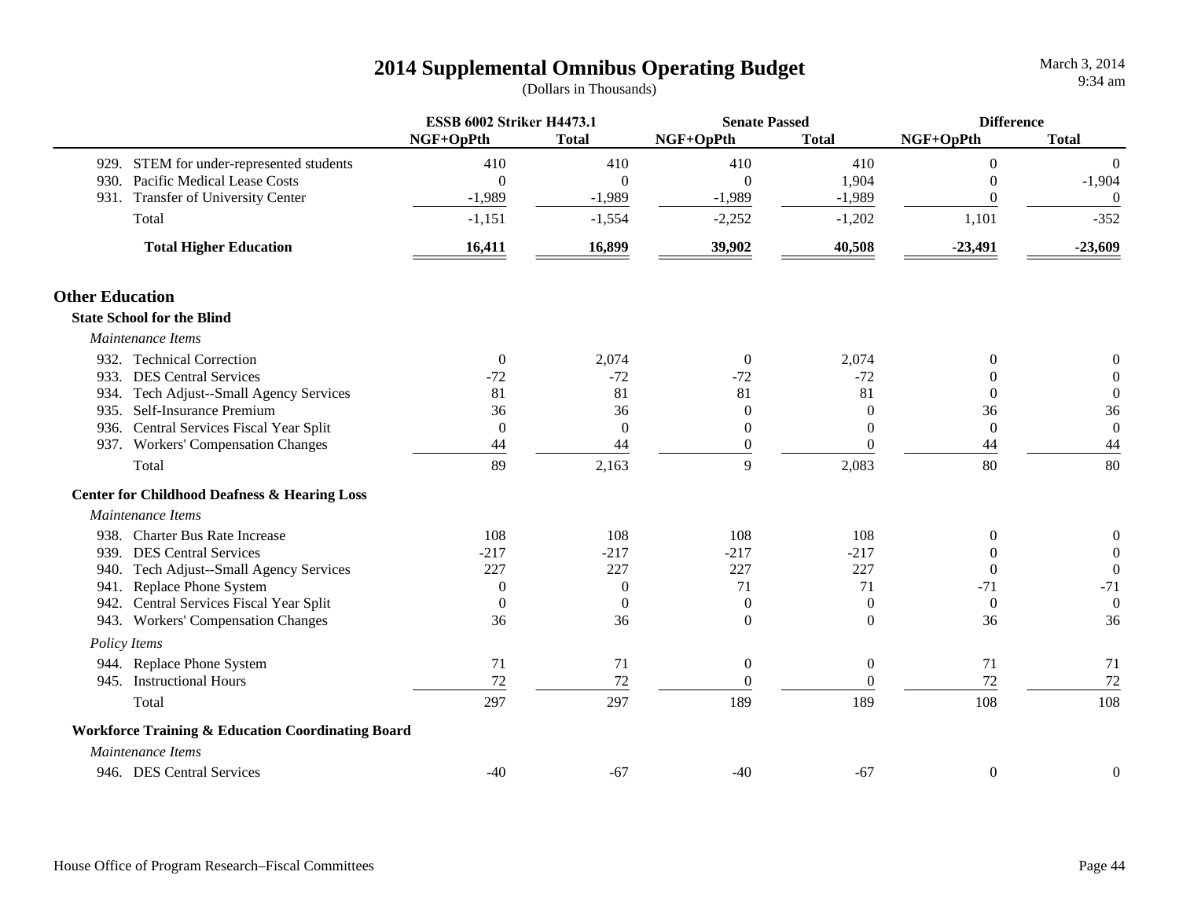# 2014 Supplemental Omnibus Operating Budget

(Dollars in Thousands)

| | ESSB 6002 Striker H4473.1 | | Senate Passed | | Difference | |
|---|---|---|---|---|---|---|
| | NGF+OpPth | Total | NGF+OpPth | Total | NGF+OpPth | Total |
| 929. STEM for under-represented students | 410 | 410 | 410 | 410 | 0 | 0 |
| 930. Pacific Medical Lease Costs | 0 | 0 | 0 | 1,904 | 0 | -1,904 |
| 931. Transfer of University Center | -1,989 | -1,989 | -1,989 | -1,989 | 0 | 0 |
| Total | -1,151 | -1,554 | -2,252 | -1,202 | 1,101 | -352 |
| **Total Higher Education** | **16,411** | **16,899** | **39,902** | **40,508** | **-23,491** | **-23,609** |
| **Other Education** | | | | | | |
| **State School for the Blind** | | | | | | |
| *Maintenance Items* | | | | | | |
| 932. Technical Correction | 0 | 2,074 | 0 | 2,074 | 0 | 0 |
| 933. DES Central Services | -72 | -72 | -72 | -72 | 0 | 0 |
| 934. Tech Adjust--Small Agency Services | 81 | 81 | 81 | 81 | 0 | 0 |
| 935. Self-Insurance Premium | 36 | 36 | 0 | 0 | 36 | 36 |
| 936. Central Services Fiscal Year Split | 0 | 0 | 0 | 0 | 0 | 0 |
| 937. Workers' Compensation Changes | 44 | 44 | 0 | 0 | 44 | 44 |
| Total | 89 | 2,163 | 9 | 2,083 | 80 | 80 |
| **Center for Childhood Deafness & Hearing Loss** | | | | | | |
| *Maintenance Items* | | | | | | |
| 938. Charter Bus Rate Increase | 108 | 108 | 108 | 108 | 0 | 0 |
| 939. DES Central Services | -217 | -217 | -217 | -217 | 0 | 0 |
| 940. Tech Adjust--Small Agency Services | 227 | 227 | 227 | 227 | 0 | 0 |
| 941. Replace Phone System | 0 | 0 | 71 | 71 | -71 | -71 |
| 942. Central Services Fiscal Year Split | 0 | 0 | 0 | 0 | 0 | 0 |
| 943. Workers' Compensation Changes | 36 | 36 | 0 | 0 | 36 | 36 |
| *Policy Items* | | | | | | |
| 944. Replace Phone System | 71 | 71 | 0 | 0 | 71 | 71 |
| 945. Instructional Hours | 72 | 72 | 0 | 0 | 72 | 72 |
| Total | 297 | 297 | 189 | 189 | 108 | 108 |
| **Workforce Training & Education Coordinating Board** | | | | | | |
| *Maintenance Items* | | | | | | |
| 946. DES Central Services | -40 | -67 | -40 | -67 | 0 | 0 |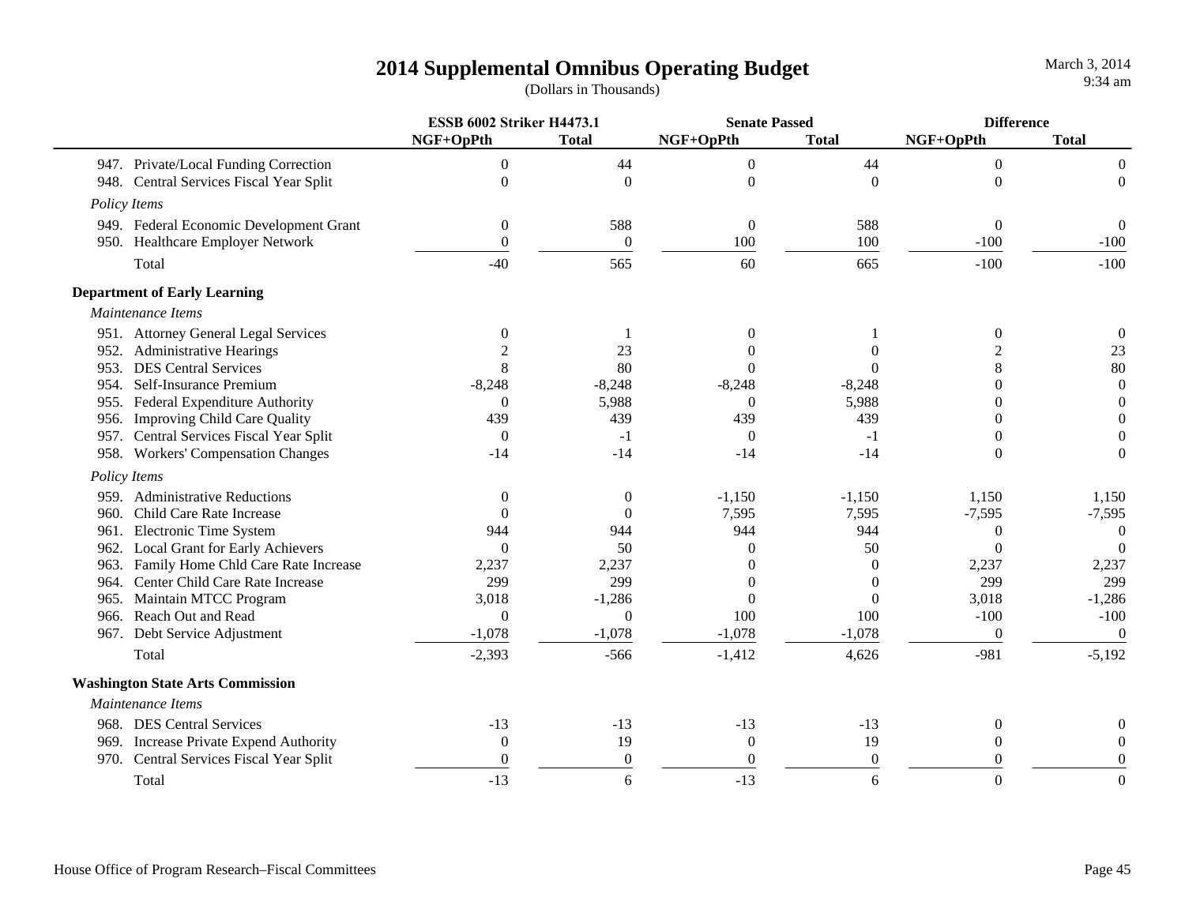# 2014 Supplemental Omnibus Operating Budget

(Dollars in Thousands)

| | ESSB 6002 Striker H4473.1 | | Senate Passed | | Difference | |
|---|---|---|---|---|---|---|
| | NGF+OpPth | Total | NGF+OpPth | Total | NGF+OpPth | Total |
| 947. Private/Local Funding Correction | 0 | 44 | 0 | 44 | 0 | 0 |
| 948. Central Services Fiscal Year Split | 0 | 0 | 0 | 0 | 0 | 0 |
| *Policy Items* | | | | | | |
| 949. Federal Economic Development Grant | 0 | 588 | 0 | 588 | 0 | 0 |
| 950. Healthcare Employer Network | 0 | 0 | 100 | 100 | -100 | -100 |
| Total | -40 | 565 | 60 | 665 | -100 | -100 |
| **Department of Early Learning** | | | | | | |
| *Maintenance Items* | | | | | | |
| 951. Attorney General Legal Services | 0 | 1 | 0 | 1 | 0 | 0 |
| 952. Administrative Hearings | 2 | 23 | 0 | 0 | 2 | 23 |
| 953. DES Central Services | 8 | 80 | 0 | 0 | 8 | 80 |
| 954. Self-Insurance Premium | -8,248 | -8,248 | -8,248 | -8,248 | 0 | 0 |
| 955. Federal Expenditure Authority | 0 | 5,988 | 0 | 5,988 | 0 | 0 |
| 956. Improving Child Care Quality | 439 | 439 | 439 | 439 | 0 | 0 |
| 957. Central Services Fiscal Year Split | 0 | -1 | 0 | -1 | 0 | 0 |
| 958. Workers' Compensation Changes | -14 | -14 | -14 | -14 | 0 | 0 |
| *Policy Items* | | | | | | |
| 959. Administrative Reductions | 0 | 0 | -1,150 | -1,150 | 1,150 | 1,150 |
| 960. Child Care Rate Increase | 0 | 0 | 7,595 | 7,595 | -7,595 | -7,595 |
| 961. Electronic Time System | 944 | 944 | 944 | 944 | 0 | 0 |
| 962. Local Grant for Early Achievers | 0 | 50 | 0 | 50 | 0 | 0 |
| 963. Family Home Chld Care Rate Increase | 2,237 | 2,237 | 0 | 0 | 2,237 | 2,237 |
| 964. Center Child Care Rate Increase | 299 | 299 | 0 | 0 | 299 | 299 |
| 965. Maintain MTCC Program | 3,018 | -1,286 | 0 | 0 | 3,018 | -1,286 |
| 966. Reach Out and Read | 0 | 0 | 100 | 100 | -100 | -100 |
| 967. Debt Service Adjustment | -1,078 | -1,078 | -1,078 | -1,078 | 0 | 0 |
| Total | -2,393 | -566 | -1,412 | 4,626 | -981 | -5,192 |
| **Washington State Arts Commission** | | | | | | |
| *Maintenance Items* | | | | | | |
| 968. DES Central Services | -13 | -13 | -13 | -13 | 0 | 0 |
| 969. Increase Private Expend Authority | 0 | 19 | 0 | 19 | 0 | 0 |
| 970. Central Services Fiscal Year Split | 0 | 0 | 0 | 0 | 0 | 0 |
| Total | -13 | 6 | -13 | 6 | 0 | 0 |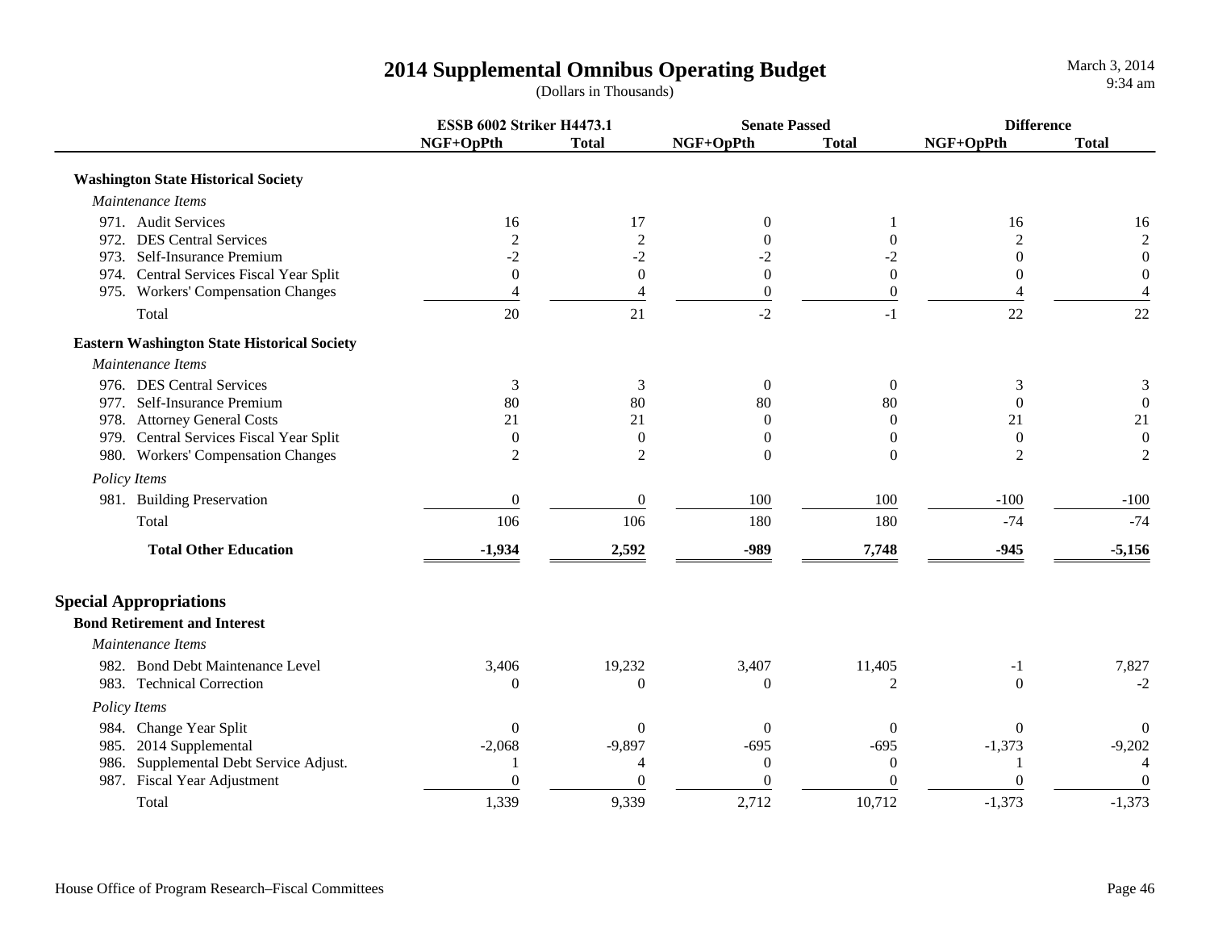# 2014 Supplemental Omnibus Operating Budget

(Dollars in Thousands)

| | ESSB 6002 Striker H4473.1 | | Senate Passed | | Difference | |
|---|---|---|---|---|---|---|
| | NGF+OpPth | Total | NGF+OpPth | Total | NGF+OpPth | Total |
| **Washington State Historical Society** | | | | | | |
| *Maintenance Items* | | | | | | |
| 971. Audit Services | 16 | 17 | 0 | 1 | 16 | 16 |
| 972. DES Central Services | 2 | 2 | 0 | 0 | 2 | 2 |
| 973. Self-Insurance Premium | -2 | -2 | -2 | -2 | 0 | 0 |
| 974. Central Services Fiscal Year Split | 0 | 0 | 0 | 0 | 0 | 0 |
| 975. Workers' Compensation Changes | 4 | 4 | 0 | 0 | 4 | 4 |
| Total | 20 | 21 | -2 | -1 | 22 | 22 |
| **Eastern Washington State Historical Society** | | | | | | |
| *Maintenance Items* | | | | | | |
| 976. DES Central Services | 3 | 3 | 0 | 0 | 3 | 3 |
| 977. Self-Insurance Premium | 80 | 80 | 80 | 80 | 0 | 0 |
| 978. Attorney General Costs | 21 | 21 | 0 | 0 | 21 | 21 |
| 979. Central Services Fiscal Year Split | 0 | 0 | 0 | 0 | 0 | 0 |
| 980. Workers' Compensation Changes | 2 | 2 | 0 | 0 | 2 | 2 |
| *Policy Items* | | | | | | |
| 981. Building Preservation | 0 | 0 | 100 | 100 | -100 | -100 |
| Total | 106 | 106 | 180 | 180 | -74 | -74 |
| **Total Other Education** | **-1,934** | **2,592** | **-989** | **7,748** | **-945** | **-5,156** |

## Special Appropriations

| | ESSB 6002 Striker H4473.1 | | Senate Passed | | Difference | |
|---|---|---|---|---|---|---|
| | NGF+OpPth | Total | NGF+OpPth | Total | NGF+OpPth | Total |
| **Bond Retirement and Interest** | | | | | | |
| *Maintenance Items* | | | | | | |
| 982. Bond Debt Maintenance Level | 3,406 | 19,232 | 3,407 | 11,405 | -1 | 7,827 |
| 983. Technical Correction | 0 | 0 | 0 | 2 | 0 | -2 |
| *Policy Items* | | | | | | |
| 984. Change Year Split | 0 | 0 | 0 | 0 | 0 | 0 |
| 985. 2014 Supplemental | -2,068 | -9,897 | -695 | -695 | -1,373 | -9,202 |
| 986. Supplemental Debt Service Adjust. | 1 | 4 | 0 | 0 | 1 | 4 |
| 987. Fiscal Year Adjustment | 0 | 0 | 0 | 0 | 0 | 0 |
| Total | 1,339 | 9,339 | 2,712 | 10,712 | -1,373 | -1,373 |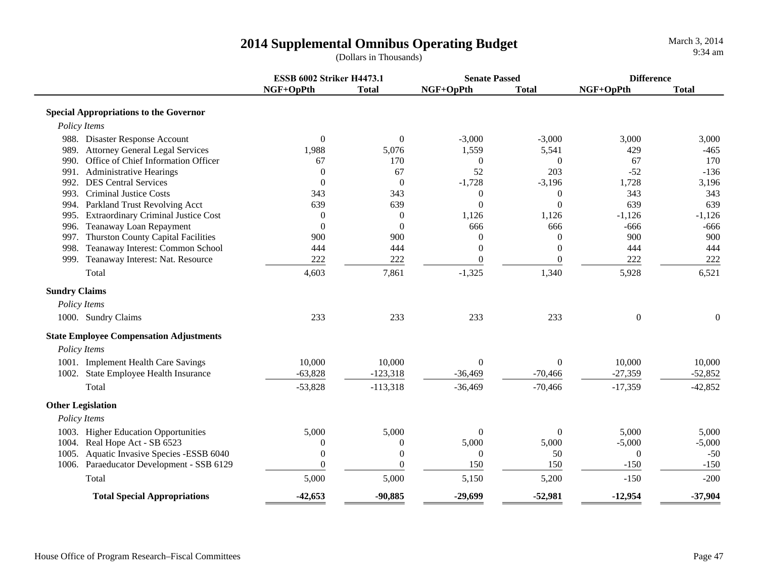# 2014 Supplemental Omnibus Operating Budget

(Dollars in Thousands)

March 3, 2014
9:34 am

| | ESSB 6002 Striker H4473.1 | | Senate Passed | | Difference | |
|---|---|---|---|---|---|---|
| | NGF+OpPth | Total | NGF+OpPth | Total | NGF+OpPth | Total |
| **Special Appropriations to the Governor** | | | | | | |
| *Policy Items* | | | | | | |
| 988. Disaster Response Account | 0 | 0 | -3,000 | -3,000 | 3,000 | 3,000 |
| 989. Attorney General Legal Services | 1,988 | 5,076 | 1,559 | 5,541 | 429 | -465 |
| 990. Office of Chief Information Officer | 67 | 170 | 0 | 0 | 67 | 170 |
| 991. Administrative Hearings | 0 | 67 | 52 | 203 | -52 | -136 |
| 992. DES Central Services | 0 | 0 | -1,728 | -3,196 | 1,728 | 3,196 |
| 993. Criminal Justice Costs | 343 | 343 | 0 | 0 | 343 | 343 |
| 994. Parkland Trust Revolving Acct | 639 | 639 | 0 | 0 | 639 | 639 |
| 995. Extraordinary Criminal Justice Cost | 0 | 0 | 1,126 | 1,126 | -1,126 | -1,126 |
| 996. Teanaway Loan Repayment | 0 | 0 | 666 | 666 | -666 | -666 |
| 997. Thurston County Capital Facilities | 900 | 900 | 0 | 0 | 900 | 900 |
| 998. Teanaway Interest: Common School | 444 | 444 | 0 | 0 | 444 | 444 |
| 999. Teanaway Interest: Nat. Resource | 222 | 222 | 0 | 0 | 222 | 222 |
| Total | 4,603 | 7,861 | -1,325 | 1,340 | 5,928 | 6,521 |
| **Sundry Claims** | | | | | | |
| *Policy Items* | | | | | | |
| 1000. Sundry Claims | 233 | 233 | 233 | 233 | 0 | 0 |
| **State Employee Compensation Adjustments** | | | | | | |
| *Policy Items* | | | | | | |
| 1001. Implement Health Care Savings | 10,000 | 10,000 | 0 | 0 | 10,000 | 10,000 |
| 1002. State Employee Health Insurance | -63,828 | -123,318 | -36,469 | -70,466 | -27,359 | -52,852 |
| Total | -53,828 | -113,318 | -36,469 | -70,466 | -17,359 | -42,852 |
| **Other Legislation** | | | | | | |
| *Policy Items* | | | | | | |
| 1003. Higher Education Opportunities | 5,000 | 5,000 | 0 | 0 | 5,000 | 5,000 |
| 1004. Real Hope Act - SB 6523 | 0 | 0 | 5,000 | 5,000 | -5,000 | -5,000 |
| 1005. Aquatic Invasive Species -ESSB 6040 | 0 | 0 | 0 | 50 | 0 | -50 |
| 1006. Paraeducator Development - SSB 6129 | 0 | 0 | 150 | 150 | -150 | -150 |
| Total | 5,000 | 5,000 | 5,150 | 5,200 | -150 | -200 |
| **Total Special Appropriations** | **-42,653** | **-90,885** | **-29,699** | **-52,981** | **-12,954** | **-37,904** |

House Office of Program Research–Fiscal Committees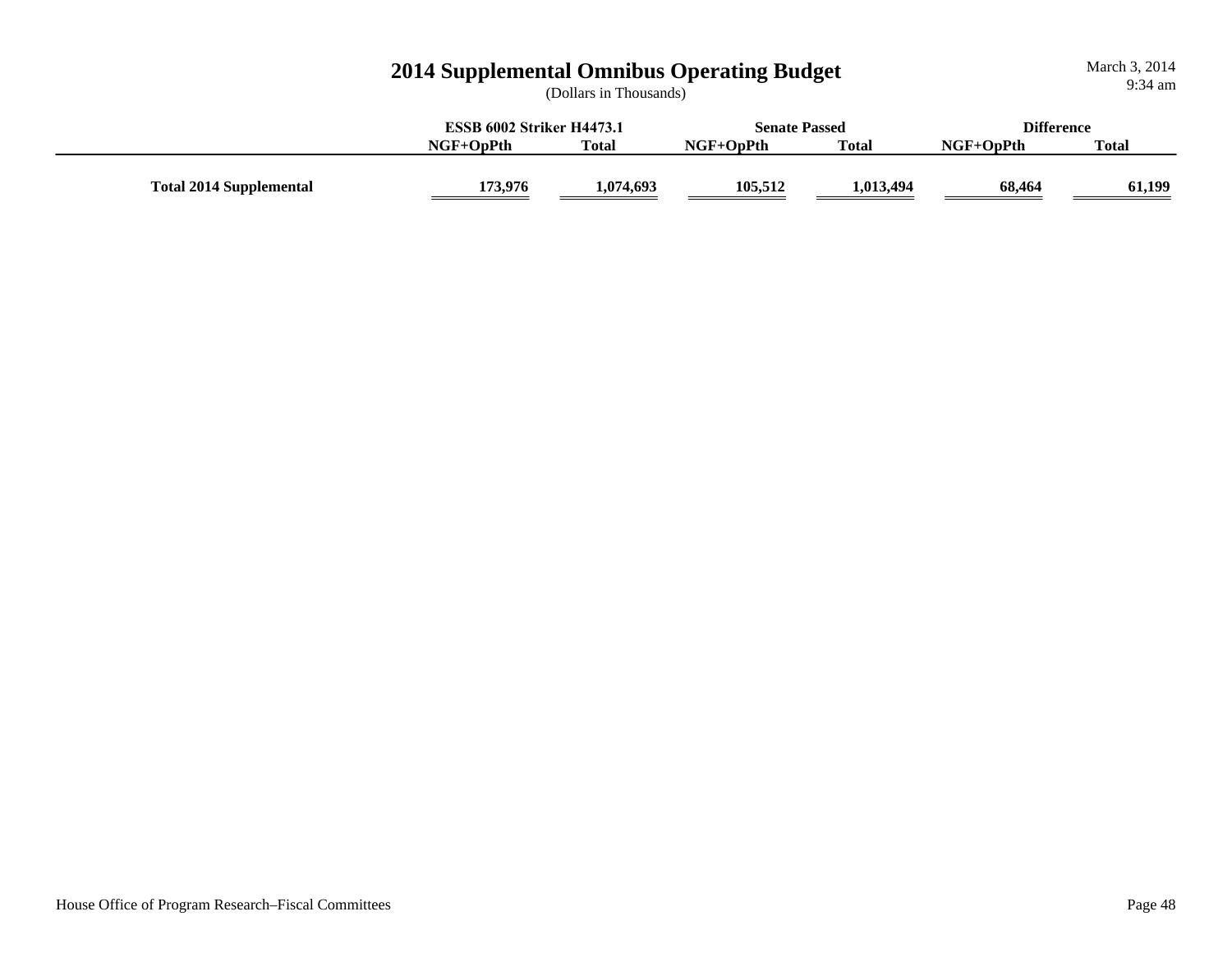# 2014 Supplemental Omnibus Operating Budget

(Dollars in Thousands)

| | ESSB 6002 Striker H4473.1 | | Senate Passed | | Difference | |
|---|---|---|---|---|---|---|
| | NGF+OpPth | Total | NGF+OpPth | Total | NGF+OpPth | Total |
| **Total 2014 Supplemental** | **173,976** | **1,074,693** | **105,512** | **1,013,494** | **68,464** | **61,199** |